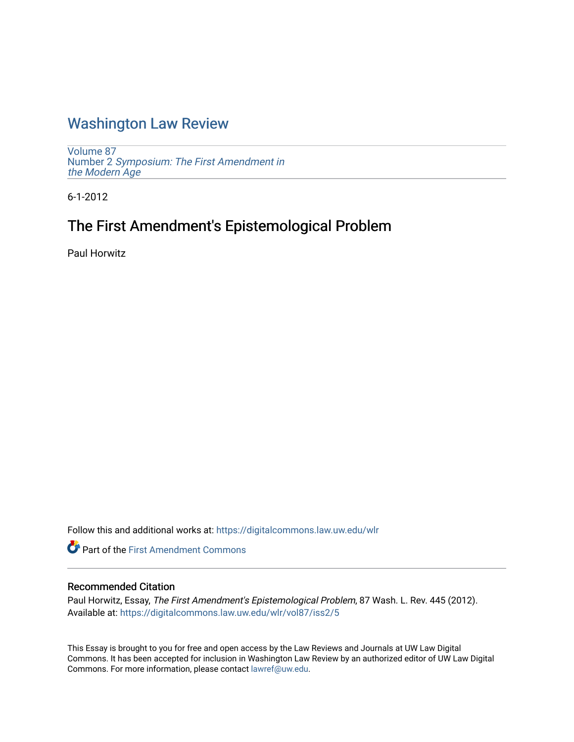# Washington Law Review

Volume 87
Number 2 *Symposium: The First Amendment in the Modern Age*

6-1-2012

## The First Amendment's Epistemological Problem

Paul Horwitz

Follow this and additional works at: https://digitalcommons.law.uw.edu/wlr

Part of the First Amendment Commons

### Recommended Citation

Paul Horwitz, Essay, *The First Amendment's Epistemological Problem*, 87 Wash. L. Rev. 445 (2012).
Available at: https://digitalcommons.law.uw.edu/wlr/vol87/iss2/5

This Essay is brought to you for free and open access by the Law Reviews and Journals at UW Law Digital Commons. It has been accepted for inclusion in Washington Law Review by an authorized editor of UW Law Digital Commons. For more information, please contact lawref@uw.edu.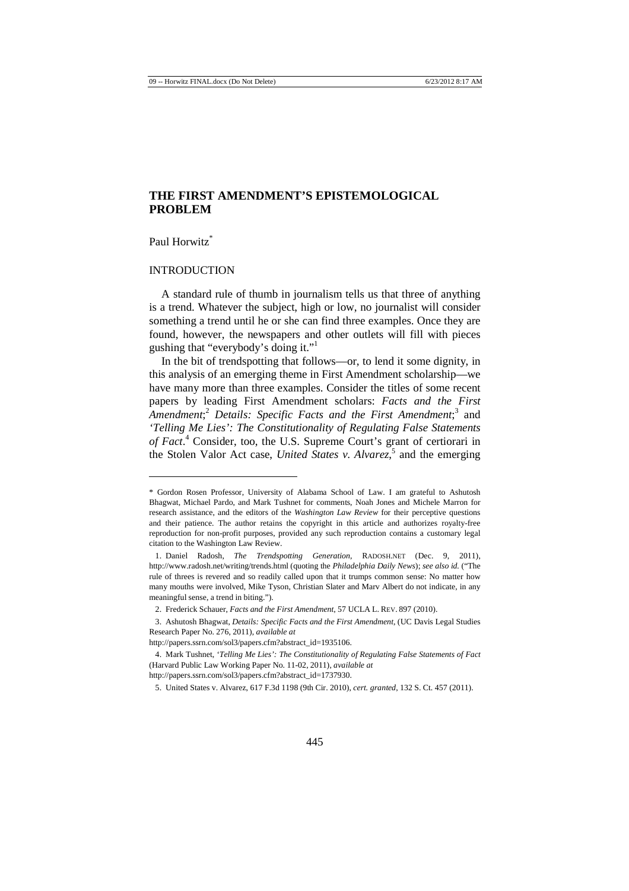# THE FIRST AMENDMENT'S EPISTEMOLOGICAL PROBLEM

Paul Horwitz[*]

## INTRODUCTION

A standard rule of thumb in journalism tells us that three of anything is a trend. Whatever the subject, high or low, no journalist will consider something a trend until he or she can find three examples. Once they are found, however, the newspapers and other outlets will fill with pieces gushing that "everybody's doing it."[1]

In the bit of trendspotting that follows—or, to lend it some dignity, in this analysis of an emerging theme in First Amendment scholarship—we have many more than three examples. Consider the titles of some recent papers by leading First Amendment scholars: *Facts and the First Amendment*;[2] *Details: Specific Facts and the First Amendment*;[3] and *'Telling Me Lies': The Constitutionality of Regulating False Statements of Fact*.[4] Consider, too, the U.S. Supreme Court's grant of certiorari in the Stolen Valor Act case, *United States v. Alvarez*,[5] and the emerging

---

\* Gordon Rosen Professor, University of Alabama School of Law. I am grateful to Ashutosh Bhagwat, Michael Pardo, and Mark Tushnet for comments, Noah Jones and Michele Marron for research assistance, and the editors of the *Washington Law Review* for their perceptive questions and their patience. The author retains the copyright in this article and authorizes royalty-free reproduction for non-profit purposes, provided any such reproduction contains a customary legal citation to the Washington Law Review.

1. Daniel Radosh, *The Trendspotting Generation*, RADOSH.NET (Dec. 9, 2011), http://www.radosh.net/writing/trends.html (quoting the *Philadelphia Daily News*); *see also id.* ("The rule of threes is revered and so readily called upon that it trumps common sense: No matter how many mouths were involved, Mike Tyson, Christian Slater and Marv Albert do not indicate, in any meaningful sense, a trend in biting.").

2. Frederick Schauer, *Facts and the First Amendment*, 57 UCLA L. REV. 897 (2010).

3. Ashutosh Bhagwat, *Details: Specific Facts and the First Amendment*, (UC Davis Legal Studies Research Paper No. 276, 2011), *available at* http://papers.ssrn.com/sol3/papers.cfm?abstract_id=1935106.

4. Mark Tushnet, *'Telling Me Lies': The Constitutionality of Regulating False Statements of Fact* (Harvard Public Law Working Paper No. 11-02, 2011), *available at* http://papers.ssrn.com/sol3/papers.cfm?abstract_id=1737930.

5. United States v. Alvarez, 617 F.3d 1198 (9th Cir. 2010), *cert. granted*, 132 S. Ct. 457 (2011).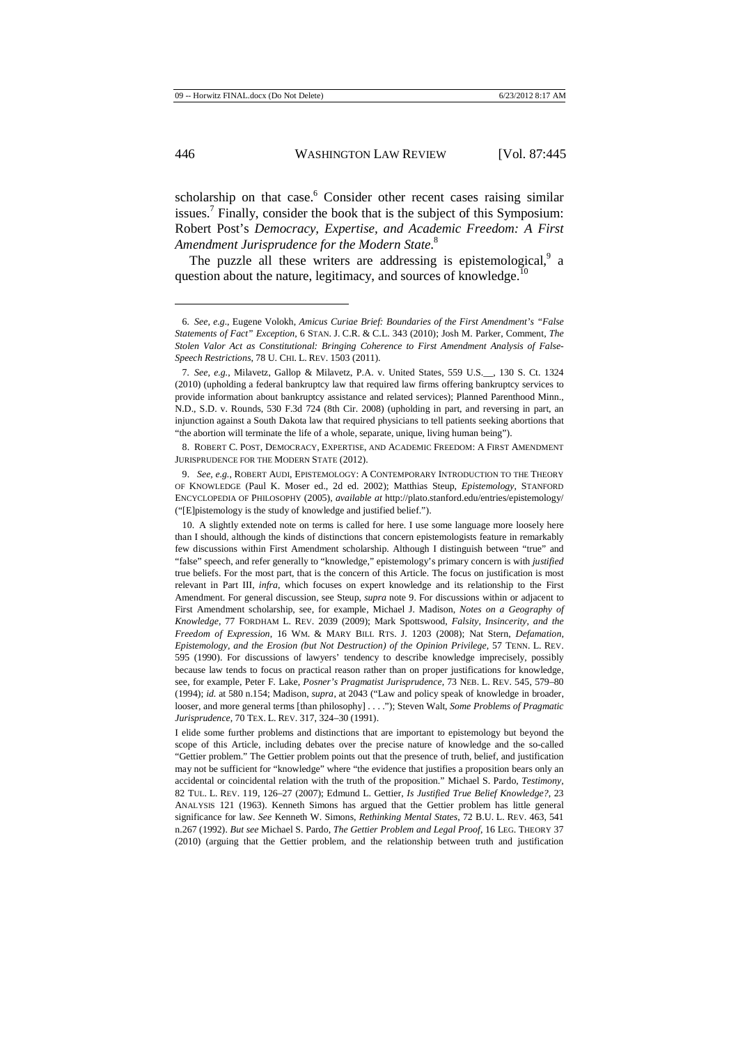scholarship on that case.[6] Consider other recent cases raising similar issues.[7] Finally, consider the book that is the subject of this Symposium: Robert Post's *Democracy, Expertise, and Academic Freedom: A First Amendment Jurisprudence for the Modern State*.[8]

The puzzle all these writers are addressing is epistemological,[9] a question about the nature, legitimacy, and sources of knowledge.[10]

---

6. *See, e.g.*, Eugene Volokh, *Amicus Curiae Brief: Boundaries of the First Amendment's "False Statements of Fact" Exception*, 6 STAN. J. C.R. & C.L. 343 (2010); Josh M. Parker, Comment, *The Stolen Valor Act as Constitutional: Bringing Coherence to First Amendment Analysis of False-Speech Restrictions*, 78 U. CHI. L. REV. 1503 (2011).

7. *See, e.g.*, Milavetz, Gallop & Milavetz, P.A. v. United States, 559 U.S.__, 130 S. Ct. 1324 (2010) (upholding a federal bankruptcy law that required law firms offering bankruptcy services to provide information about bankruptcy assistance and related services); Planned Parenthood Minn., N.D., S.D. v. Rounds, 530 F.3d 724 (8th Cir. 2008) (upholding in part, and reversing in part, an injunction against a South Dakota law that required physicians to tell patients seeking abortions that "the abortion will terminate the life of a whole, separate, unique, living human being").

8. ROBERT C. POST, DEMOCRACY, EXPERTISE, AND ACADEMIC FREEDOM: A FIRST AMENDMENT JURISPRUDENCE FOR THE MODERN STATE (2012).

9. *See, e.g.*, ROBERT AUDI, EPISTEMOLOGY: A CONTEMPORARY INTRODUCTION TO THE THEORY OF KNOWLEDGE (Paul K. Moser ed., 2d ed. 2002); Matthias Steup, *Epistemology*, STANFORD ENCYCLOPEDIA OF PHILOSOPHY (2005), *available at* http://plato.stanford.edu/entries/epistemology/ ("[E]pistemology is the study of knowledge and justified belief.").

10. A slightly extended note on terms is called for here. I use some language more loosely here than I should, although the kinds of distinctions that concern epistemologists feature in remarkably few discussions within First Amendment scholarship. Although I distinguish between "true" and "false" speech, and refer generally to "knowledge," epistemology's primary concern is with *justified* true beliefs. For the most part, that is the concern of this Article. The focus on justification is most relevant in Part III, *infra*, which focuses on expert knowledge and its relationship to the First Amendment. For general discussion, see Steup, *supra* note 9. For discussions within or adjacent to First Amendment scholarship, see, for example, Michael J. Madison, *Notes on a Geography of Knowledge*, 77 FORDHAM L. REV. 2039 (2009); Mark Spottswood, *Falsity, Insincerity, and the Freedom of Expression*, 16 WM. & MARY BILL RTS. J. 1203 (2008); Nat Stern, *Defamation, Epistemology, and the Erosion (but Not Destruction) of the Opinion Privilege*, 57 TENN. L. REV. 595 (1990). For discussions of lawyers' tendency to describe knowledge imprecisely, possibly because law tends to focus on practical reason rather than on proper justifications for knowledge, see, for example, Peter F. Lake, *Posner's Pragmatist Jurisprudence*, 73 NEB. L. REV. 545, 579–80 (1994); *id.* at 580 n.154; Madison, *supra*, at 2043 ("Law and policy speak of knowledge in broader, looser, and more general terms [than philosophy] . . . ."); Steven Walt, *Some Problems of Pragmatic Jurisprudence*, 70 TEX. L. REV. 317, 324–30 (1991).

I elide some further problems and distinctions that are important to epistemology but beyond the scope of this Article, including debates over the precise nature of knowledge and the so-called "Gettier problem." The Gettier problem points out that the presence of truth, belief, and justification may not be sufficient for "knowledge" where "the evidence that justifies a proposition bears only an accidental or coincidental relation with the truth of the proposition." Michael S. Pardo, *Testimony*, 82 TUL. L. REV. 119, 126–27 (2007); Edmund L. Gettier, *Is Justified True Belief Knowledge?*, 23 ANALYSIS 121 (1963). Kenneth Simons has argued that the Gettier problem has little general significance for law. *See* Kenneth W. Simons, *Rethinking Mental States*, 72 B.U. L. REV. 463, 541 n.267 (1992). *But see* Michael S. Pardo, *The Gettier Problem and Legal Proof*, 16 LEG. THEORY 37 (2010) (arguing that the Gettier problem, and the relationship between truth and justification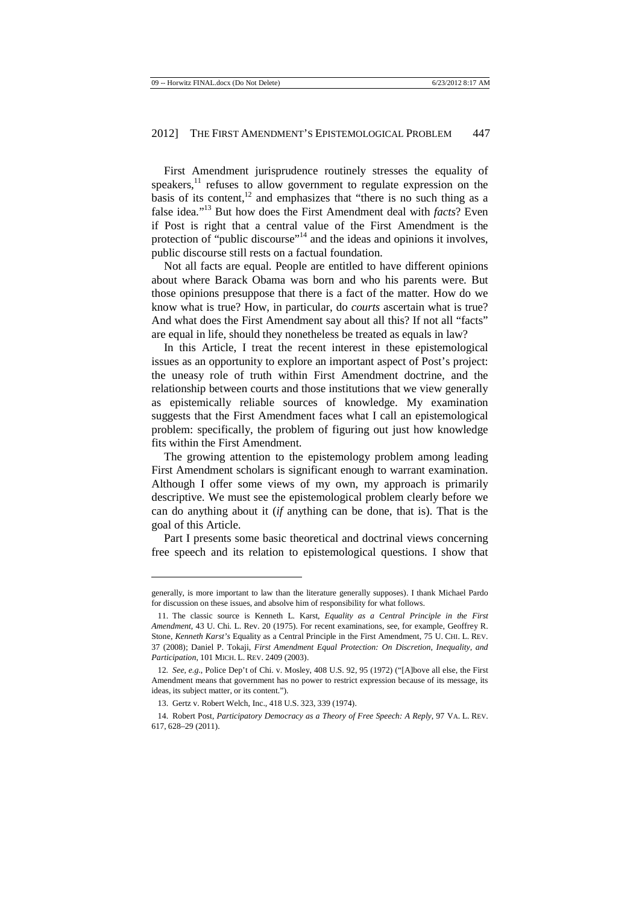First Amendment jurisprudence routinely stresses the equality of speakers,[11] refuses to allow government to regulate expression on the basis of its content,[12] and emphasizes that "there is no such thing as a false idea."[13] But how does the First Amendment deal with *facts*? Even if Post is right that a central value of the First Amendment is the protection of "public discourse"[14] and the ideas and opinions it involves, public discourse still rests on a factual foundation.

Not all facts are equal. People are entitled to have different opinions about where Barack Obama was born and who his parents were. But those opinions presuppose that there is a fact of the matter. How do we know what is true? How, in particular, do *courts* ascertain what is true? And what does the First Amendment say about all this? If not all "facts" are equal in life, should they nonetheless be treated as equals in law?

In this Article, I treat the recent interest in these epistemological issues as an opportunity to explore an important aspect of Post's project: the uneasy role of truth within First Amendment doctrine, and the relationship between courts and those institutions that we view generally as epistemically reliable sources of knowledge. My examination suggests that the First Amendment faces what I call an epistemological problem: specifically, the problem of figuring out just how knowledge fits within the First Amendment.

The growing attention to the epistemology problem among leading First Amendment scholars is significant enough to warrant examination. Although I offer some views of my own, my approach is primarily descriptive. We must see the epistemological problem clearly before we can do anything about it (*if* anything can be done, that is). That is the goal of this Article.

Part I presents some basic theoretical and doctrinal views concerning free speech and its relation to epistemological questions. I show that

---

generally, is more important to law than the literature generally supposes). I thank Michael Pardo for discussion on these issues, and absolve him of responsibility for what follows.

11. The classic source is Kenneth L. Karst, *Equality as a Central Principle in the First Amendment*, 43 U. Chi. L. Rev. 20 (1975). For recent examinations, see, for example, Geoffrey R. Stone, *Kenneth Karst's* Equality as a Central Principle in the First Amendment, 75 U. CHI. L. REV. 37 (2008); Daniel P. Tokaji, *First Amendment Equal Protection: On Discretion, Inequality, and Participation*, 101 MICH. L. REV. 2409 (2003).

12. *See, e.g.*, Police Dep't of Chi. v. Mosley, 408 U.S. 92, 95 (1972) ("[A]bove all else, the First Amendment means that government has no power to restrict expression because of its message, its ideas, its subject matter, or its content.").

13. Gertz v. Robert Welch, Inc., 418 U.S. 323, 339 (1974).

14. Robert Post, *Participatory Democracy as a Theory of Free Speech: A Reply*, 97 VA. L. REV. 617, 628–29 (2011).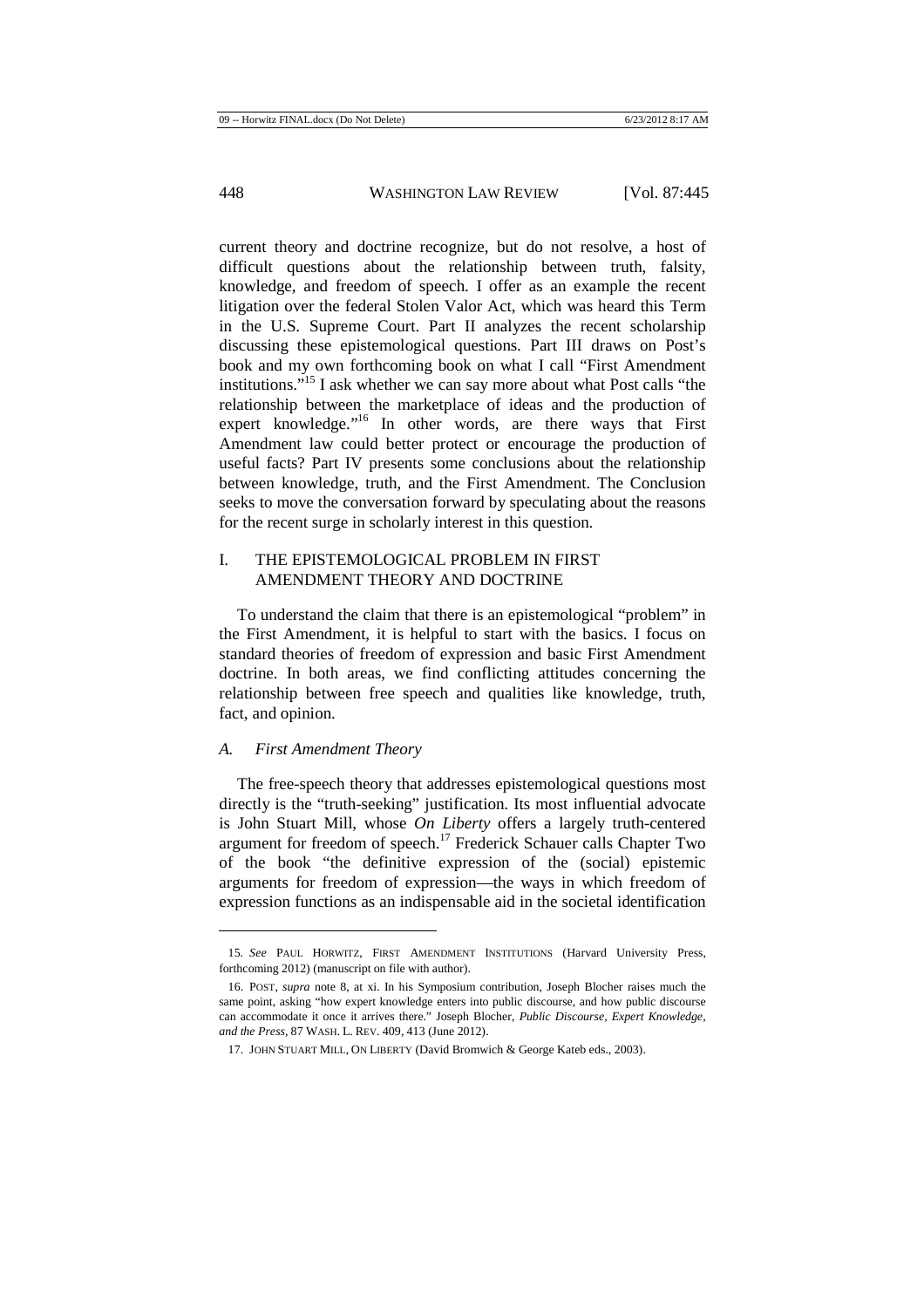current theory and doctrine recognize, but do not resolve, a host of difficult questions about the relationship between truth, falsity, knowledge, and freedom of speech. I offer as an example the recent litigation over the federal Stolen Valor Act, which was heard this Term in the U.S. Supreme Court. Part II analyzes the recent scholarship discussing these epistemological questions. Part III draws on Post's book and my own forthcoming book on what I call "First Amendment institutions."[15] I ask whether we can say more about what Post calls "the relationship between the marketplace of ideas and the production of expert knowledge."[16] In other words, are there ways that First Amendment law could better protect or encourage the production of useful facts? Part IV presents some conclusions about the relationship between knowledge, truth, and the First Amendment. The Conclusion seeks to move the conversation forward by speculating about the reasons for the recent surge in scholarly interest in this question.

## I. THE EPISTEMOLOGICAL PROBLEM IN FIRST AMENDMENT THEORY AND DOCTRINE

To understand the claim that there is an epistemological "problem" in the First Amendment, it is helpful to start with the basics. I focus on standard theories of freedom of expression and basic First Amendment doctrine. In both areas, we find conflicting attitudes concerning the relationship between free speech and qualities like knowledge, truth, fact, and opinion.

### *A. First Amendment Theory*

The free-speech theory that addresses epistemological questions most directly is the "truth-seeking" justification. Its most influential advocate is John Stuart Mill, whose *On Liberty* offers a largely truth-centered argument for freedom of speech.[17] Frederick Schauer calls Chapter Two of the book "the definitive expression of the (social) epistemic arguments for freedom of expression—the ways in which freedom of expression functions as an indispensable aid in the societal identification

---

15. *See* PAUL HORWITZ, FIRST AMENDMENT INSTITUTIONS (Harvard University Press, forthcoming 2012) (manuscript on file with author).

16. POST, *supra* note 8, at xi. In his Symposium contribution, Joseph Blocher raises much the same point, asking "how expert knowledge enters into public discourse, and how public discourse can accommodate it once it arrives there." Joseph Blocher, *Public Discourse, Expert Knowledge, and the Press*, 87 WASH. L. REV. 409, 413 (June 2012).

17. JOHN STUART MILL, ON LIBERTY (David Bromwich & George Kateb eds., 2003).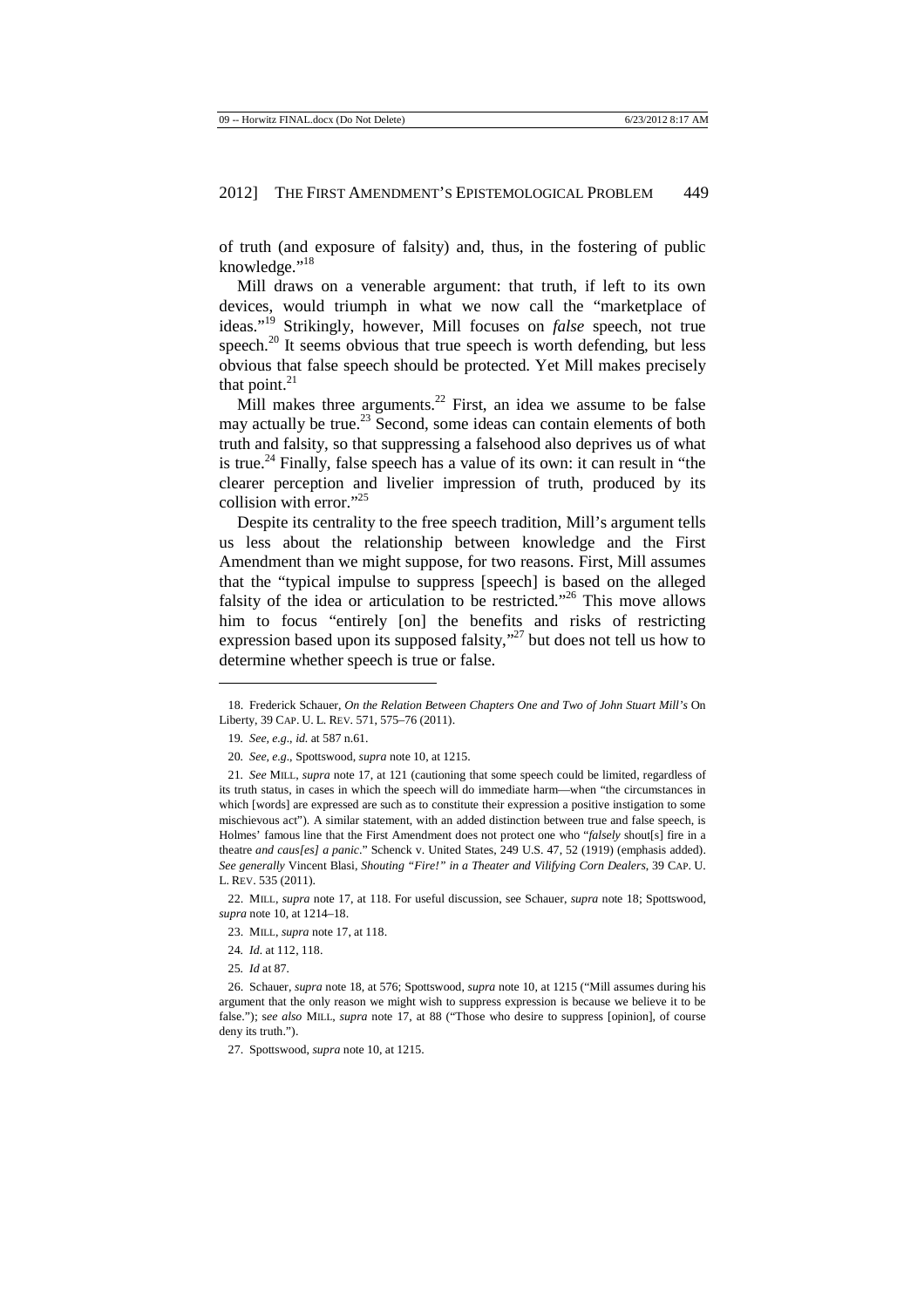of truth (and exposure of falsity) and, thus, in the fostering of public knowledge."[18]

Mill draws on a venerable argument: that truth, if left to its own devices, would triumph in what we now call the "marketplace of ideas."[19] Strikingly, however, Mill focuses on *false* speech, not true speech.[20] It seems obvious that true speech is worth defending, but less obvious that false speech should be protected. Yet Mill makes precisely that point.[21]

Mill makes three arguments.[22] First, an idea we assume to be false may actually be true.[23] Second, some ideas can contain elements of both truth and falsity, so that suppressing a falsehood also deprives us of what is true.[24] Finally, false speech has a value of its own: it can result in "the clearer perception and livelier impression of truth, produced by its collision with error."[25]

Despite its centrality to the free speech tradition, Mill's argument tells us less about the relationship between knowledge and the First Amendment than we might suppose, for two reasons. First, Mill assumes that the "typical impulse to suppress [speech] is based on the alleged falsity of the idea or articulation to be restricted."[26] This move allows him to focus "entirely [on] the benefits and risks of restricting expression based upon its supposed falsity,"[27] but does not tell us how to determine whether speech is true or false.

---

18. Frederick Schauer, *On the Relation Between Chapters One and Two of John Stuart Mill's* On Liberty, 39 CAP. U. L. REV. 571, 575–76 (2011).

19. *See, e.g.*, *id.* at 587 n.61.

20. *See, e.g.*, Spottswood, *supra* note 10, at 1215.

21. *See* MILL, *supra* note 17, at 121 (cautioning that some speech could be limited, regardless of its truth status, in cases in which the speech will do immediate harm—when "the circumstances in which [words] are expressed are such as to constitute their expression a positive instigation to some mischievous act"). A similar statement, with an added distinction between true and false speech, is Holmes' famous line that the First Amendment does not protect one who "*falsely* shout[s] fire in a theatre *and caus[es] a panic*." Schenck v. United States, 249 U.S. 47, 52 (1919) (emphasis added). *See generally* Vincent Blasi, *Shouting "Fire!" in a Theater and Vilifying Corn Dealers*, 39 CAP. U. L. REV. 535 (2011).

22. MILL, *supra* note 17, at 118. For useful discussion, see Schauer, *supra* note 18; Spottswood, *supra* note 10, at 1214–18.

23. MILL, *supra* note 17, at 118.

24. *Id.* at 112, 118.

25. *Id* at 87.

26. Schauer, *supra* note 18, at 576; Spottswood, *supra* note 10, at 1215 ("Mill assumes during his argument that the only reason we might wish to suppress expression is because we believe it to be false."); *see also* MILL, *supra* note 17, at 88 ("Those who desire to suppress [opinion], of course deny its truth.").

27. Spottswood, *supra* note 10, at 1215.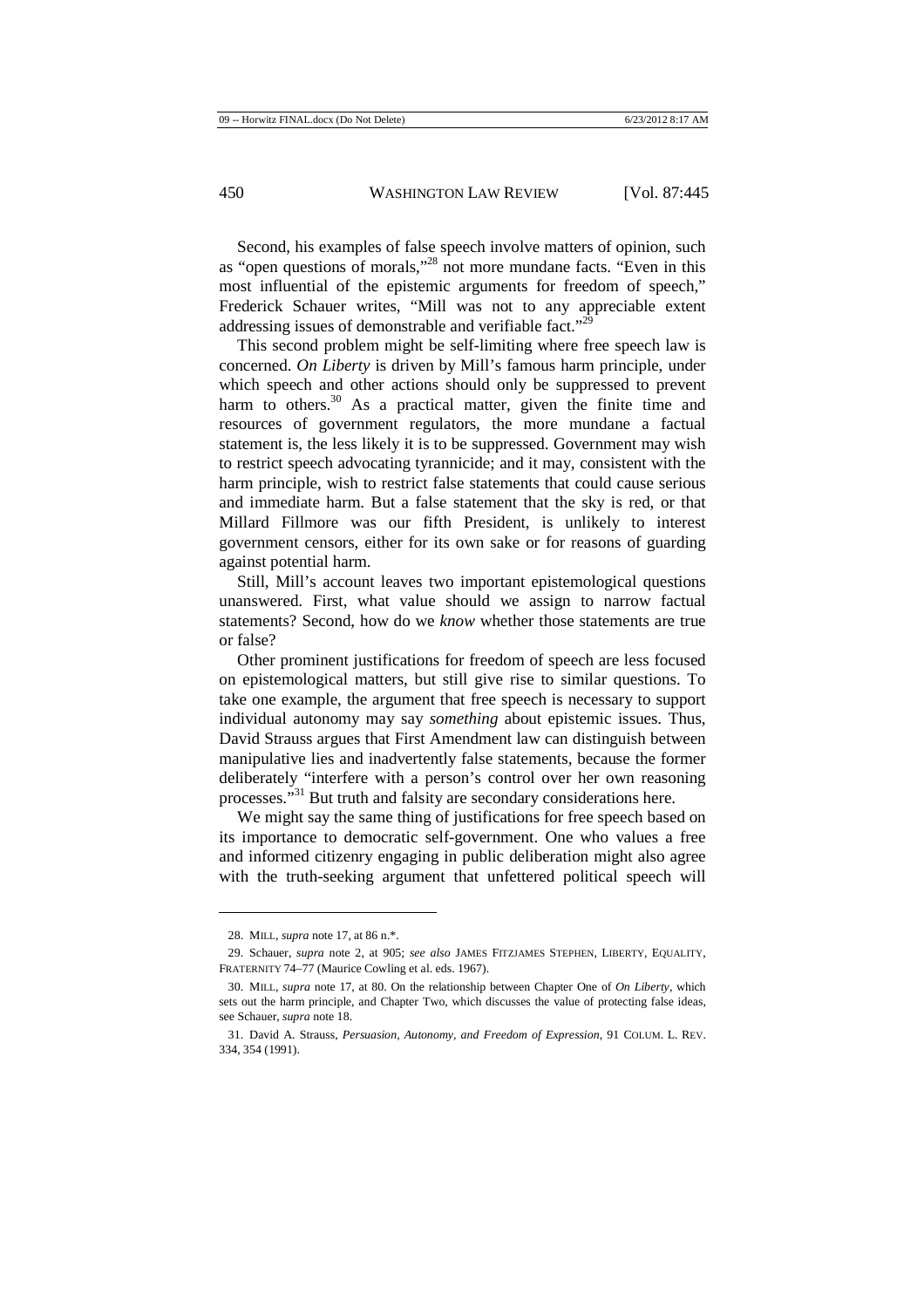Second, his examples of false speech involve matters of opinion, such as "open questions of morals,"[28] not more mundane facts. "Even in this most influential of the epistemic arguments for freedom of speech," Frederick Schauer writes, "Mill was not to any appreciable extent addressing issues of demonstrable and verifiable fact."[29]

This second problem might be self-limiting where free speech law is concerned. *On Liberty* is driven by Mill's famous harm principle, under which speech and other actions should only be suppressed to prevent harm to others.[30] As a practical matter, given the finite time and resources of government regulators, the more mundane a factual statement is, the less likely it is to be suppressed. Government may wish to restrict speech advocating tyrannicide; and it may, consistent with the harm principle, wish to restrict false statements that could cause serious and immediate harm. But a false statement that the sky is red, or that Millard Fillmore was our fifth President, is unlikely to interest government censors, either for its own sake or for reasons of guarding against potential harm.

Still, Mill's account leaves two important epistemological questions unanswered. First, what value should we assign to narrow factual statements? Second, how do we *know* whether those statements are true or false?

Other prominent justifications for freedom of speech are less focused on epistemological matters, but still give rise to similar questions. To take one example, the argument that free speech is necessary to support individual autonomy may say *something* about epistemic issues. Thus, David Strauss argues that First Amendment law can distinguish between manipulative lies and inadvertently false statements, because the former deliberately "interfere with a person's control over her own reasoning processes."[31] But truth and falsity are secondary considerations here.

We might say the same thing of justifications for free speech based on its importance to democratic self-government. One who values a free and informed citizenry engaging in public deliberation might also agree with the truth-seeking argument that unfettered political speech will

---

28. MILL, *supra* note 17, at 86 n.*.

29. Schauer, *supra* note 2, at 905; *see also* JAMES FITZJAMES STEPHEN, LIBERTY, EQUALITY, FRATERNITY 74–77 (Maurice Cowling et al. eds. 1967).

30. MILL, *supra* note 17, at 80. On the relationship between Chapter One of *On Liberty*, which sets out the harm principle, and Chapter Two, which discusses the value of protecting false ideas, see Schauer, *supra* note 18.

31. David A. Strauss, *Persuasion, Autonomy, and Freedom of Expression*, 91 COLUM. L. REV. 334, 354 (1991).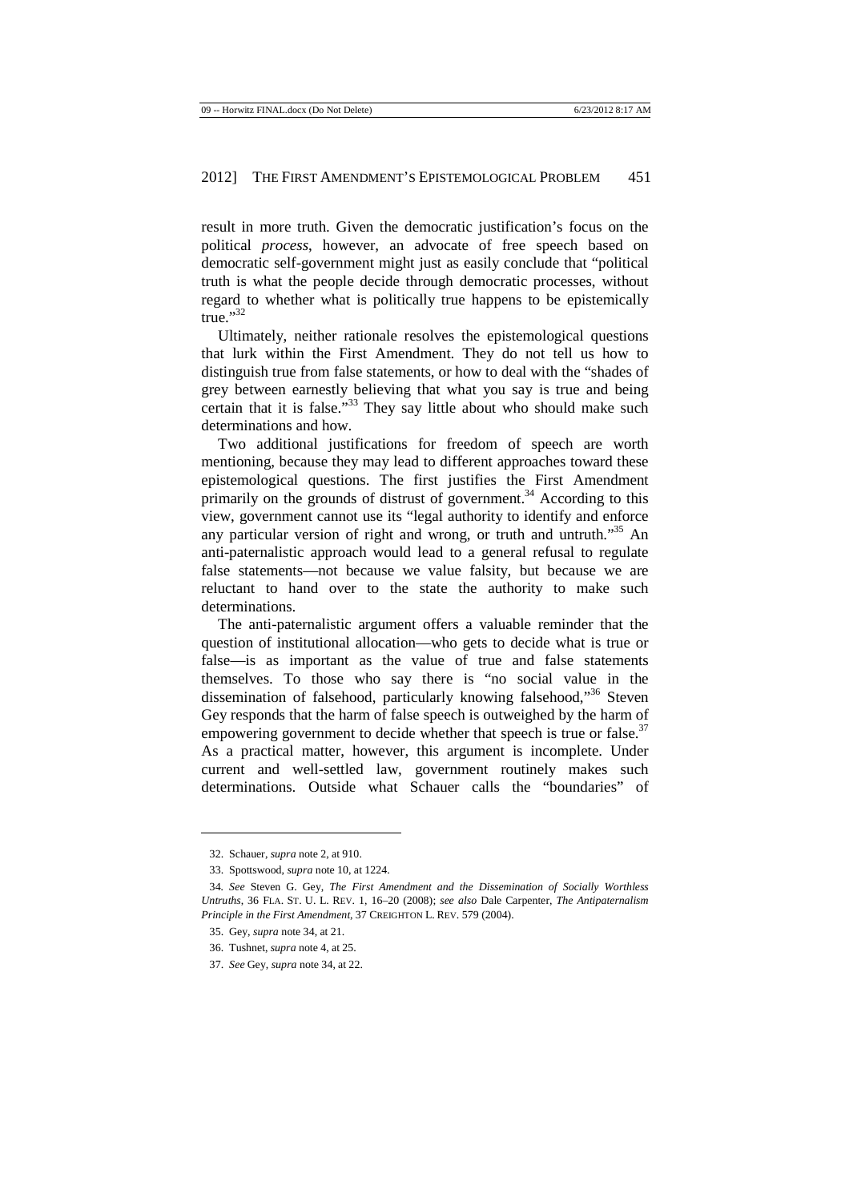result in more truth. Given the democratic justification's focus on the political *process*, however, an advocate of free speech based on democratic self-government might just as easily conclude that "political truth is what the people decide through democratic processes, without regard to whether what is politically true happens to be epistemically true."[32]

Ultimately, neither rationale resolves the epistemological questions that lurk within the First Amendment. They do not tell us how to distinguish true from false statements, or how to deal with the "shades of grey between earnestly believing that what you say is true and being certain that it is false."[33] They say little about who should make such determinations and how.

Two additional justifications for freedom of speech are worth mentioning, because they may lead to different approaches toward these epistemological questions. The first justifies the First Amendment primarily on the grounds of distrust of government.[34] According to this view, government cannot use its "legal authority to identify and enforce any particular version of right and wrong, or truth and untruth."[35] An anti-paternalistic approach would lead to a general refusal to regulate false statements—not because we value falsity, but because we are reluctant to hand over to the state the authority to make such determinations.

The anti-paternalistic argument offers a valuable reminder that the question of institutional allocation—who gets to decide what is true or false—is as important as the value of true and false statements themselves. To those who say there is "no social value in the dissemination of falsehood, particularly knowing falsehood,"[36] Steven Gey responds that the harm of false speech is outweighed by the harm of empowering government to decide whether that speech is true or false.[37] As a practical matter, however, this argument is incomplete. Under current and well-settled law, government routinely makes such determinations. Outside what Schauer calls the "boundaries" of

---

32. Schauer, *supra* note 2, at 910.

33. Spottswood, *supra* note 10, at 1224.

34. *See* Steven G. Gey, *The First Amendment and the Dissemination of Socially Worthless Untruths*, 36 FLA. ST. U. L. REV. 1, 16–20 (2008); *see also* Dale Carpenter, *The Antipaternalism Principle in the First Amendment*, 37 CREIGHTON L. REV. 579 (2004).

35. Gey, *supra* note 34, at 21.

36. Tushnet, *supra* note 4, at 25.

37. *See* Gey, *supra* note 34, at 22.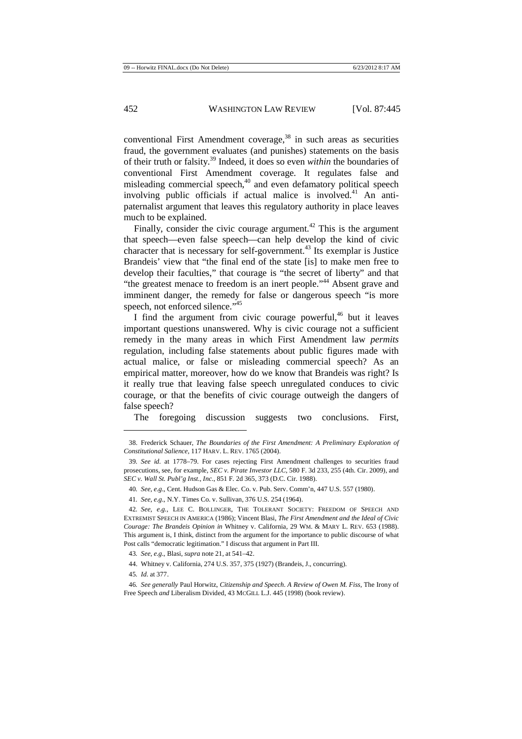conventional First Amendment coverage,[38] in such areas as securities fraud, the government evaluates (and punishes) statements on the basis of their truth or falsity.[39] Indeed, it does so even *within* the boundaries of conventional First Amendment coverage. It regulates false and misleading commercial speech,[40] and even defamatory political speech involving public officials if actual malice is involved.[41] An anti-paternalist argument that leaves this regulatory authority in place leaves much to be explained.

Finally, consider the civic courage argument.[42] This is the argument that speech—even false speech—can help develop the kind of civic character that is necessary for self-government.[43] Its exemplar is Justice Brandeis' view that "the final end of the state [is] to make men free to develop their faculties," that courage is "the secret of liberty" and that "the greatest menace to freedom is an inert people."[44] Absent grave and imminent danger, the remedy for false or dangerous speech "is more speech, not enforced silence."[45]

I find the argument from civic courage powerful,[46] but it leaves important questions unanswered. Why is civic courage not a sufficient remedy in the many areas in which First Amendment law *permits* regulation, including false statements about public figures made with actual malice, or false or misleading commercial speech? As an empirical matter, moreover, how do we know that Brandeis was right? Is it really true that leaving false speech unregulated conduces to civic courage, or that the benefits of civic courage outweigh the dangers of false speech?

The foregoing discussion suggests two conclusions. First,

---

38. Frederick Schauer, *The Boundaries of the First Amendment: A Preliminary Exploration of Constitutional Salience*, 117 HARV. L. REV. 1765 (2004).

39. *See id.* at 1778–79. For cases rejecting First Amendment challenges to securities fraud prosecutions, see, for example, *SEC v. Pirate Investor LLC*, 580 F. 3d 233, 255 (4th. Cir. 2009), and *SEC v. Wall St. Publ'g Inst., Inc.*, 851 F. 2d 365, 373 (D.C. Cir. 1988).

40. *See, e.g.*, Cent. Hudson Gas & Elec. Co. v. Pub. Serv. Comm'n, 447 U.S. 557 (1980).

41. *See, e.g.*, N.Y. Times Co. v. Sullivan, 376 U.S. 254 (1964).

42. *See, e.g.*, LEE C. BOLLINGER, THE TOLERANT SOCIETY: FREEDOM OF SPEECH AND EXTREMIST SPEECH IN AMERICA (1986); Vincent Blasi, *The First Amendment and the Ideal of Civic Courage: The Brandeis Opinion in* Whitney v. California, 29 WM. & MARY L. REV. 653 (1988). This argument is, I think, distinct from the argument for the importance to public discourse of what Post calls "democratic legitimation." I discuss that argument in Part III.

43. *See, e.g.*, Blasi, *supra* note 21, at 541–42.

44. Whitney v. California, 274 U.S. 357, 375 (1927) (Brandeis, J., concurring).

45. *Id.* at 377.

46. *See generally* Paul Horwitz, *Citizenship and Speech. A Review of Owen M. Fiss,* The Irony of Free Speech *and* Liberalism Divided, 43 MCGILL L.J. 445 (1998) (book review).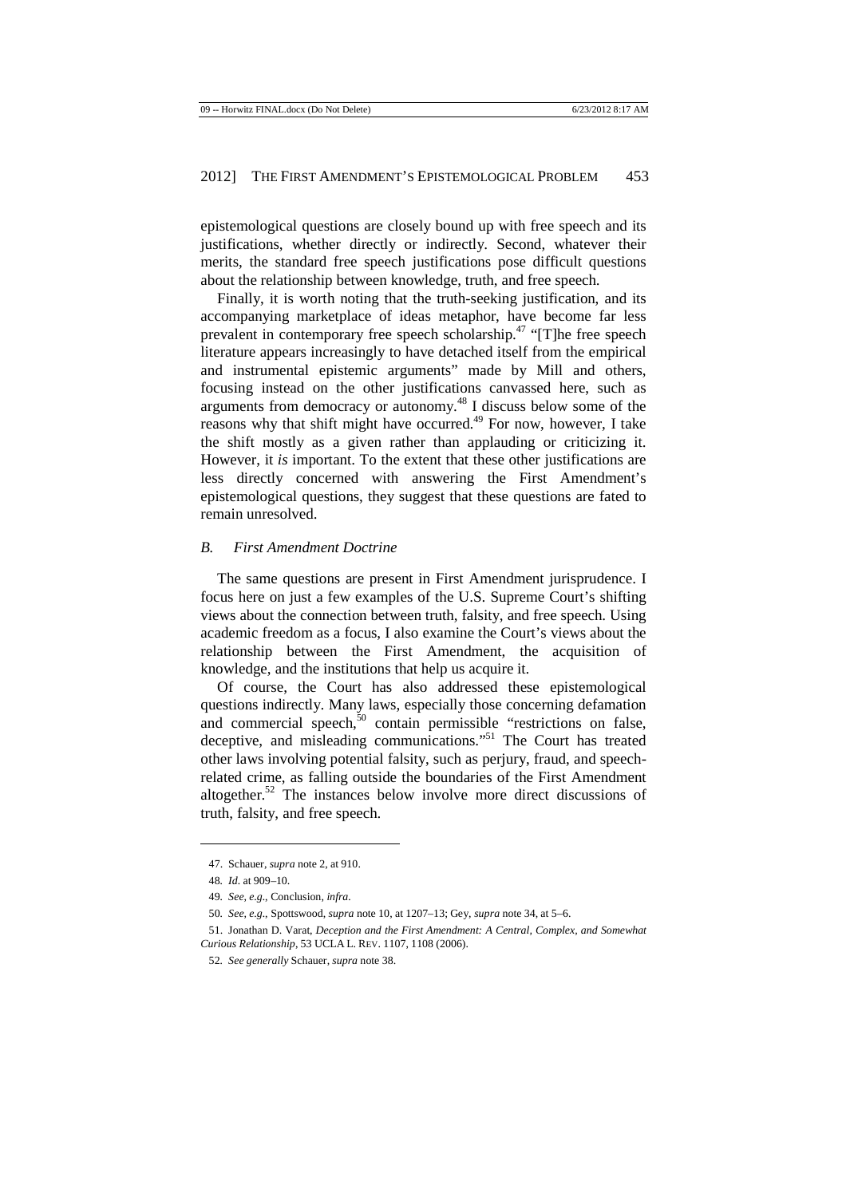epistemological questions are closely bound up with free speech and its justifications, whether directly or indirectly. Second, whatever their merits, the standard free speech justifications pose difficult questions about the relationship between knowledge, truth, and free speech.

Finally, it is worth noting that the truth-seeking justification, and its accompanying marketplace of ideas metaphor, have become far less prevalent in contemporary free speech scholarship.[47] "[T]he free speech literature appears increasingly to have detached itself from the empirical and instrumental epistemic arguments" made by Mill and others, focusing instead on the other justifications canvassed here, such as arguments from democracy or autonomy.[48] I discuss below some of the reasons why that shift might have occurred.[49] For now, however, I take the shift mostly as a given rather than applauding or criticizing it. However, it *is* important. To the extent that these other justifications are less directly concerned with answering the First Amendment's epistemological questions, they suggest that these questions are fated to remain unresolved.

### *B. First Amendment Doctrine*

The same questions are present in First Amendment jurisprudence. I focus here on just a few examples of the U.S. Supreme Court's shifting views about the connection between truth, falsity, and free speech. Using academic freedom as a focus, I also examine the Court's views about the relationship between the First Amendment, the acquisition of knowledge, and the institutions that help us acquire it.

Of course, the Court has also addressed these epistemological questions indirectly. Many laws, especially those concerning defamation and commercial speech,[50] contain permissible "restrictions on false, deceptive, and misleading communications."[51] The Court has treated other laws involving potential falsity, such as perjury, fraud, and speech-related crime, as falling outside the boundaries of the First Amendment altogether.[52] The instances below involve more direct discussions of truth, falsity, and free speech.

---

47. Schauer, *supra* note 2, at 910.

48. *Id.* at 909–10.

49. *See, e.g.*, Conclusion, *infra*.

50. *See, e.g.*, Spottswood, *supra* note 10, at 1207–13; Gey, *supra* note 34, at 5–6.

51. Jonathan D. Varat, *Deception and the First Amendment: A Central, Complex, and Somewhat Curious Relationship*, 53 UCLA L. REV. 1107, 1108 (2006).

52. *See generally* Schauer, *supra* note 38.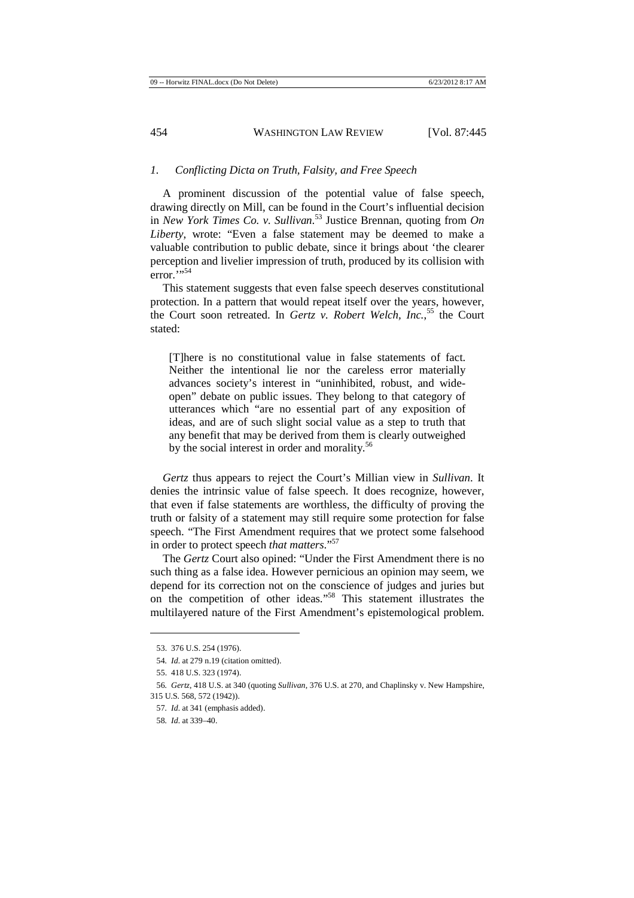### *1. Conflicting Dicta on Truth, Falsity, and Free Speech*

A prominent discussion of the potential value of false speech, drawing directly on Mill, can be found in the Court's influential decision in *New York Times Co. v. Sullivan*.[53] Justice Brennan, quoting from *On Liberty*, wrote: "Even a false statement may be deemed to make a valuable contribution to public debate, since it brings about 'the clearer perception and livelier impression of truth, produced by its collision with error.'"[54]

This statement suggests that even false speech deserves constitutional protection. In a pattern that would repeat itself over the years, however, the Court soon retreated. In *Gertz v. Robert Welch, Inc.*,[55] the Court stated:

> [T]here is no constitutional value in false statements of fact. Neither the intentional lie nor the careless error materially advances society's interest in "uninhibited, robust, and wide-open" debate on public issues. They belong to that category of utterances which "are no essential part of any exposition of ideas, and are of such slight social value as a step to truth that any benefit that may be derived from them is clearly outweighed by the social interest in order and morality.[56]

*Gertz* thus appears to reject the Court's Millian view in *Sullivan*. It denies the intrinsic value of false speech. It does recognize, however, that even if false statements are worthless, the difficulty of proving the truth or falsity of a statement may still require some protection for false speech. "The First Amendment requires that we protect some falsehood in order to protect speech *that matters*."[57]

The *Gertz* Court also opined: "Under the First Amendment there is no such thing as a false idea. However pernicious an opinion may seem, we depend for its correction not on the conscience of judges and juries but on the competition of other ideas."[58] This statement illustrates the multilayered nature of the First Amendment's epistemological problem.

---

53. 376 U.S. 254 (1976).

54. *Id.* at 279 n.19 (citation omitted).

55. 418 U.S. 323 (1974).

56. *Gertz*, 418 U.S. at 340 (quoting *Sullivan*, 376 U.S. at 270, and Chaplinsky v. New Hampshire, 315 U.S. 568, 572 (1942)).

57. *Id.* at 341 (emphasis added).

58. *Id.* at 339–40.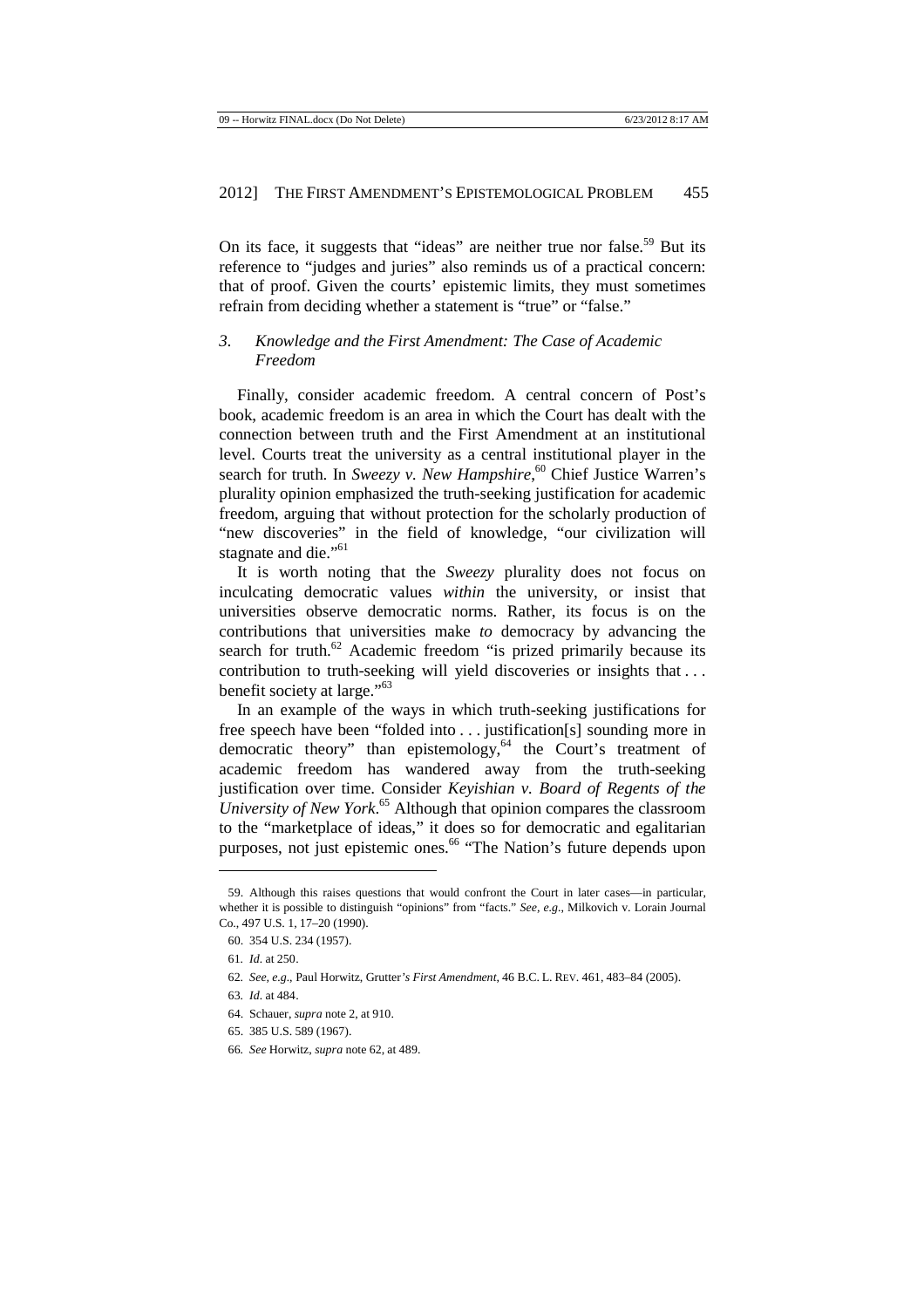On its face, it suggests that "ideas" are neither true nor false.[59] But its reference to "judges and juries" also reminds us of a practical concern: that of proof. Given the courts' epistemic limits, they must sometimes refrain from deciding whether a statement is "true" or "false."

### *3. Knowledge and the First Amendment: The Case of Academic Freedom*

Finally, consider academic freedom. A central concern of Post's book, academic freedom is an area in which the Court has dealt with the connection between truth and the First Amendment at an institutional level. Courts treat the university as a central institutional player in the search for truth. In *Sweezy v. New Hampshire*,[60] Chief Justice Warren's plurality opinion emphasized the truth-seeking justification for academic freedom, arguing that without protection for the scholarly production of "new discoveries" in the field of knowledge, "our civilization will stagnate and die."[61]

It is worth noting that the *Sweezy* plurality does not focus on inculcating democratic values *within* the university, or insist that universities observe democratic norms. Rather, its focus is on the contributions that universities make *to* democracy by advancing the search for truth.[62] Academic freedom "is prized primarily because its contribution to truth-seeking will yield discoveries or insights that . . . benefit society at large."[63]

In an example of the ways in which truth-seeking justifications for free speech have been "folded into . . . justification[s] sounding more in democratic theory" than epistemology,[64] the Court's treatment of academic freedom has wandered away from the truth-seeking justification over time. Consider *Keyishian v. Board of Regents of the University of New York*.[65] Although that opinion compares the classroom to the "marketplace of ideas," it does so for democratic and egalitarian purposes, not just epistemic ones.[66] "The Nation's future depends upon

---

59. Although this raises questions that would confront the Court in later cases—in particular, whether it is possible to distinguish "opinions" from "facts." *See, e.g.*, Milkovich v. Lorain Journal Co., 497 U.S. 1, 17–20 (1990).

60. 354 U.S. 234 (1957).

61. *Id.* at 250.

62. *See, e.g.*, Paul Horwitz, Grutter*'s First Amendment*, 46 B.C. L. REV. 461, 483–84 (2005).

63. *Id.* at 484.

64. Schauer, *supra* note 2, at 910.

65. 385 U.S. 589 (1967).

66. *See* Horwitz, *supra* note 62, at 489.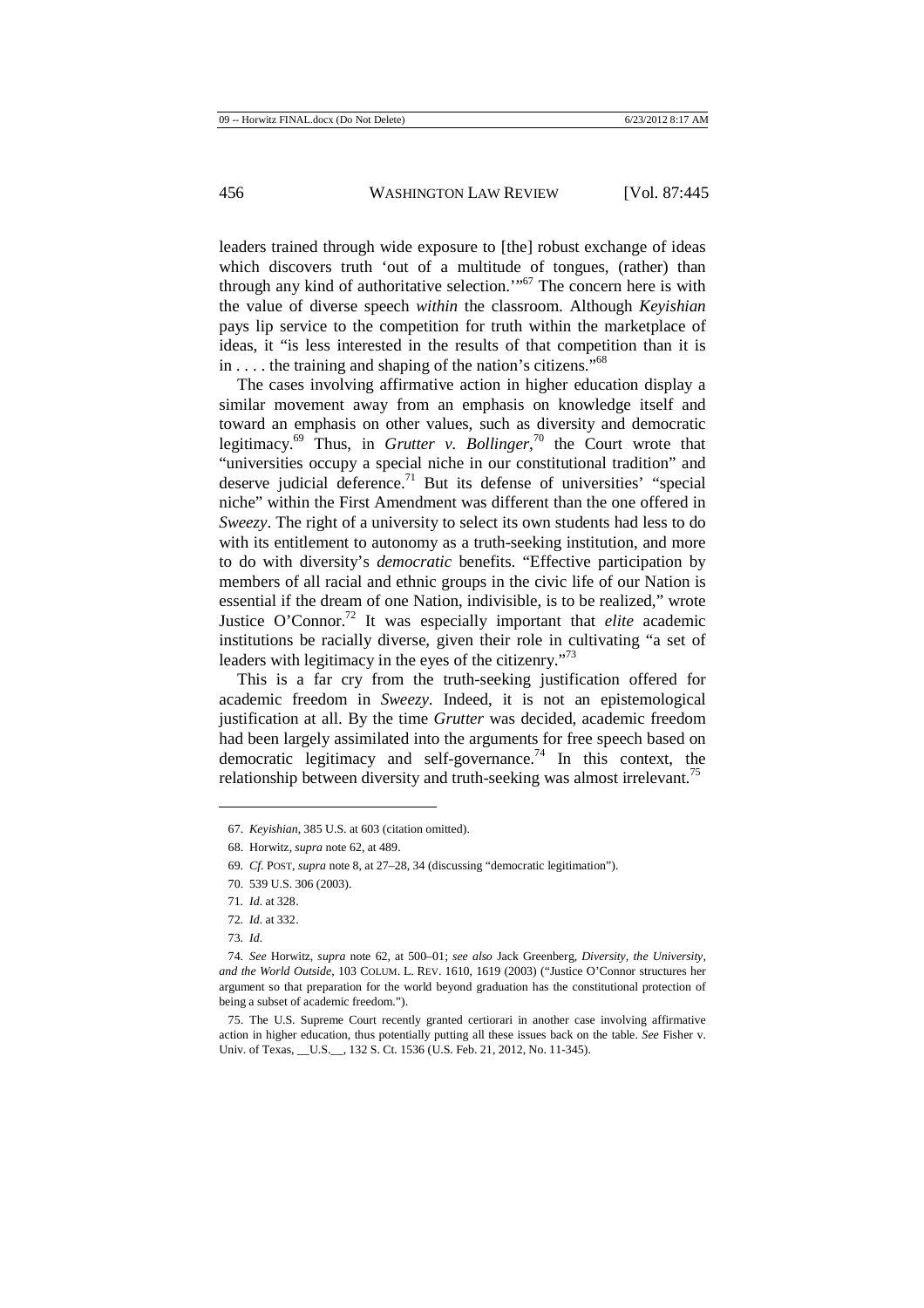leaders trained through wide exposure to [the] robust exchange of ideas which discovers truth 'out of a multitude of tongues, (rather) than through any kind of authoritative selection.'"[67] The concern here is with the value of diverse speech *within* the classroom. Although *Keyishian* pays lip service to the competition for truth within the marketplace of ideas, it "is less interested in the results of that competition than it is in . . . . the training and shaping of the nation's citizens."[68]

The cases involving affirmative action in higher education display a similar movement away from an emphasis on knowledge itself and toward an emphasis on other values, such as diversity and democratic legitimacy.[69] Thus, in *Grutter v. Bollinger*,[70] the Court wrote that "universities occupy a special niche in our constitutional tradition" and deserve judicial deference.[71] But its defense of universities' "special niche" within the First Amendment was different than the one offered in *Sweezy*. The right of a university to select its own students had less to do with its entitlement to autonomy as a truth-seeking institution, and more to do with diversity's *democratic* benefits. "Effective participation by members of all racial and ethnic groups in the civic life of our Nation is essential if the dream of one Nation, indivisible, is to be realized," wrote Justice O'Connor.[72] It was especially important that *elite* academic institutions be racially diverse, given their role in cultivating "a set of leaders with legitimacy in the eyes of the citizenry."[73]

This is a far cry from the truth-seeking justification offered for academic freedom in *Sweezy*. Indeed, it is not an epistemological justification at all. By the time *Grutter* was decided, academic freedom had been largely assimilated into the arguments for free speech based on democratic legitimacy and self-governance.[74] In this context, the relationship between diversity and truth-seeking was almost irrelevant.[75]

---

67. *Keyishian*, 385 U.S. at 603 (citation omitted).

68. Horwitz, *supra* note 62, at 489.

69. *Cf.* POST, *supra* note 8, at 27–28, 34 (discussing "democratic legitimation").

70. 539 U.S. 306 (2003).

71. *Id.* at 328.

72. *Id.* at 332.

73. *Id.*

74. *See* Horwitz, *supra* note 62, at 500–01; *see also* Jack Greenberg, *Diversity, the University, and the World Outside*, 103 COLUM. L. REV. 1610, 1619 (2003) ("Justice O'Connor structures her argument so that preparation for the world beyond graduation has the constitutional protection of being a subset of academic freedom.").

75. The U.S. Supreme Court recently granted certiorari in another case involving affirmative action in higher education, thus potentially putting all these issues back on the table. *See* Fisher v. Univ. of Texas, \_\_U.S.\_\_, 132 S. Ct. 1536 (U.S. Feb. 21, 2012, No. 11-345).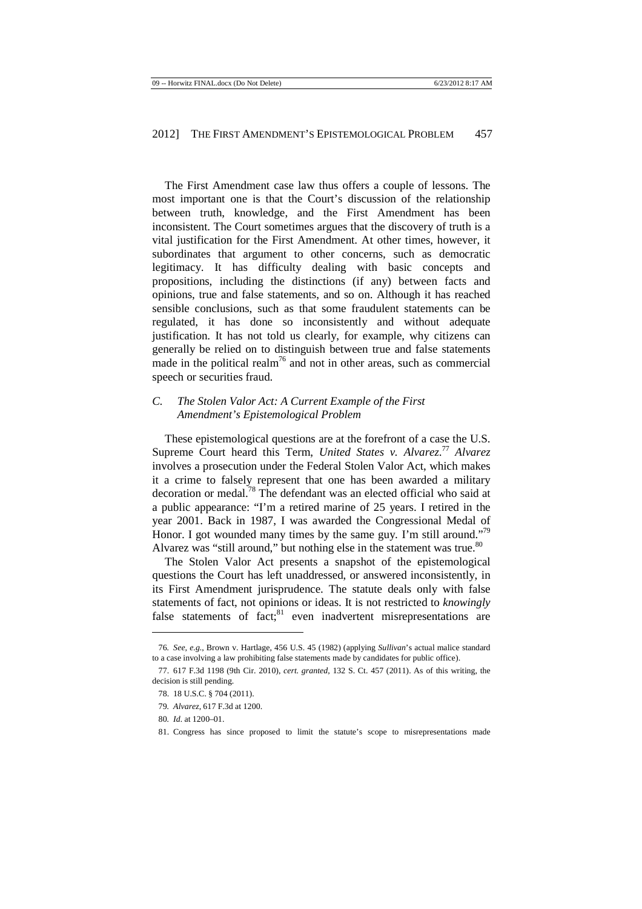The First Amendment case law thus offers a couple of lessons. The most important one is that the Court's discussion of the relationship between truth, knowledge, and the First Amendment has been inconsistent. The Court sometimes argues that the discovery of truth is a vital justification for the First Amendment. At other times, however, it subordinates that argument to other concerns, such as democratic legitimacy. It has difficulty dealing with basic concepts and propositions, including the distinctions (if any) between facts and opinions, true and false statements, and so on. Although it has reached sensible conclusions, such as that some fraudulent statements can be regulated, it has done so inconsistently and without adequate justification. It has not told us clearly, for example, why citizens can generally be relied on to distinguish between true and false statements made in the political realm[76] and not in other areas, such as commercial speech or securities fraud.

### *C. The Stolen Valor Act: A Current Example of the First Amendment's Epistemological Problem*

These epistemological questions are at the forefront of a case the U.S. Supreme Court heard this Term, *United States v. Alvarez.*[77] *Alvarez* involves a prosecution under the Federal Stolen Valor Act, which makes it a crime to falsely represent that one has been awarded a military decoration or medal.[78] The defendant was an elected official who said at a public appearance: "I'm a retired marine of 25 years. I retired in the year 2001. Back in 1987, I was awarded the Congressional Medal of Honor. I got wounded many times by the same guy. I'm still around."[79] Alvarez was "still around," but nothing else in the statement was true.[80]

The Stolen Valor Act presents a snapshot of the epistemological questions the Court has left unaddressed, or answered inconsistently, in its First Amendment jurisprudence. The statute deals only with false statements of fact, not opinions or ideas. It is not restricted to *knowingly* false statements of fact;[81] even inadvertent misrepresentations are

---

76. *See, e.g.*, Brown v. Hartlage, 456 U.S. 45 (1982) (applying *Sullivan*'s actual malice standard to a case involving a law prohibiting false statements made by candidates for public office).

77. 617 F.3d 1198 (9th Cir. 2010), *cert. granted*, 132 S. Ct. 457 (2011). As of this writing, the decision is still pending.

78. 18 U.S.C. § 704 (2011).

79. *Alvarez*, 617 F.3d at 1200.

80. *Id.* at 1200–01.

81. Congress has since proposed to limit the statute's scope to misrepresentations made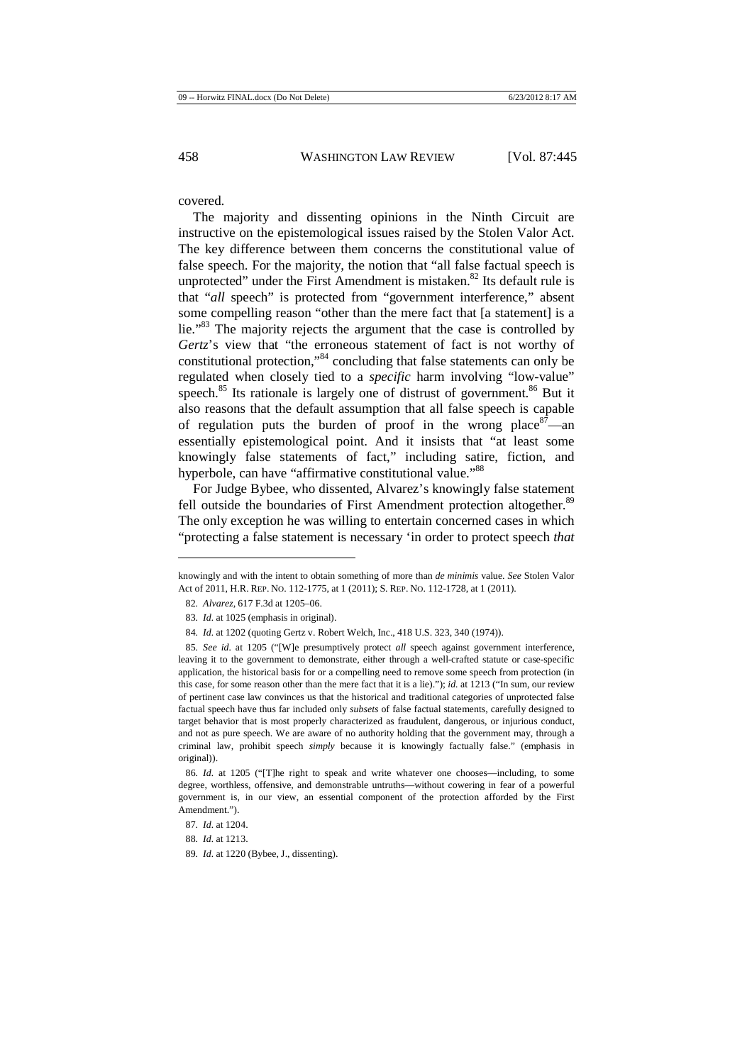covered.

The majority and dissenting opinions in the Ninth Circuit are instructive on the epistemological issues raised by the Stolen Valor Act. The key difference between them concerns the constitutional value of false speech. For the majority, the notion that "all false factual speech is unprotected" under the First Amendment is mistaken.[82] Its default rule is that "*all* speech" is protected from "government interference," absent some compelling reason "other than the mere fact that [a statement] is a lie."[83] The majority rejects the argument that the case is controlled by *Gertz*'s view that "the erroneous statement of fact is not worthy of constitutional protection,"[84] concluding that false statements can only be regulated when closely tied to a *specific* harm involving "low-value" speech.[85] Its rationale is largely one of distrust of government.[86] But it also reasons that the default assumption that all false speech is capable of regulation puts the burden of proof in the wrong place[87]—an essentially epistemological point. And it insists that "at least some knowingly false statements of fact," including satire, fiction, and hyperbole, can have "affirmative constitutional value."[88]

For Judge Bybee, who dissented, Alvarez's knowingly false statement fell outside the boundaries of First Amendment protection altogether.[89] The only exception he was willing to entertain concerned cases in which "protecting a false statement is necessary 'in order to protect speech *that*

---

knowingly and with the intent to obtain something of more than *de minimis* value. *See* Stolen Valor Act of 2011, H.R. REP. NO. 112-1775, at 1 (2011); S. REP. NO. 112-1728, at 1 (2011).

82. *Alvarez*, 617 F.3d at 1205–06.

83. *Id.* at 1025 (emphasis in original).

84. *Id.* at 1202 (quoting Gertz v. Robert Welch, Inc., 418 U.S. 323, 340 (1974)).

85. *See id.* at 1205 ("[W]e presumptively protect *all* speech against government interference, leaving it to the government to demonstrate, either through a well-crafted statute or case-specific application, the historical basis for or a compelling need to remove some speech from protection (in this case, for some reason other than the mere fact that it is a lie)."); *id.* at 1213 ("In sum, our review of pertinent case law convinces us that the historical and traditional categories of unprotected false factual speech have thus far included only *subsets* of false factual statements, carefully designed to target behavior that is most properly characterized as fraudulent, dangerous, or injurious conduct, and not as pure speech. We are aware of no authority holding that the government may, through a criminal law, prohibit speech *simply* because it is knowingly factually false." (emphasis in original)).

86. *Id.* at 1205 ("[T]he right to speak and write whatever one chooses—including, to some degree, worthless, offensive, and demonstrable untruths—without cowering in fear of a powerful government is, in our view, an essential component of the protection afforded by the First Amendment.").

87. *Id.* at 1204.

88. *Id.* at 1213.

89. *Id.* at 1220 (Bybee, J., dissenting).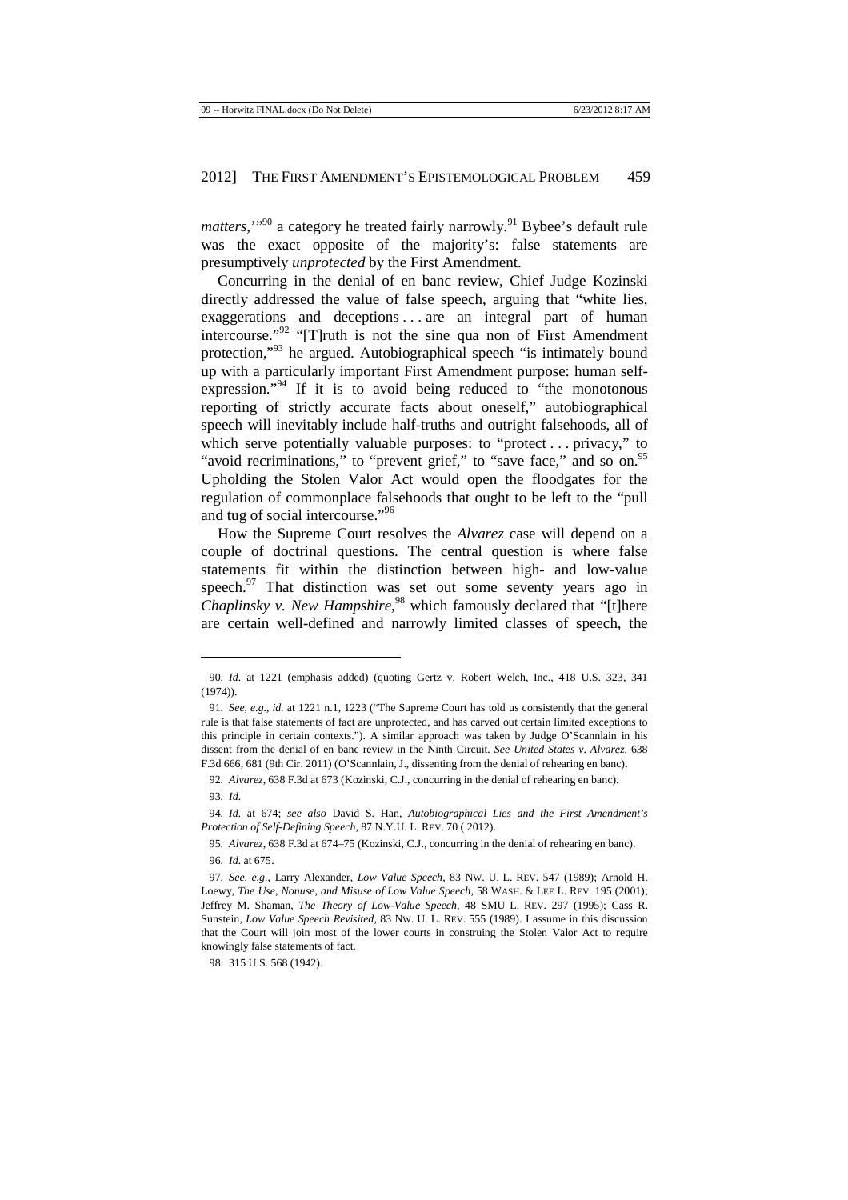*matters*,'"[90] a category he treated fairly narrowly.[91] Bybee's default rule was the exact opposite of the majority's: false statements are presumptively *unprotected* by the First Amendment.

Concurring in the denial of en banc review, Chief Judge Kozinski directly addressed the value of false speech, arguing that "white lies, exaggerations and deceptions . . . are an integral part of human intercourse."[92] "[T]ruth is not the sine qua non of First Amendment protection,"[93] he argued. Autobiographical speech "is intimately bound up with a particularly important First Amendment purpose: human self-expression."[94] If it is to avoid being reduced to "the monotonous reporting of strictly accurate facts about oneself," autobiographical speech will inevitably include half-truths and outright falsehoods, all of which serve potentially valuable purposes: to "protect . . . privacy," to "avoid recriminations," to "prevent grief," to "save face," and so on.[95] Upholding the Stolen Valor Act would open the floodgates for the regulation of commonplace falsehoods that ought to be left to the "pull and tug of social intercourse."[96]

How the Supreme Court resolves the *Alvarez* case will depend on a couple of doctrinal questions. The central question is where false statements fit within the distinction between high- and low-value speech.[97] That distinction was set out some seventy years ago in *Chaplinsky v. New Hampshire*,[98] which famously declared that "[t]here are certain well-defined and narrowly limited classes of speech, the

---

90. *Id.* at 1221 (emphasis added) (quoting Gertz v. Robert Welch, Inc., 418 U.S. 323, 341 (1974)).

91. *See, e.g.*, *id.* at 1221 n.1, 1223 ("The Supreme Court has told us consistently that the general rule is that false statements of fact are unprotected, and has carved out certain limited exceptions to this principle in certain contexts."). A similar approach was taken by Judge O'Scannlain in his dissent from the denial of en banc review in the Ninth Circuit. *See United States v. Alvarez*, 638 F.3d 666, 681 (9th Cir. 2011) (O'Scannlain, J., dissenting from the denial of rehearing en banc).

92. *Alvarez*, 638 F.3d at 673 (Kozinski, C.J., concurring in the denial of rehearing en banc).

93. *Id.*

94. *Id.* at 674; *see also* David S. Han, *Autobiographical Lies and the First Amendment's Protection of Self-Defining Speech*, 87 N.Y.U. L. REV. 70 ( 2012).

95. *Alvarez*, 638 F.3d at 674–75 (Kozinski, C.J., concurring in the denial of rehearing en banc).

96. *Id.* at 675.

97. *See, e.g.*, Larry Alexander, *Low Value Speech*, 83 NW. U. L. REV. 547 (1989); Arnold H. Loewy, *The Use, Nonuse, and Misuse of Low Value Speech*, 58 WASH. & LEE L. REV. 195 (2001); Jeffrey M. Shaman, *The Theory of Low-Value Speech*, 48 SMU L. REV. 297 (1995); Cass R. Sunstein, *Low Value Speech Revisited*, 83 NW. U. L. REV. 555 (1989). I assume in this discussion that the Court will join most of the lower courts in construing the Stolen Valor Act to require knowingly false statements of fact.

98. 315 U.S. 568 (1942).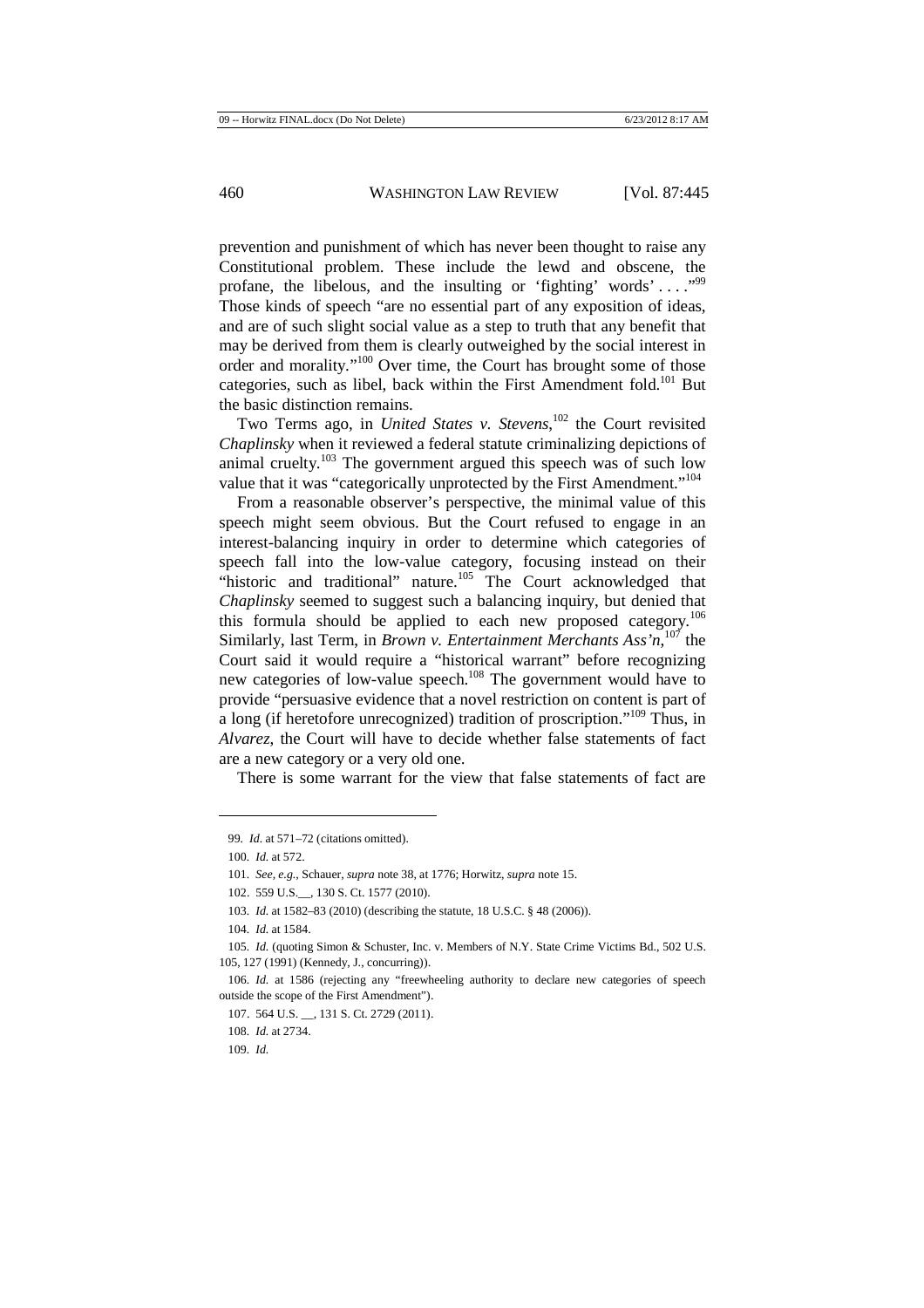prevention and punishment of which has never been thought to raise any Constitutional problem. These include the lewd and obscene, the profane, the libelous, and the insulting or 'fighting' words' . . . ."[99] Those kinds of speech "are no essential part of any exposition of ideas, and are of such slight social value as a step to truth that any benefit that may be derived from them is clearly outweighed by the social interest in order and morality."[100] Over time, the Court has brought some of those categories, such as libel, back within the First Amendment fold.[101] But the basic distinction remains.

Two Terms ago, in *United States v. Stevens*,[102] the Court revisited *Chaplinsky* when it reviewed a federal statute criminalizing depictions of animal cruelty.[103] The government argued this speech was of such low value that it was "categorically unprotected by the First Amendment."[104]

From a reasonable observer's perspective, the minimal value of this speech might seem obvious. But the Court refused to engage in an interest-balancing inquiry in order to determine which categories of speech fall into the low-value category, focusing instead on their "historic and traditional" nature.[105] The Court acknowledged that *Chaplinsky* seemed to suggest such a balancing inquiry, but denied that this formula should be applied to each new proposed category.[106] Similarly, last Term, in *Brown v. Entertainment Merchants Ass'n*,[107] the Court said it would require a "historical warrant" before recognizing new categories of low-value speech.[108] The government would have to provide "persuasive evidence that a novel restriction on content is part of a long (if heretofore unrecognized) tradition of proscription."[109] Thus, in *Alvarez*, the Court will have to decide whether false statements of fact are a new category or a very old one.

There is some warrant for the view that false statements of fact are

---

99. *Id.* at 571–72 (citations omitted).

100. *Id.* at 572.

101. *See, e.g.*, Schauer, *supra* note 38, at 1776; Horwitz, *supra* note 15.

102. 559 U.S.__, 130 S. Ct. 1577 (2010).

103. *Id.* at 1582–83 (2010) (describing the statute, 18 U.S.C. § 48 (2006)).

104. *Id.* at 1584.

105. *Id.* (quoting Simon & Schuster, Inc. v. Members of N.Y. State Crime Victims Bd., 502 U.S. 105, 127 (1991) (Kennedy, J., concurring)).

106. *Id.* at 1586 (rejecting any "freewheeling authority to declare new categories of speech outside the scope of the First Amendment").

107. 564 U.S. __, 131 S. Ct. 2729 (2011).

108. *Id.* at 2734.

109. *Id.*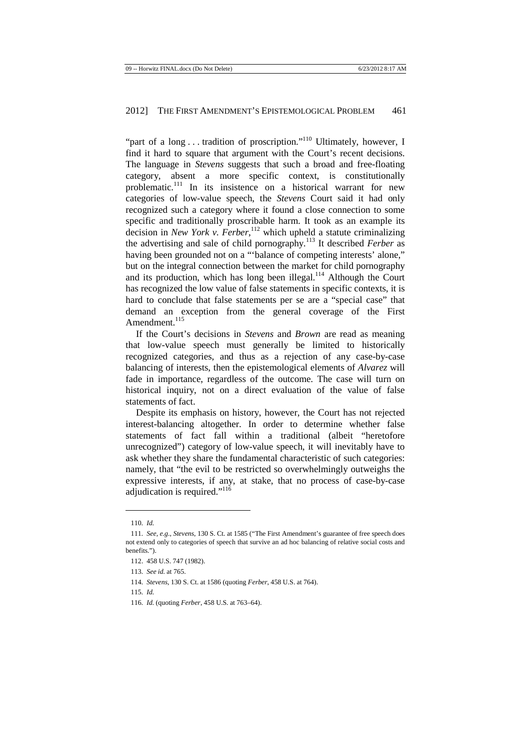"part of a long . . . tradition of proscription."[110] Ultimately, however, I find it hard to square that argument with the Court's recent decisions. The language in *Stevens* suggests that such a broad and free-floating category, absent a more specific context, is constitutionally problematic.[111] In its insistence on a historical warrant for new categories of low-value speech, the *Stevens* Court said it had only recognized such a category where it found a close connection to some specific and traditionally proscribable harm. It took as an example its decision in *New York v. Ferber*,[112] which upheld a statute criminalizing the advertising and sale of child pornography.[113] It described *Ferber* as having been grounded not on a "'balance of competing interests' alone," but on the integral connection between the market for child pornography and its production, which has long been illegal.[114] Although the Court has recognized the low value of false statements in specific contexts, it is hard to conclude that false statements per se are a "special case" that demand an exception from the general coverage of the First Amendment.[115]

If the Court's decisions in *Stevens* and *Brown* are read as meaning that low-value speech must generally be limited to historically recognized categories, and thus as a rejection of any case-by-case balancing of interests, then the epistemological elements of *Alvarez* will fade in importance, regardless of the outcome. The case will turn on historical inquiry, not on a direct evaluation of the value of false statements of fact.

Despite its emphasis on history, however, the Court has not rejected interest-balancing altogether. In order to determine whether false statements of fact fall within a traditional (albeit "heretofore unrecognized") category of low-value speech, it will inevitably have to ask whether they share the fundamental characteristic of such categories: namely, that "the evil to be restricted so overwhelmingly outweighs the expressive interests, if any, at stake, that no process of case-by-case adjudication is required."[116]

---

110. *Id.*

111. *See, e.g.*, *Stevens*, 130 S. Ct. at 1585 ("The First Amendment's guarantee of free speech does not extend only to categories of speech that survive an ad hoc balancing of relative social costs and benefits.").

112. 458 U.S. 747 (1982).

113. *See id.* at 765.

114. *Stevens*, 130 S. Ct. at 1586 (quoting *Ferber*, 458 U.S. at 764).

115. *Id.*

116. *Id.* (quoting *Ferber*, 458 U.S. at 763–64).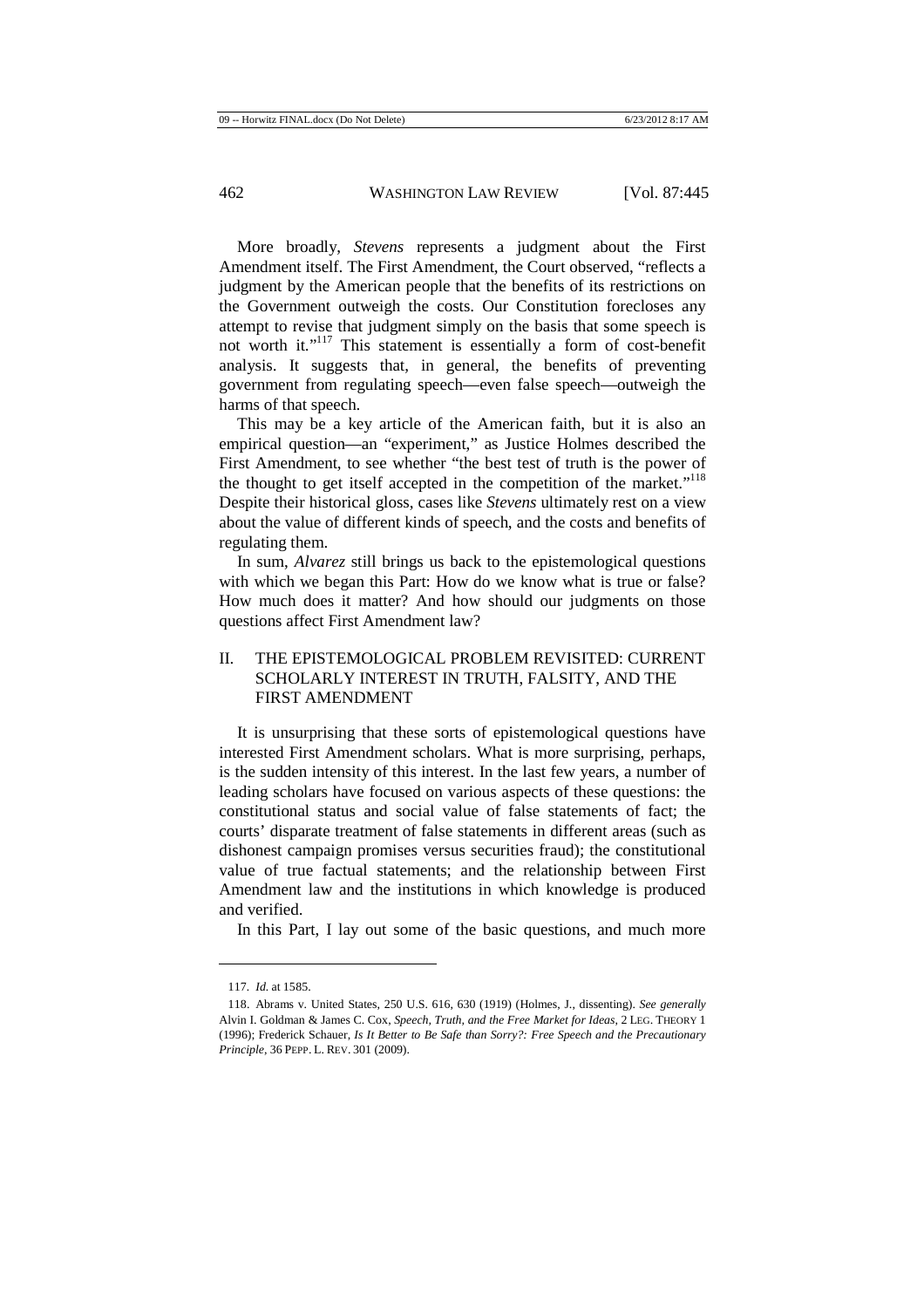More broadly, *Stevens* represents a judgment about the First Amendment itself. The First Amendment, the Court observed, "reflects a judgment by the American people that the benefits of its restrictions on the Government outweigh the costs. Our Constitution forecloses any attempt to revise that judgment simply on the basis that some speech is not worth it."[117] This statement is essentially a form of cost-benefit analysis. It suggests that, in general, the benefits of preventing government from regulating speech—even false speech—outweigh the harms of that speech.

This may be a key article of the American faith, but it is also an empirical question—an "experiment," as Justice Holmes described the First Amendment, to see whether "the best test of truth is the power of the thought to get itself accepted in the competition of the market."[118] Despite their historical gloss, cases like *Stevens* ultimately rest on a view about the value of different kinds of speech, and the costs and benefits of regulating them.

In sum, *Alvarez* still brings us back to the epistemological questions with which we began this Part: How do we know what is true or false? How much does it matter? And how should our judgments on those questions affect First Amendment law?

## II. THE EPISTEMOLOGICAL PROBLEM REVISITED: CURRENT SCHOLARLY INTEREST IN TRUTH, FALSITY, AND THE FIRST AMENDMENT

It is unsurprising that these sorts of epistemological questions have interested First Amendment scholars. What is more surprising, perhaps, is the sudden intensity of this interest. In the last few years, a number of leading scholars have focused on various aspects of these questions: the constitutional status and social value of false statements of fact; the courts' disparate treatment of false statements in different areas (such as dishonest campaign promises versus securities fraud); the constitutional value of true factual statements; and the relationship between First Amendment law and the institutions in which knowledge is produced and verified.

In this Part, I lay out some of the basic questions, and much more

---

117. *Id.* at 1585.

118. Abrams v. United States, 250 U.S. 616, 630 (1919) (Holmes, J., dissenting). *See generally* Alvin I. Goldman & James C. Cox, *Speech, Truth, and the Free Market for Ideas*, 2 LEG. THEORY 1 (1996); Frederick Schauer, *Is It Better to Be Safe than Sorry?: Free Speech and the Precautionary Principle*, 36 PEPP. L. REV. 301 (2009).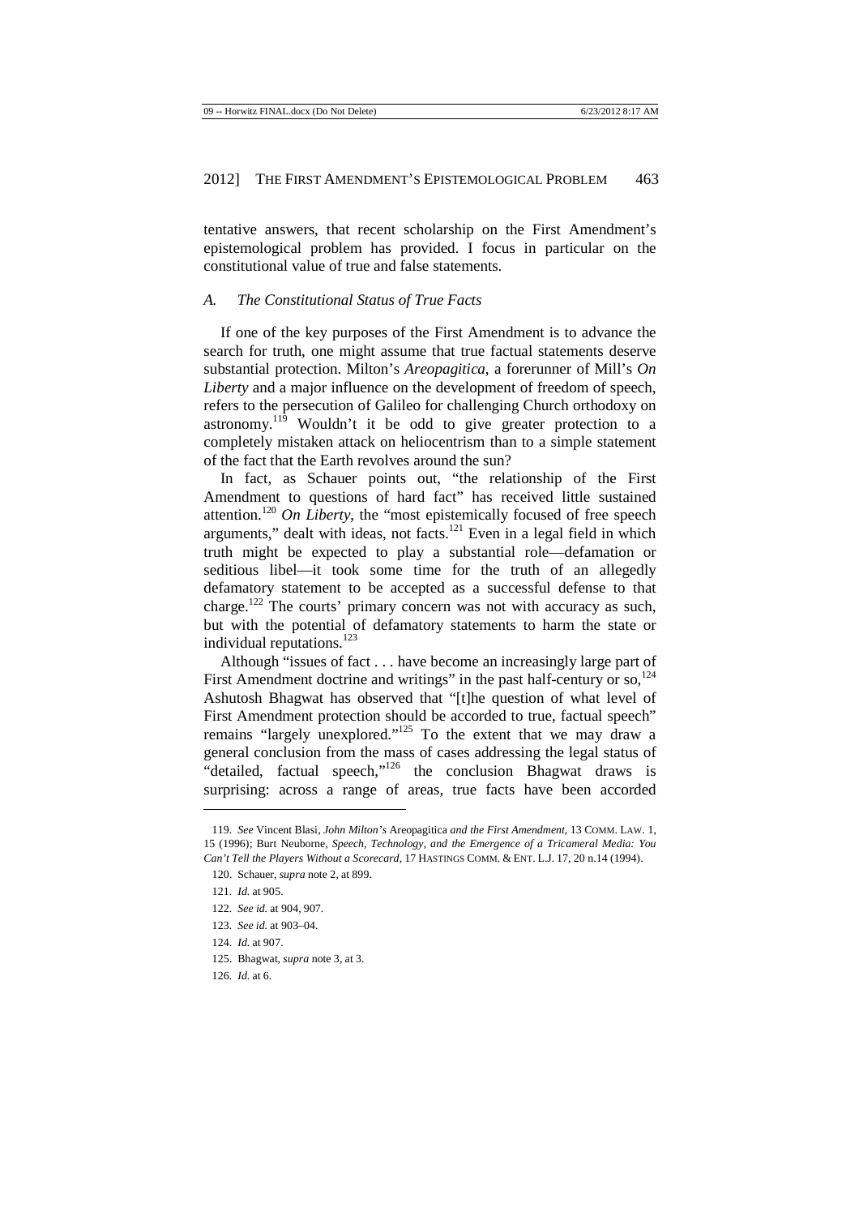tentative answers, that recent scholarship on the First Amendment's epistemological problem has provided. I focus in particular on the constitutional value of true and false statements.

### *A. The Constitutional Status of True Facts*

If one of the key purposes of the First Amendment is to advance the search for truth, one might assume that true factual statements deserve substantial protection. Milton's *Areopagitica*, a forerunner of Mill's *On Liberty* and a major influence on the development of freedom of speech, refers to the persecution of Galileo for challenging Church orthodoxy on astronomy.[119] Wouldn't it be odd to give greater protection to a completely mistaken attack on heliocentrism than to a simple statement of the fact that the Earth revolves around the sun?

In fact, as Schauer points out, "the relationship of the First Amendment to questions of hard fact" has received little sustained attention.[120] *On Liberty*, the "most epistemically focused of free speech arguments," dealt with ideas, not facts.[121] Even in a legal field in which truth might be expected to play a substantial role—defamation or seditious libel—it took some time for the truth of an allegedly defamatory statement to be accepted as a successful defense to that charge.[122] The courts' primary concern was not with accuracy as such, but with the potential of defamatory statements to harm the state or individual reputations.[123]

Although "issues of fact . . . have become an increasingly large part of First Amendment doctrine and writings" in the past half-century or so,[124] Ashutosh Bhagwat has observed that "[t]he question of what level of First Amendment protection should be accorded to true, factual speech" remains "largely unexplored."[125] To the extent that we may draw a general conclusion from the mass of cases addressing the legal status of "detailed, factual speech,"[126] the conclusion Bhagwat draws is surprising: across a range of areas, true facts have been accorded

---

119. *See* Vincent Blasi, *John Milton's* Areopagitica *and the First Amendment*, 13 COMM. LAW. 1, 15 (1996); Burt Neuborne, *Speech, Technology, and the Emergence of a Tricameral Media: You Can't Tell the Players Without a Scorecard*, 17 HASTINGS COMM. & ENT. L.J. 17, 20 n.14 (1994).

120. Schauer, *supra* note 2, at 899.

121. *Id.* at 905.

122. *See id.* at 904, 907.

123. *See id.* at 903–04.

124. *Id.* at 907.

125. Bhagwat, *supra* note 3, at 3.

126. *Id.* at 6.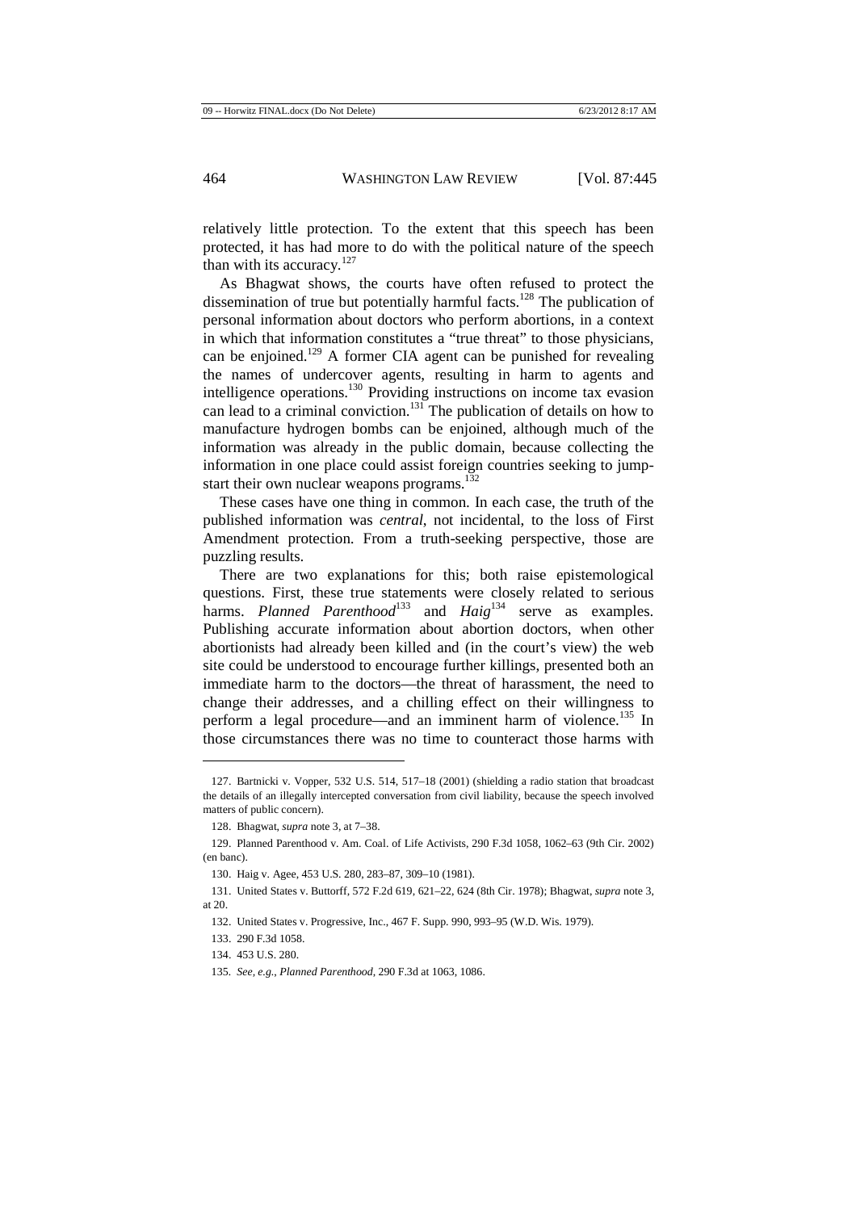relatively little protection. To the extent that this speech has been protected, it has had more to do with the political nature of the speech than with its accuracy.[127]

As Bhagwat shows, the courts have often refused to protect the dissemination of true but potentially harmful facts.[128] The publication of personal information about doctors who perform abortions, in a context in which that information constitutes a "true threat" to those physicians, can be enjoined.[129] A former CIA agent can be punished for revealing the names of undercover agents, resulting in harm to agents and intelligence operations.[130] Providing instructions on income tax evasion can lead to a criminal conviction.[131] The publication of details on how to manufacture hydrogen bombs can be enjoined, although much of the information was already in the public domain, because collecting the information in one place could assist foreign countries seeking to jump-start their own nuclear weapons programs.[132]

These cases have one thing in common. In each case, the truth of the published information was *central*, not incidental, to the loss of First Amendment protection. From a truth-seeking perspective, those are puzzling results.

There are two explanations for this; both raise epistemological questions. First, these true statements were closely related to serious harms. *Planned Parenthood*[133] and *Haig*[134] serve as examples. Publishing accurate information about abortion doctors, when other abortionists had already been killed and (in the court's view) the web site could be understood to encourage further killings, presented both an immediate harm to the doctors—the threat of harassment, the need to change their addresses, and a chilling effect on their willingness to perform a legal procedure—and an imminent harm of violence.[135] In those circumstances there was no time to counteract those harms with

127. Bartnicki v. Vopper, 532 U.S. 514, 517–18 (2001) (shielding a radio station that broadcast the details of an illegally intercepted conversation from civil liability, because the speech involved matters of public concern).

128. Bhagwat, *supra* note 3, at 7–38.

129. Planned Parenthood v. Am. Coal. of Life Activists, 290 F.3d 1058, 1062–63 (9th Cir. 2002) (en banc).

130. Haig v. Agee, 453 U.S. 280, 283–87, 309–10 (1981).

131. United States v. Buttorff, 572 F.2d 619, 621–22, 624 (8th Cir. 1978); Bhagwat, *supra* note 3, at 20.

132. United States v. Progressive, Inc., 467 F. Supp. 990, 993–95 (W.D. Wis. 1979).

133. 290 F.3d 1058.

134. 453 U.S. 280.

135. *See, e.g.*, *Planned Parenthood*, 290 F.3d at 1063, 1086.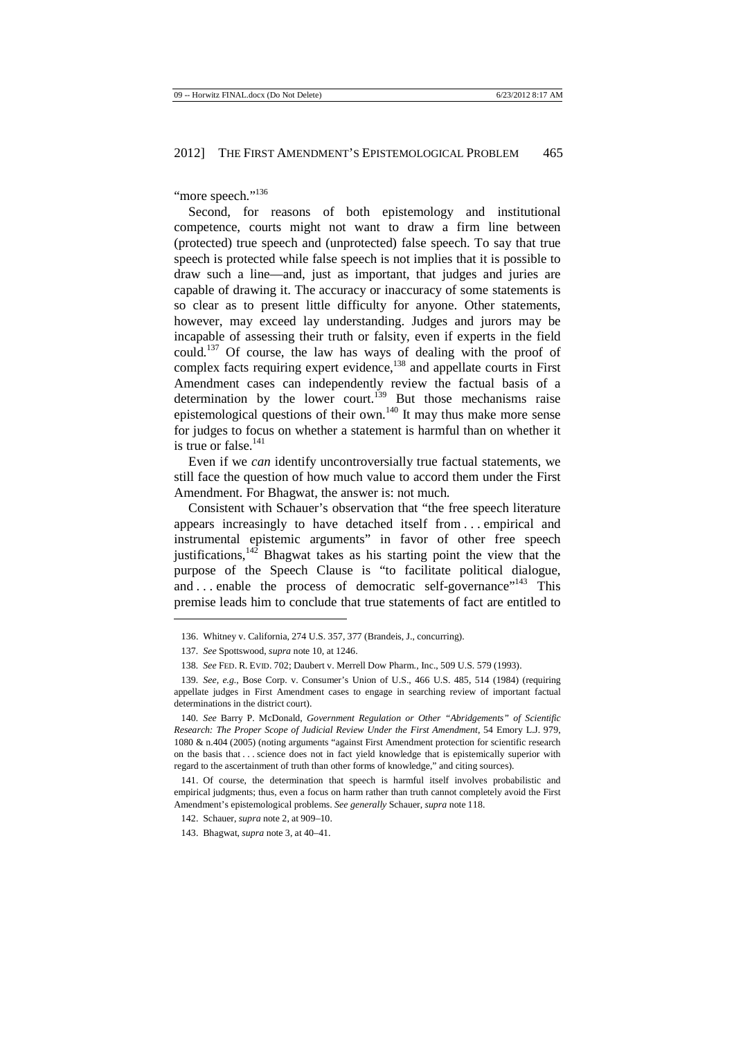"more speech."[136]

Second, for reasons of both epistemology and institutional competence, courts might not want to draw a firm line between (protected) true speech and (unprotected) false speech. To say that true speech is protected while false speech is not implies that it is possible to draw such a line—and, just as important, that judges and juries are capable of drawing it. The accuracy or inaccuracy of some statements is so clear as to present little difficulty for anyone. Other statements, however, may exceed lay understanding. Judges and jurors may be incapable of assessing their truth or falsity, even if experts in the field could.[137] Of course, the law has ways of dealing with the proof of complex facts requiring expert evidence,[138] and appellate courts in First Amendment cases can independently review the factual basis of a determination by the lower court.[139] But those mechanisms raise epistemological questions of their own.[140] It may thus make more sense for judges to focus on whether a statement is harmful than on whether it is true or false.[141]

Even if we *can* identify uncontroversially true factual statements, we still face the question of how much value to accord them under the First Amendment. For Bhagwat, the answer is: not much.

Consistent with Schauer's observation that "the free speech literature appears increasingly to have detached itself from . . . empirical and instrumental epistemic arguments" in favor of other free speech justifications,[142] Bhagwat takes as his starting point the view that the purpose of the Speech Clause is "to facilitate political dialogue, and . . . enable the process of democratic self-governance"[143] This premise leads him to conclude that true statements of fact are entitled to

---

136. Whitney v. California, 274 U.S. 357, 377 (Brandeis, J., concurring).

137. *See* Spottswood, *supra* note 10, at 1246.

138. *See* FED. R. EVID. 702; Daubert v. Merrell Dow Pharm., Inc., 509 U.S. 579 (1993).

139. *See, e.g.*, Bose Corp. v. Consumer's Union of U.S., 466 U.S. 485, 514 (1984) (requiring appellate judges in First Amendment cases to engage in searching review of important factual determinations in the district court).

140. *See* Barry P. McDonald, *Government Regulation or Other "Abridgements" of Scientific Research: The Proper Scope of Judicial Review Under the First Amendment*, 54 Emory L.J. 979, 1080 & n.404 (2005) (noting arguments "against First Amendment protection for scientific research on the basis that . . . science does not in fact yield knowledge that is epistemically superior with regard to the ascertainment of truth than other forms of knowledge," and citing sources).

141. Of course, the determination that speech is harmful itself involves probabilistic and empirical judgments; thus, even a focus on harm rather than truth cannot completely avoid the First Amendment's epistemological problems. *See generally* Schauer, *supra* note 118.

142. Schauer, *supra* note 2, at 909–10.

143. Bhagwat, *supra* note 3, at 40–41.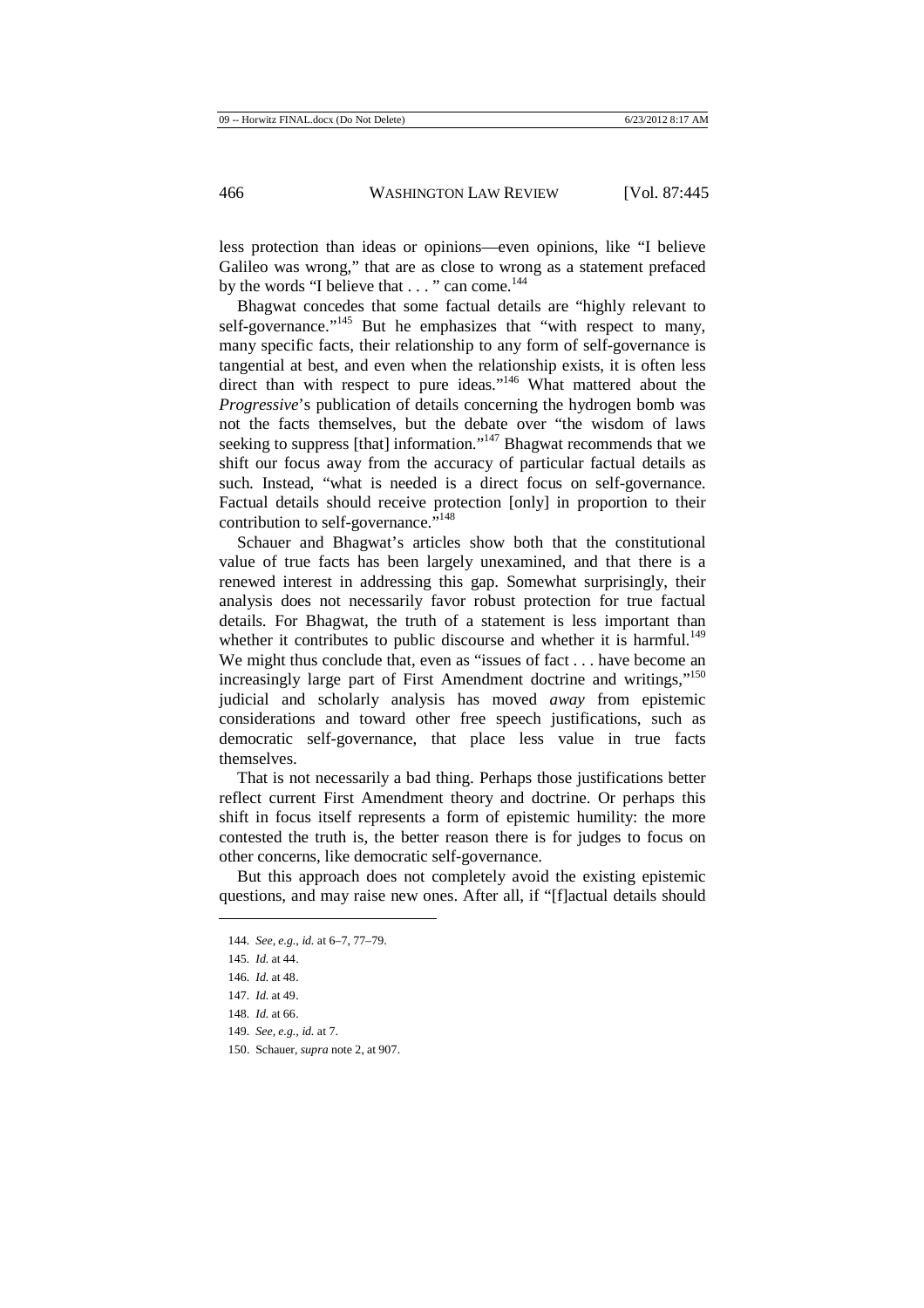less protection than ideas or opinions—even opinions, like "I believe Galileo was wrong," that are as close to wrong as a statement prefaced by the words "I believe that . . . " can come.[144]

Bhagwat concedes that some factual details are "highly relevant to self-governance."[145] But he emphasizes that "with respect to many, many specific facts, their relationship to any form of self-governance is tangential at best, and even when the relationship exists, it is often less direct than with respect to pure ideas."[146] What mattered about the *Progressive*'s publication of details concerning the hydrogen bomb was not the facts themselves, but the debate over "the wisdom of laws seeking to suppress [that] information."[147] Bhagwat recommends that we shift our focus away from the accuracy of particular factual details as such. Instead, "what is needed is a direct focus on self-governance. Factual details should receive protection [only] in proportion to their contribution to self-governance."[148]

Schauer and Bhagwat's articles show both that the constitutional value of true facts has been largely unexamined, and that there is a renewed interest in addressing this gap. Somewhat surprisingly, their analysis does not necessarily favor robust protection for true factual details. For Bhagwat, the truth of a statement is less important than whether it contributes to public discourse and whether it is harmful.[149] We might thus conclude that, even as "issues of fact . . . have become an increasingly large part of First Amendment doctrine and writings,"[150] judicial and scholarly analysis has moved *away* from epistemic considerations and toward other free speech justifications, such as democratic self-governance, that place less value in true facts themselves.

That is not necessarily a bad thing. Perhaps those justifications better reflect current First Amendment theory and doctrine. Or perhaps this shift in focus itself represents a form of epistemic humility: the more contested the truth is, the better reason there is for judges to focus on other concerns, like democratic self-governance.

But this approach does not completely avoid the existing epistemic questions, and may raise new ones. After all, if "[f]actual details should

---

144. *See, e.g.*, *id.* at 6–7, 77–79.

145. *Id.* at 44.

146. *Id.* at 48.

147. *Id.* at 49.

148. *Id.* at 66.

149. *See, e.g.*, *id.* at 7.

150. Schauer, *supra* note 2, at 907.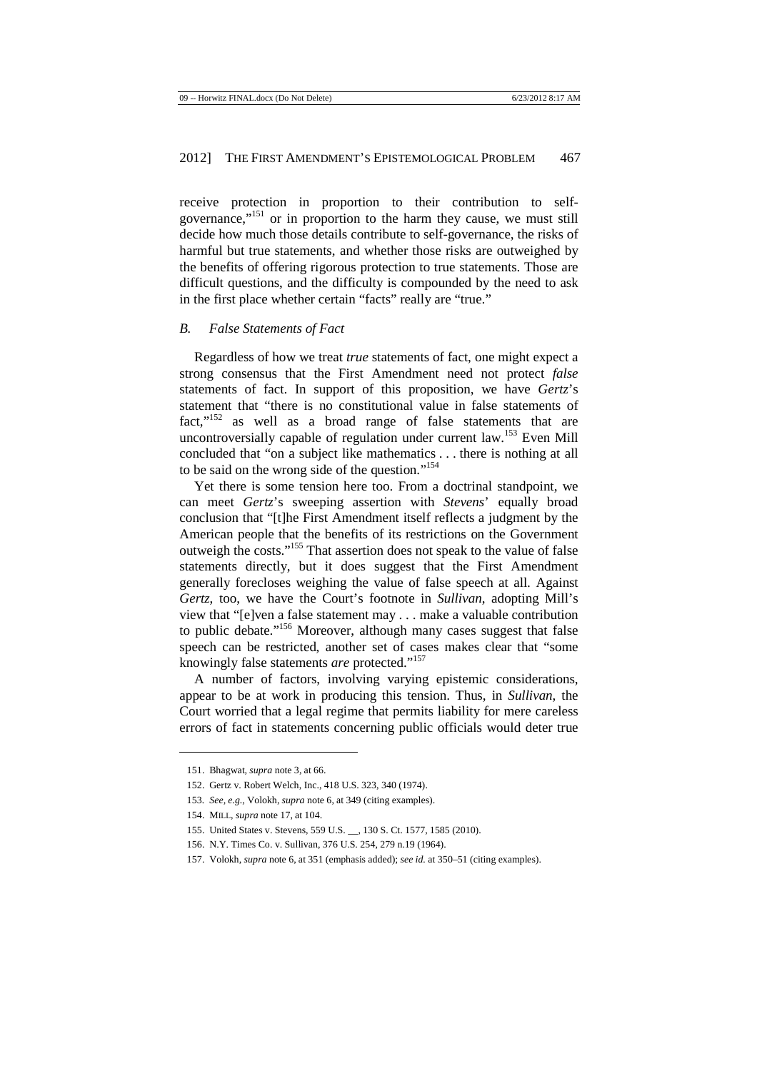receive protection in proportion to their contribution to self-governance,"[151] or in proportion to the harm they cause, we must still decide how much those details contribute to self-governance, the risks of harmful but true statements, and whether those risks are outweighed by the benefits of offering rigorous protection to true statements. Those are difficult questions, and the difficulty is compounded by the need to ask in the first place whether certain "facts" really are "true."

### *B. False Statements of Fact*

Regardless of how we treat *true* statements of fact, one might expect a strong consensus that the First Amendment need not protect *false* statements of fact. In support of this proposition, we have *Gertz*'s statement that "there is no constitutional value in false statements of fact,"[152] as well as a broad range of false statements that are uncontroversially capable of regulation under current law.[153] Even Mill concluded that "on a subject like mathematics . . . there is nothing at all to be said on the wrong side of the question."[154]

Yet there is some tension here too. From a doctrinal standpoint, we can meet *Gertz*'s sweeping assertion with *Stevens*' equally broad conclusion that "[t]he First Amendment itself reflects a judgment by the American people that the benefits of its restrictions on the Government outweigh the costs."[155] That assertion does not speak to the value of false statements directly, but it does suggest that the First Amendment generally forecloses weighing the value of false speech at all. Against *Gertz*, too, we have the Court's footnote in *Sullivan*, adopting Mill's view that "[e]ven a false statement may . . . make a valuable contribution to public debate."[156] Moreover, although many cases suggest that false speech can be restricted, another set of cases makes clear that "some knowingly false statements *are* protected."[157]

A number of factors, involving varying epistemic considerations, appear to be at work in producing this tension. Thus, in *Sullivan*, the Court worried that a legal regime that permits liability for mere careless errors of fact in statements concerning public officials would deter true

---

151. Bhagwat, *supra* note 3, at 66.

152. Gertz v. Robert Welch, Inc., 418 U.S. 323, 340 (1974).

153. *See, e.g.*, Volokh, *supra* note 6, at 349 (citing examples).

154. MILL, *supra* note 17, at 104.

155. United States v. Stevens, 559 U.S. __, 130 S. Ct. 1577, 1585 (2010).

156. N.Y. Times Co. v. Sullivan, 376 U.S. 254, 279 n.19 (1964).

157. Volokh, *supra* note 6, at 351 (emphasis added); *see id.* at 350–51 (citing examples).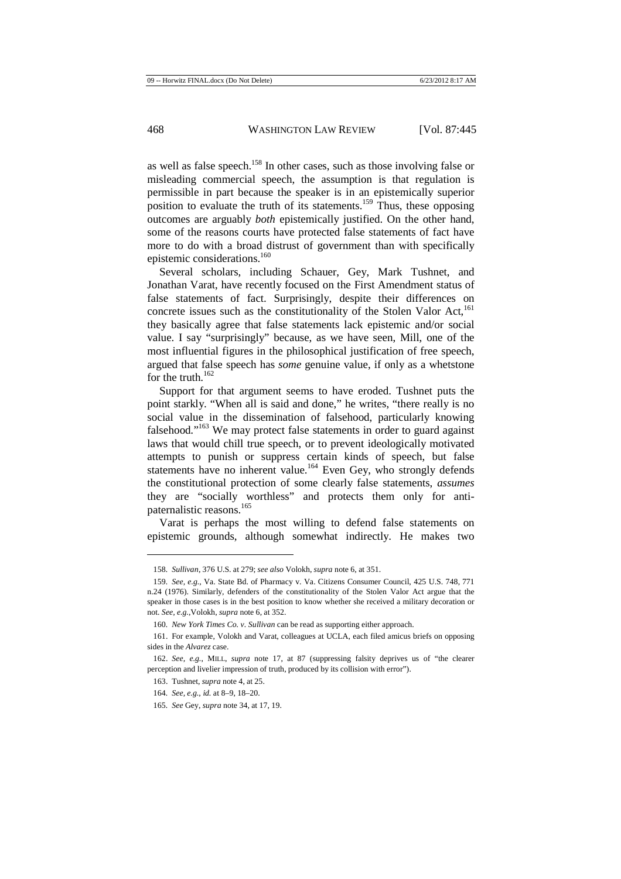as well as false speech.[158] In other cases, such as those involving false or misleading commercial speech, the assumption is that regulation is permissible in part because the speaker is in an epistemically superior position to evaluate the truth of its statements.[159] Thus, these opposing outcomes are arguably *both* epistemically justified. On the other hand, some of the reasons courts have protected false statements of fact have more to do with a broad distrust of government than with specifically epistemic considerations.[160]

Several scholars, including Schauer, Gey, Mark Tushnet, and Jonathan Varat, have recently focused on the First Amendment status of false statements of fact. Surprisingly, despite their differences on concrete issues such as the constitutionality of the Stolen Valor Act,[161] they basically agree that false statements lack epistemic and/or social value. I say "surprisingly" because, as we have seen, Mill, one of the most influential figures in the philosophical justification of free speech, argued that false speech has *some* genuine value, if only as a whetstone for the truth.[162]

Support for that argument seems to have eroded. Tushnet puts the point starkly. "When all is said and done," he writes, "there really is no social value in the dissemination of falsehood, particularly knowing falsehood."[163] We may protect false statements in order to guard against laws that would chill true speech, or to prevent ideologically motivated attempts to punish or suppress certain kinds of speech, but false statements have no inherent value.[164] Even Gey, who strongly defends the constitutional protection of some clearly false statements, *assumes* they are "socially worthless" and protects them only for anti-paternalistic reasons.[165]

Varat is perhaps the most willing to defend false statements on epistemic grounds, although somewhat indirectly. He makes two

---

158. *Sullivan*, 376 U.S. at 279; *see also* Volokh, *supra* note 6, at 351.

159. *See, e.g.*, Va. State Bd. of Pharmacy v. Va. Citizens Consumer Council, 425 U.S. 748, 771 n.24 (1976). Similarly, defenders of the constitutionality of the Stolen Valor Act argue that the speaker in those cases is in the best position to know whether she received a military decoration or not. *See, e.g.*,Volokh, *supra* note 6, at 352.

160. *New York Times Co. v. Sullivan* can be read as supporting either approach.

161. For example, Volokh and Varat, colleagues at UCLA, each filed amicus briefs on opposing sides in the *Alvarez* case.

162. *See, e.g.*, MILL, *supra* note 17, at 87 (suppressing falsity deprives us of "the clearer perception and livelier impression of truth, produced by its collision with error").

163. Tushnet, *supra* note 4, at 25.

164. *See, e.g.*, *id.* at 8–9, 18–20.

165. *See* Gey, *supra* note 34, at 17, 19.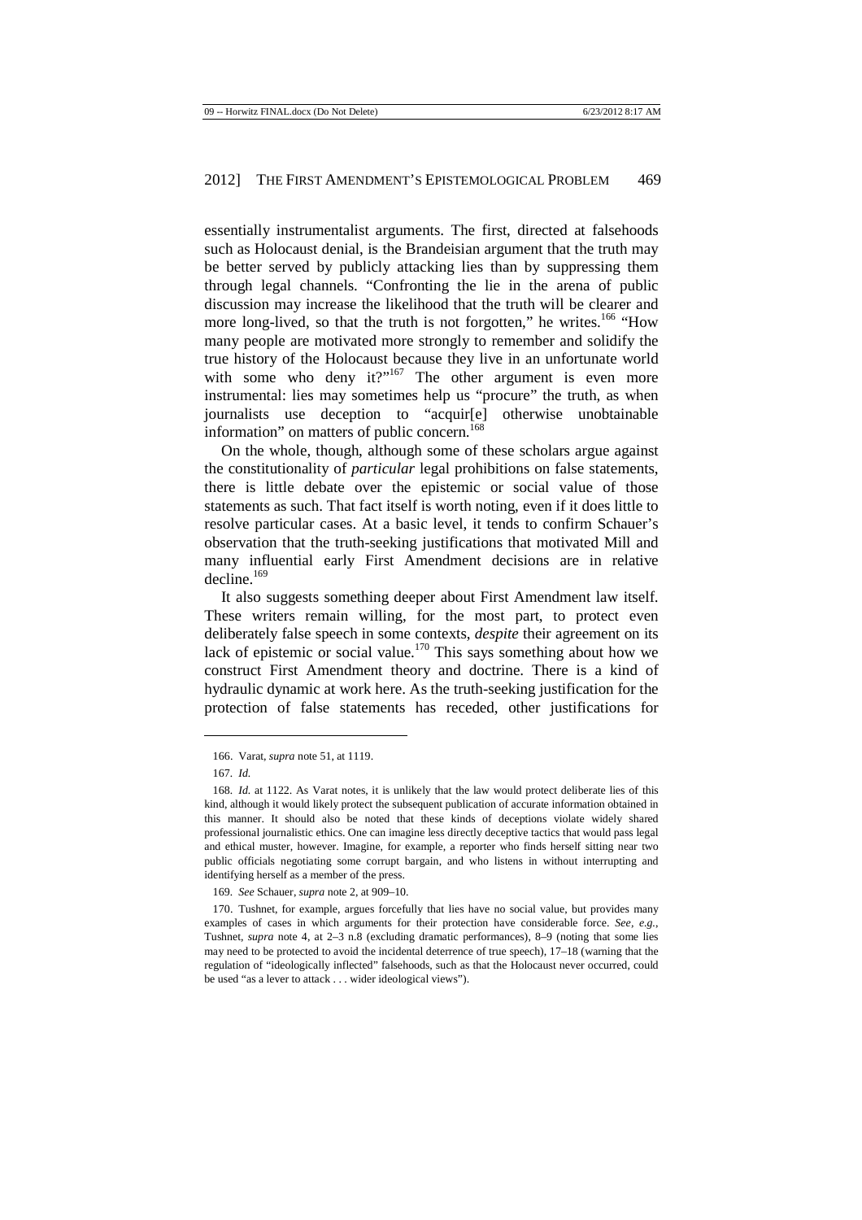essentially instrumentalist arguments. The first, directed at falsehoods such as Holocaust denial, is the Brandeisian argument that the truth may be better served by publicly attacking lies than by suppressing them through legal channels. "Confronting the lie in the arena of public discussion may increase the likelihood that the truth will be clearer and more long-lived, so that the truth is not forgotten," he writes.[166] "How many people are motivated more strongly to remember and solidify the true history of the Holocaust because they live in an unfortunate world with some who deny it?"[167] The other argument is even more instrumental: lies may sometimes help us "procure" the truth, as when journalists use deception to "acquir[e] otherwise unobtainable information" on matters of public concern.[168]

On the whole, though, although some of these scholars argue against the constitutionality of *particular* legal prohibitions on false statements, there is little debate over the epistemic or social value of those statements as such. That fact itself is worth noting, even if it does little to resolve particular cases. At a basic level, it tends to confirm Schauer's observation that the truth-seeking justifications that motivated Mill and many influential early First Amendment decisions are in relative decline.[169]

It also suggests something deeper about First Amendment law itself. These writers remain willing, for the most part, to protect even deliberately false speech in some contexts, *despite* their agreement on its lack of epistemic or social value.[170] This says something about how we construct First Amendment theory and doctrine. There is a kind of hydraulic dynamic at work here. As the truth-seeking justification for the protection of false statements has receded, other justifications for

---

166. Varat, *supra* note 51, at 1119.

167. *Id.*

168. *Id.* at 1122. As Varat notes, it is unlikely that the law would protect deliberate lies of this kind, although it would likely protect the subsequent publication of accurate information obtained in this manner. It should also be noted that these kinds of deceptions violate widely shared professional journalistic ethics. One can imagine less directly deceptive tactics that would pass legal and ethical muster, however. Imagine, for example, a reporter who finds herself sitting near two public officials negotiating some corrupt bargain, and who listens in without interrupting and identifying herself as a member of the press.

169. *See* Schauer, *supra* note 2, at 909–10.

170. Tushnet, for example, argues forcefully that lies have no social value, but provides many examples of cases in which arguments for their protection have considerable force. *See, e.g.*, Tushnet, *supra* note 4, at 2–3 n.8 (excluding dramatic performances), 8–9 (noting that some lies may need to be protected to avoid the incidental deterrence of true speech), 17–18 (warning that the regulation of "ideologically inflected" falsehoods, such as that the Holocaust never occurred, could be used "as a lever to attack . . . wider ideological views").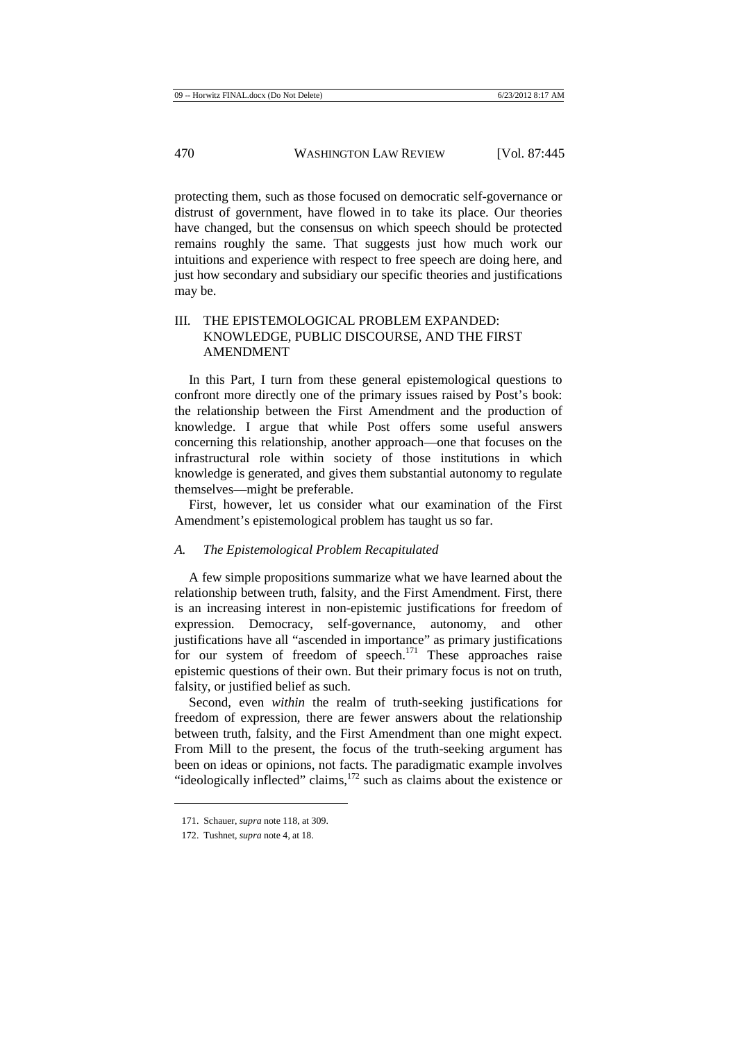protecting them, such as those focused on democratic self-governance or distrust of government, have flowed in to take its place. Our theories have changed, but the consensus on which speech should be protected remains roughly the same. That suggests just how much work our intuitions and experience with respect to free speech are doing here, and just how secondary and subsidiary our specific theories and justifications may be.

## III. THE EPISTEMOLOGICAL PROBLEM EXPANDED: KNOWLEDGE, PUBLIC DISCOURSE, AND THE FIRST AMENDMENT

In this Part, I turn from these general epistemological questions to confront more directly one of the primary issues raised by Post's book: the relationship between the First Amendment and the production of knowledge. I argue that while Post offers some useful answers concerning this relationship, another approach—one that focuses on the infrastructural role within society of those institutions in which knowledge is generated, and gives them substantial autonomy to regulate themselves—might be preferable.

First, however, let us consider what our examination of the First Amendment's epistemological problem has taught us so far.

### A. *The Epistemological Problem Recapitulated*

A few simple propositions summarize what we have learned about the relationship between truth, falsity, and the First Amendment. First, there is an increasing interest in non-epistemic justifications for freedom of expression. Democracy, self-governance, autonomy, and other justifications have all "ascended in importance" as primary justifications for our system of freedom of speech.[171] These approaches raise epistemic questions of their own. But their primary focus is not on truth, falsity, or justified belief as such.

Second, even *within* the realm of truth-seeking justifications for freedom of expression, there are fewer answers about the relationship between truth, falsity, and the First Amendment than one might expect. From Mill to the present, the focus of the truth-seeking argument has been on ideas or opinions, not facts. The paradigmatic example involves "ideologically inflected" claims,[172] such as claims about the existence or

171. Schauer, *supra* note 118, at 309.

172. Tushnet, *supra* note 4, at 18.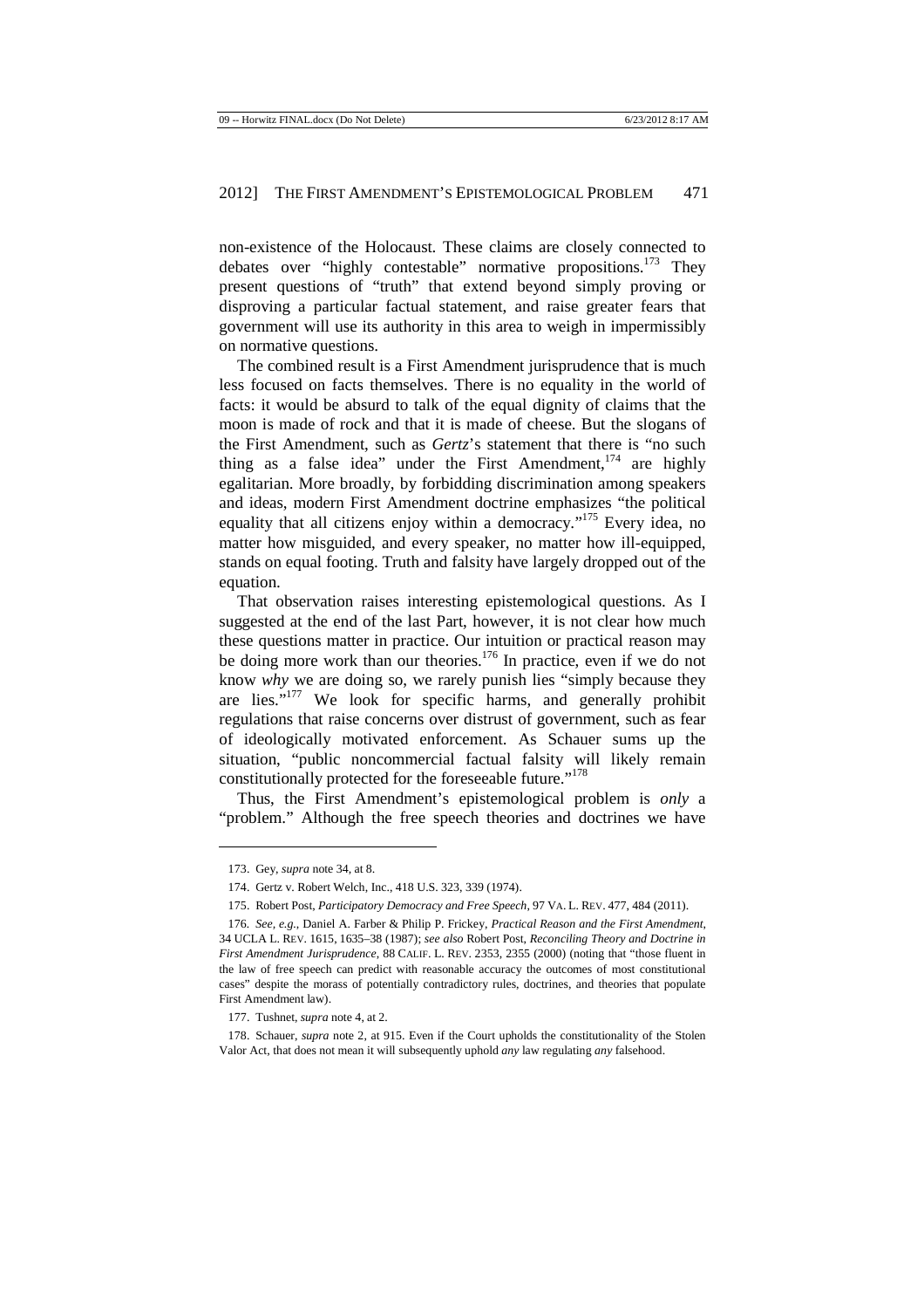non-existence of the Holocaust. These claims are closely connected to debates over "highly contestable" normative propositions.[173] They present questions of "truth" that extend beyond simply proving or disproving a particular factual statement, and raise greater fears that government will use its authority in this area to weigh in impermissibly on normative questions.

The combined result is a First Amendment jurisprudence that is much less focused on facts themselves. There is no equality in the world of facts: it would be absurd to talk of the equal dignity of claims that the moon is made of rock and that it is made of cheese. But the slogans of the First Amendment, such as *Gertz*'s statement that there is "no such thing as a false idea" under the First Amendment,[174] are highly egalitarian. More broadly, by forbidding discrimination among speakers and ideas, modern First Amendment doctrine emphasizes "the political equality that all citizens enjoy within a democracy."[175] Every idea, no matter how misguided, and every speaker, no matter how ill-equipped, stands on equal footing. Truth and falsity have largely dropped out of the equation.

That observation raises interesting epistemological questions. As I suggested at the end of the last Part, however, it is not clear how much these questions matter in practice. Our intuition or practical reason may be doing more work than our theories.[176] In practice, even if we do not know *why* we are doing so, we rarely punish lies "simply because they are lies."[177] We look for specific harms, and generally prohibit regulations that raise concerns over distrust of government, such as fear of ideologically motivated enforcement. As Schauer sums up the situation, "public noncommercial factual falsity will likely remain constitutionally protected for the foreseeable future."[178]

Thus, the First Amendment's epistemological problem is *only* a "problem." Although the free speech theories and doctrines we have

---

173. Gey, *supra* note 34, at 8.

174. Gertz v. Robert Welch, Inc., 418 U.S. 323, 339 (1974).

175. Robert Post, *Participatory Democracy and Free Speech*, 97 VA. L. REV. 477, 484 (2011).

176. *See, e.g.*, Daniel A. Farber & Philip P. Frickey, *Practical Reason and the First Amendment*, 34 UCLA L. REV. 1615, 1635–38 (1987); *see also* Robert Post, *Reconciling Theory and Doctrine in First Amendment Jurisprudence*, 88 CALIF. L. REV. 2353, 2355 (2000) (noting that "those fluent in the law of free speech can predict with reasonable accuracy the outcomes of most constitutional cases" despite the morass of potentially contradictory rules, doctrines, and theories that populate First Amendment law).

177. Tushnet, *supra* note 4, at 2.

178. Schauer, *supra* note 2, at 915. Even if the Court upholds the constitutionality of the Stolen Valor Act, that does not mean it will subsequently uphold *any* law regulating *any* falsehood.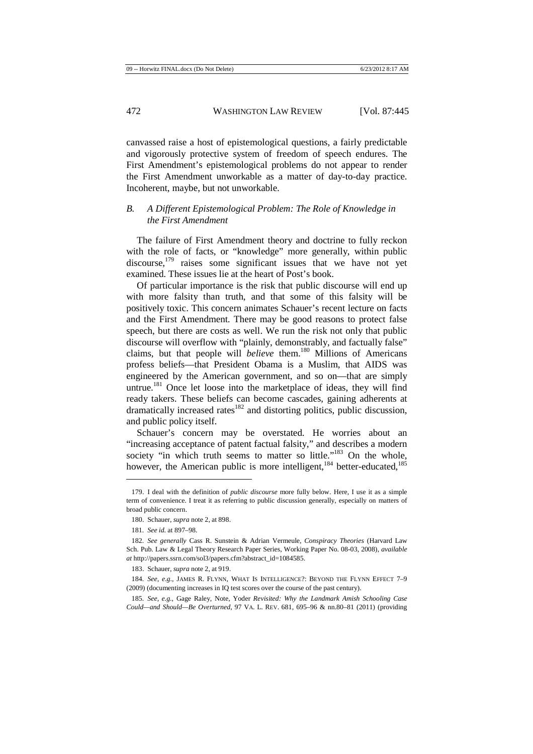canvassed raise a host of epistemological questions, a fairly predictable and vigorously protective system of freedom of speech endures. The First Amendment's epistemological problems do not appear to render the First Amendment unworkable as a matter of day-to-day practice. Incoherent, maybe, but not unworkable.

### *B. A Different Epistemological Problem: The Role of Knowledge in the First Amendment*

The failure of First Amendment theory and doctrine to fully reckon with the role of facts, or "knowledge" more generally, within public discourse,[179] raises some significant issues that we have not yet examined. These issues lie at the heart of Post's book.

Of particular importance is the risk that public discourse will end up with more falsity than truth, and that some of this falsity will be positively toxic. This concern animates Schauer's recent lecture on facts and the First Amendment. There may be good reasons to protect false speech, but there are costs as well. We run the risk not only that public discourse will overflow with "plainly, demonstrably, and factually false" claims, but that people will *believe* them.[180] Millions of Americans profess beliefs—that President Obama is a Muslim, that AIDS was engineered by the American government, and so on—that are simply untrue.[181] Once let loose into the marketplace of ideas, they will find ready takers. These beliefs can become cascades, gaining adherents at dramatically increased rates[182] and distorting politics, public discussion, and public policy itself.

Schauer's concern may be overstated. He worries about an "increasing acceptance of patent factual falsity," and describes a modern society "in which truth seems to matter so little."[183] On the whole, however, the American public is more intelligent,[184] better-educated,[185]

---

179. I deal with the definition of *public discourse* more fully below. Here, I use it as a simple term of convenience. I treat it as referring to public discussion generally, especially on matters of broad public concern.

180. Schauer, *supra* note 2, at 898.

181. *See id.* at 897–98.

182. *See generally* Cass R. Sunstein & Adrian Vermeule, *Conspiracy Theories* (Harvard Law Sch. Pub. Law & Legal Theory Research Paper Series, Working Paper No. 08-03, 2008), *available at* http://papers.ssrn.com/sol3/papers.cfm?abstract_id=1084585.

183. Schauer, *supra* note 2, at 919.

184. *See, e.g.*, JAMES R. FLYNN, WHAT IS INTELLIGENCE?: BEYOND THE FLYNN EFFECT 7–9 (2009) (documenting increases in IQ test scores over the course of the past century).

185. *See, e.g.*, Gage Raley, Note, Yoder *Revisited: Why the Landmark Amish Schooling Case Could—and Should—Be Overturned*, 97 VA. L. REV. 681, 695–96 & nn.80–81 (2011) (providing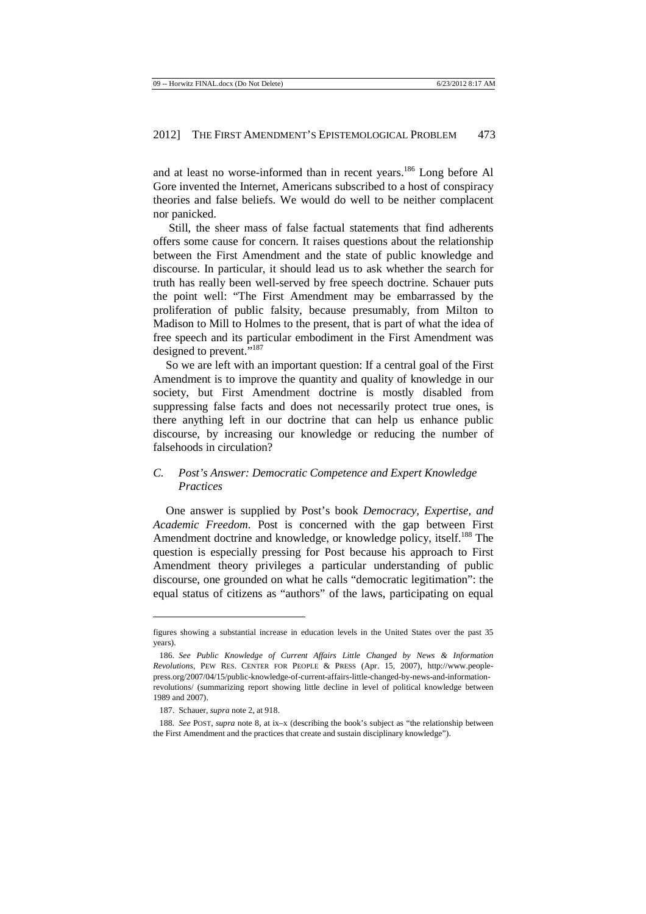and at least no worse-informed than in recent years.[186] Long before Al Gore invented the Internet, Americans subscribed to a host of conspiracy theories and false beliefs. We would do well to be neither complacent nor panicked.

Still, the sheer mass of false factual statements that find adherents offers some cause for concern. It raises questions about the relationship between the First Amendment and the state of public knowledge and discourse. In particular, it should lead us to ask whether the search for truth has really been well-served by free speech doctrine. Schauer puts the point well: "The First Amendment may be embarrassed by the proliferation of public falsity, because presumably, from Milton to Madison to Mill to Holmes to the present, that is part of what the idea of free speech and its particular embodiment in the First Amendment was designed to prevent."[187]

So we are left with an important question: If a central goal of the First Amendment is to improve the quantity and quality of knowledge in our society, but First Amendment doctrine is mostly disabled from suppressing false facts and does not necessarily protect true ones, is there anything left in our doctrine that can help us enhance public discourse, by increasing our knowledge or reducing the number of falsehoods in circulation?

### *C. Post's Answer: Democratic Competence and Expert Knowledge Practices*

One answer is supplied by Post's book *Democracy, Expertise, and Academic Freedom*. Post is concerned with the gap between First Amendment doctrine and knowledge, or knowledge policy, itself.[188] The question is especially pressing for Post because his approach to First Amendment theory privileges a particular understanding of public discourse, one grounded on what he calls "democratic legitimation": the equal status of citizens as "authors" of the laws, participating on equal

---

figures showing a substantial increase in education levels in the United States over the past 35 years).

186. *See Public Knowledge of Current Affairs Little Changed by News & Information Revolutions*, PEW RES. CENTER FOR PEOPLE & PRESS (Apr. 15, 2007), http://www.people-press.org/2007/04/15/public-knowledge-of-current-affairs-little-changed-by-news-and-information-revolutions/ (summarizing report showing little decline in level of political knowledge between 1989 and 2007).

187. Schauer, *supra* note 2, at 918.

188. *See* POST, *supra* note 8, at ix–x (describing the book's subject as "the relationship between the First Amendment and the practices that create and sustain disciplinary knowledge").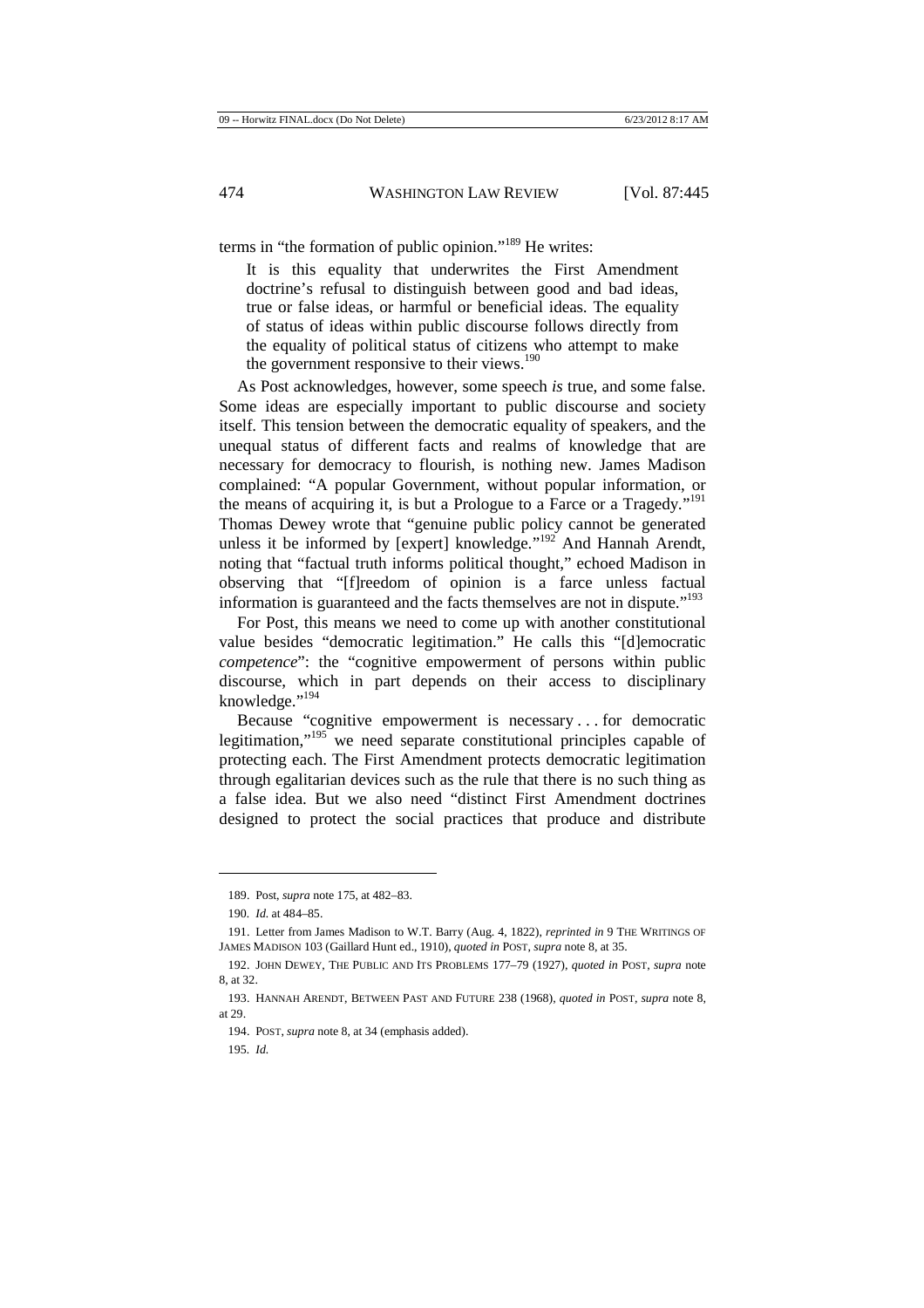terms in "the formation of public opinion."[189] He writes:

> It is this equality that underwrites the First Amendment doctrine's refusal to distinguish between good and bad ideas, true or false ideas, or harmful or beneficial ideas. The equality of status of ideas within public discourse follows directly from the equality of political status of citizens who attempt to make the government responsive to their views.[190]

As Post acknowledges, however, some speech *is* true, and some false. Some ideas are especially important to public discourse and society itself. This tension between the democratic equality of speakers, and the unequal status of different facts and realms of knowledge that are necessary for democracy to flourish, is nothing new. James Madison complained: "A popular Government, without popular information, or the means of acquiring it, is but a Prologue to a Farce or a Tragedy."[191] Thomas Dewey wrote that "genuine public policy cannot be generated unless it be informed by [expert] knowledge."[192] And Hannah Arendt, noting that "factual truth informs political thought," echoed Madison in observing that "[f]reedom of opinion is a farce unless factual information is guaranteed and the facts themselves are not in dispute."[193]

For Post, this means we need to come up with another constitutional value besides "democratic legitimation." He calls this "[d]emocratic *competence*": the "cognitive empowerment of persons within public discourse, which in part depends on their access to disciplinary knowledge."[194]

Because "cognitive empowerment is necessary . . . for democratic legitimation,"[195] we need separate constitutional principles capable of protecting each. The First Amendment protects democratic legitimation through egalitarian devices such as the rule that there is no such thing as a false idea. But we also need "distinct First Amendment doctrines designed to protect the social practices that produce and distribute

---

189. Post, *supra* note 175, at 482–83.

190. *Id.* at 484–85.

191. Letter from James Madison to W.T. Barry (Aug. 4, 1822), *reprinted in* 9 THE WRITINGS OF JAMES MADISON 103 (Gaillard Hunt ed., 1910), *quoted in* POST, *supra* note 8, at 35.

192. JOHN DEWEY, THE PUBLIC AND ITS PROBLEMS 177–79 (1927), *quoted in* POST, *supra* note 8, at 32.

193. HANNAH ARENDT, BETWEEN PAST AND FUTURE 238 (1968), *quoted in* POST, *supra* note 8, at 29.

194. POST, *supra* note 8, at 34 (emphasis added).

195. *Id.*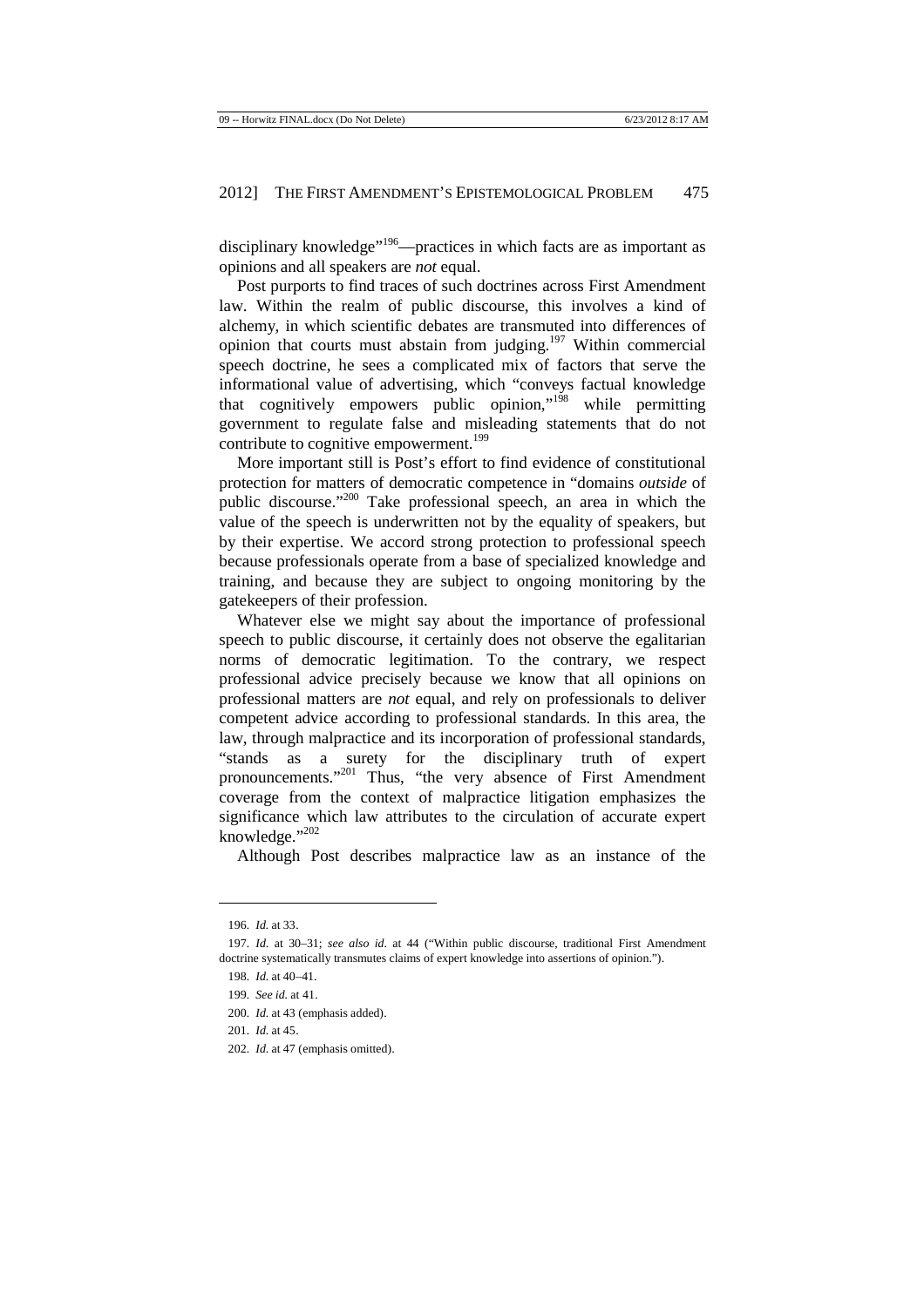disciplinary knowledge"[196]—practices in which facts are as important as opinions and all speakers are *not* equal.

Post purports to find traces of such doctrines across First Amendment law. Within the realm of public discourse, this involves a kind of alchemy, in which scientific debates are transmuted into differences of opinion that courts must abstain from judging.[197] Within commercial speech doctrine, he sees a complicated mix of factors that serve the informational value of advertising, which "conveys factual knowledge that cognitively empowers public opinion,"[198] while permitting government to regulate false and misleading statements that do not contribute to cognitive empowerment.[199]

More important still is Post's effort to find evidence of constitutional protection for matters of democratic competence in "domains *outside* of public discourse."[200] Take professional speech, an area in which the value of the speech is underwritten not by the equality of speakers, but by their expertise. We accord strong protection to professional speech because professionals operate from a base of specialized knowledge and training, and because they are subject to ongoing monitoring by the gatekeepers of their profession.

Whatever else we might say about the importance of professional speech to public discourse, it certainly does not observe the egalitarian norms of democratic legitimation. To the contrary, we respect professional advice precisely because we know that all opinions on professional matters are *not* equal, and rely on professionals to deliver competent advice according to professional standards. In this area, the law, through malpractice and its incorporation of professional standards, "stands as a surety for the disciplinary truth of expert pronouncements."[201] Thus, "the very absence of First Amendment coverage from the context of malpractice litigation emphasizes the significance which law attributes to the circulation of accurate expert knowledge."[202]

Although Post describes malpractice law as an instance of the

---

196. *Id.* at 33.

197. *Id.* at 30–31; *see also id.* at 44 ("Within public discourse, traditional First Amendment doctrine systematically transmutes claims of expert knowledge into assertions of opinion.").

198. *Id.* at 40–41.

199. *See id.* at 41.

200. *Id.* at 43 (emphasis added).

201. *Id.* at 45.

202. *Id.* at 47 (emphasis omitted).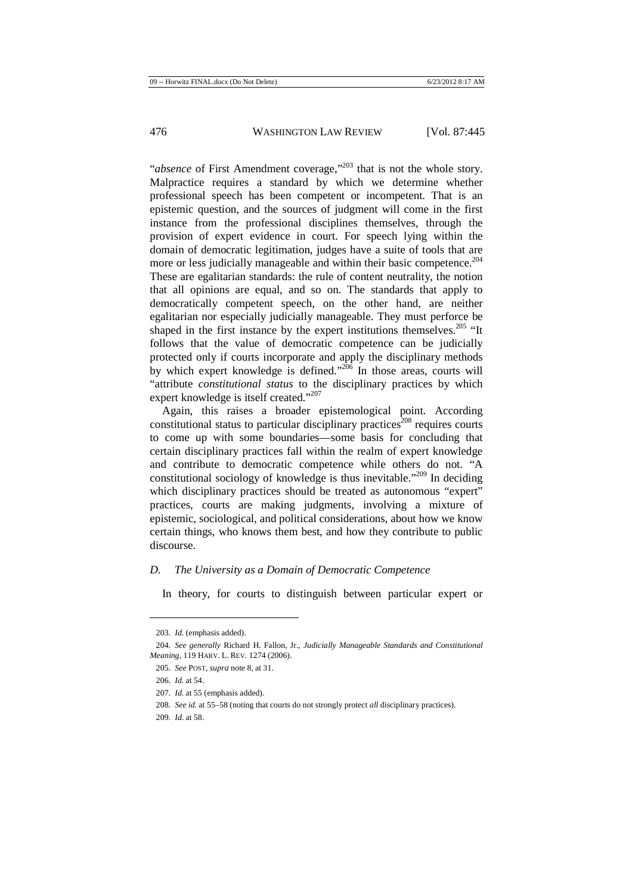"*absence* of First Amendment coverage,"[203] that is not the whole story. Malpractice requires a standard by which we determine whether professional speech has been competent or incompetent. That is an epistemic question, and the sources of judgment will come in the first instance from the professional disciplines themselves, through the provision of expert evidence in court. For speech lying within the domain of democratic legitimation, judges have a suite of tools that are more or less judicially manageable and within their basic competence.[204] These are egalitarian standards: the rule of content neutrality, the notion that all opinions are equal, and so on. The standards that apply to democratically competent speech, on the other hand, are neither egalitarian nor especially judicially manageable. They must perforce be shaped in the first instance by the expert institutions themselves.[205] "It follows that the value of democratic competence can be judicially protected only if courts incorporate and apply the disciplinary methods by which expert knowledge is defined."[206] In those areas, courts will "attribute *constitutional status* to the disciplinary practices by which expert knowledge is itself created."[207]

Again, this raises a broader epistemological point. According constitutional status to particular disciplinary practices[208] requires courts to come up with some boundaries—some basis for concluding that certain disciplinary practices fall within the realm of expert knowledge and contribute to democratic competence while others do not. "A constitutional sociology of knowledge is thus inevitable."[209] In deciding which disciplinary practices should be treated as autonomous "expert" practices, courts are making judgments, involving a mixture of epistemic, sociological, and political considerations, about how we know certain things, who knows them best, and how they contribute to public discourse.

### *D. The University as a Domain of Democratic Competence*

In theory, for courts to distinguish between particular expert or

---

203. *Id.* (emphasis added).

204. *See generally* Richard H. Fallon, Jr., *Judicially Manageable Standards and Constitutional Meaning*, 119 HARV. L. REV. 1274 (2006).

205. *See* POST, *supra* note 8, at 31.

206. *Id.* at 54.

207. *Id.* at 55 (emphasis added).

208. *See id.* at 55–58 (noting that courts do not strongly protect *all* disciplinary practices).

209. *Id.* at 58.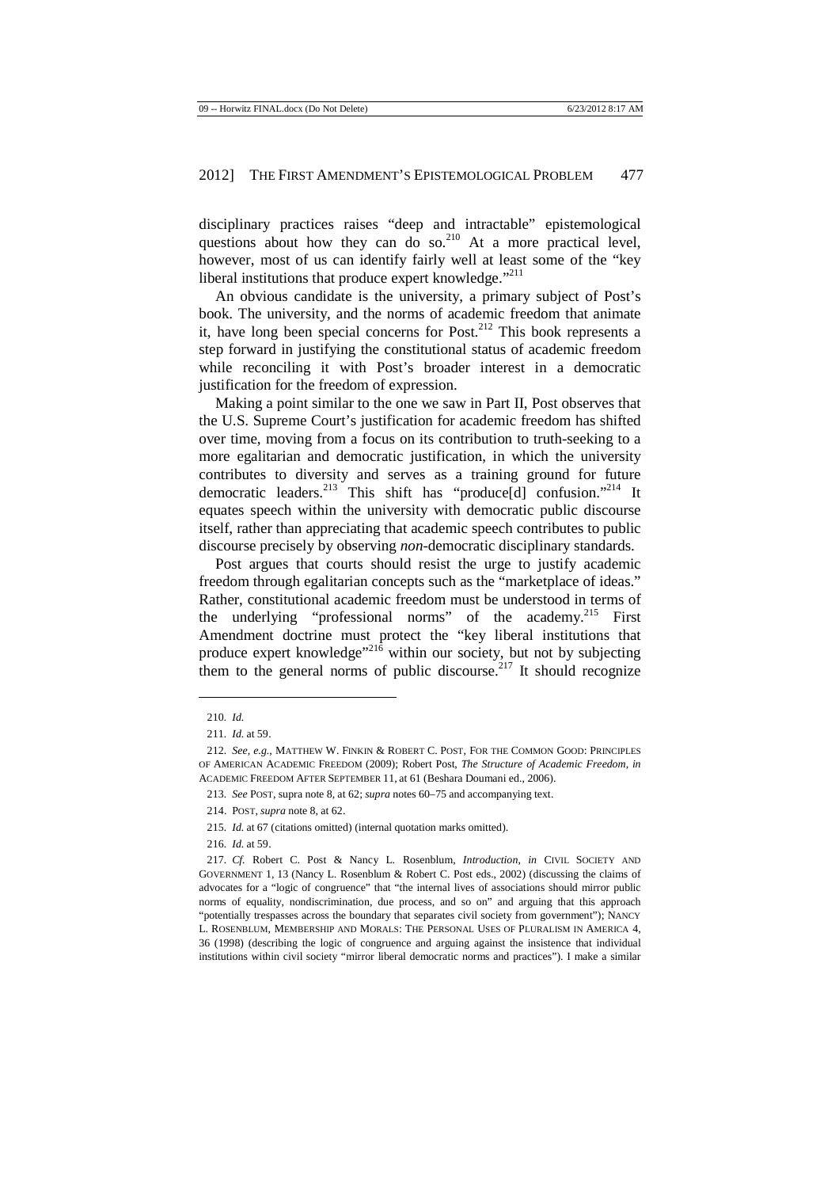disciplinary practices raises "deep and intractable" epistemological questions about how they can do so.[210] At a more practical level, however, most of us can identify fairly well at least some of the "key liberal institutions that produce expert knowledge."[211]

An obvious candidate is the university, a primary subject of Post's book. The university, and the norms of academic freedom that animate it, have long been special concerns for Post.[212] This book represents a step forward in justifying the constitutional status of academic freedom while reconciling it with Post's broader interest in a democratic justification for the freedom of expression.

Making a point similar to the one we saw in Part II, Post observes that the U.S. Supreme Court's justification for academic freedom has shifted over time, moving from a focus on its contribution to truth-seeking to a more egalitarian and democratic justification, in which the university contributes to diversity and serves as a training ground for future democratic leaders.[213] This shift has "produce[d] confusion."[214] It equates speech within the university with democratic public discourse itself, rather than appreciating that academic speech contributes to public discourse precisely by observing *non*-democratic disciplinary standards.

Post argues that courts should resist the urge to justify academic freedom through egalitarian concepts such as the "marketplace of ideas." Rather, constitutional academic freedom must be understood in terms of the underlying "professional norms" of the academy.[215] First Amendment doctrine must protect the "key liberal institutions that produce expert knowledge"[216] within our society, but not by subjecting them to the general norms of public discourse.[217] It should recognize

---

210. *Id.*

211. *Id.* at 59.

212. *See, e.g.*, MATTHEW W. FINKIN & ROBERT C. POST, FOR THE COMMON GOOD: PRINCIPLES OF AMERICAN ACADEMIC FREEDOM (2009); Robert Post, *The Structure of Academic Freedom*, *in* ACADEMIC FREEDOM AFTER SEPTEMBER 11, at 61 (Beshara Doumani ed., 2006).

213. *See* POST, supra note 8, at 62; *supra* notes 60–75 and accompanying text.

214. POST, *supra* note 8, at 62.

215. *Id.* at 67 (citations omitted) (internal quotation marks omitted).

216. *Id.* at 59.

217. *Cf.* Robert C. Post & Nancy L. Rosenblum, *Introduction*, *in* CIVIL SOCIETY AND GOVERNMENT 1, 13 (Nancy L. Rosenblum & Robert C. Post eds., 2002) (discussing the claims of advocates for a "logic of congruence" that "the internal lives of associations should mirror public norms of equality, nondiscrimination, due process, and so on" and arguing that this approach "potentially trespasses across the boundary that separates civil society from government"); NANCY L. ROSENBLUM, MEMBERSHIP AND MORALS: THE PERSONAL USES OF PLURALISM IN AMERICA 4, 36 (1998) (describing the logic of congruence and arguing against the insistence that individual institutions within civil society "mirror liberal democratic norms and practices"). I make a similar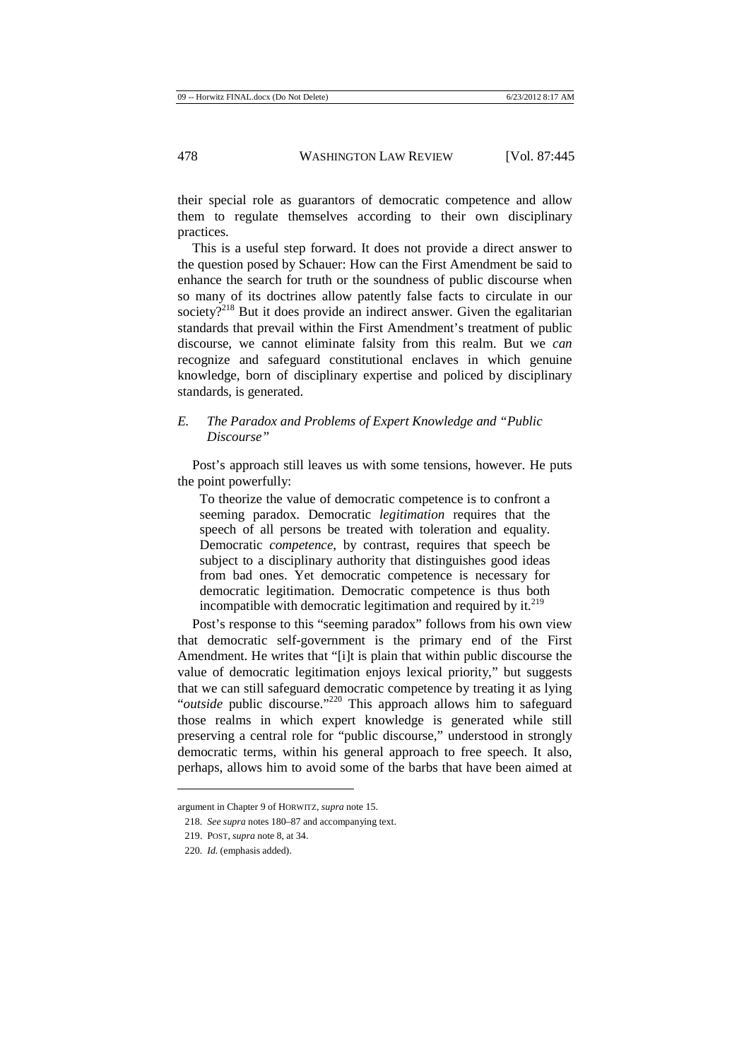their special role as guarantors of democratic competence and allow them to regulate themselves according to their own disciplinary practices.

This is a useful step forward. It does not provide a direct answer to the question posed by Schauer: How can the First Amendment be said to enhance the search for truth or the soundness of public discourse when so many of its doctrines allow patently false facts to circulate in our society?[218] But it does provide an indirect answer. Given the egalitarian standards that prevail within the First Amendment's treatment of public discourse, we cannot eliminate falsity from this realm. But we *can* recognize and safeguard constitutional enclaves in which genuine knowledge, born of disciplinary expertise and policed by disciplinary standards, is generated.

### *E. The Paradox and Problems of Expert Knowledge and "Public Discourse"*

Post's approach still leaves us with some tensions, however. He puts the point powerfully:

> To theorize the value of democratic competence is to confront a seeming paradox. Democratic *legitimation* requires that the speech of all persons be treated with toleration and equality. Democratic *competence*, by contrast, requires that speech be subject to a disciplinary authority that distinguishes good ideas from bad ones. Yet democratic competence is necessary for democratic legitimation. Democratic competence is thus both incompatible with democratic legitimation and required by it.[219]

Post's response to this "seeming paradox" follows from his own view that democratic self-government is the primary end of the First Amendment. He writes that "[i]t is plain that within public discourse the value of democratic legitimation enjoys lexical priority," but suggests that we can still safeguard democratic competence by treating it as lying "*outside* public discourse."[220] This approach allows him to safeguard those realms in which expert knowledge is generated while still preserving a central role for "public discourse," understood in strongly democratic terms, within his general approach to free speech. It also, perhaps, allows him to avoid some of the barbs that have been aimed at

---

argument in Chapter 9 of HORWITZ, *supra* note 15.

218. *See supra* notes 180–87 and accompanying text.

219. POST, *supra* note 8, at 34.

220. *Id.* (emphasis added).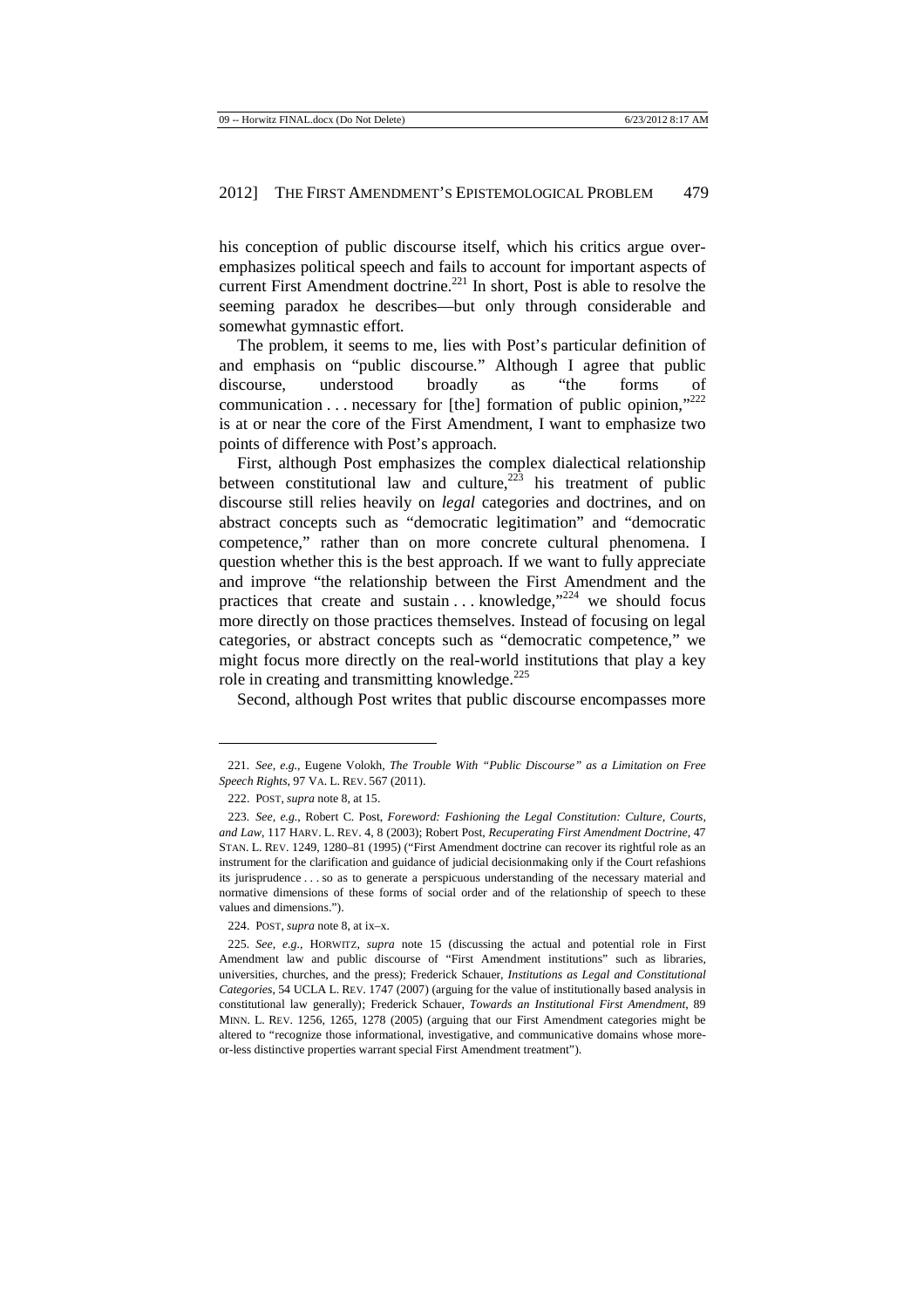his conception of public discourse itself, which his critics argue overemphasizes political speech and fails to account for important aspects of current First Amendment doctrine.[221] In short, Post is able to resolve the seeming paradox he describes—but only through considerable and somewhat gymnastic effort.

The problem, it seems to me, lies with Post's particular definition of and emphasis on "public discourse." Although I agree that public discourse, understood broadly as "the forms of communication . . . necessary for [the] formation of public opinion,"[222] is at or near the core of the First Amendment, I want to emphasize two points of difference with Post's approach.

First, although Post emphasizes the complex dialectical relationship between constitutional law and culture,[223] his treatment of public discourse still relies heavily on *legal* categories and doctrines, and on abstract concepts such as "democratic legitimation" and "democratic competence," rather than on more concrete cultural phenomena. I question whether this is the best approach. If we want to fully appreciate and improve "the relationship between the First Amendment and the practices that create and sustain . . . knowledge,"[224] we should focus more directly on those practices themselves. Instead of focusing on legal categories, or abstract concepts such as "democratic competence," we might focus more directly on the real-world institutions that play a key role in creating and transmitting knowledge.[225]

Second, although Post writes that public discourse encompasses more

---

221. *See, e.g.*, Eugene Volokh, *The Trouble With "Public Discourse" as a Limitation on Free Speech Rights*, 97 VA. L. REV. 567 (2011).

222. POST, *supra* note 8, at 15.

223. *See, e.g.*, Robert C. Post, *Foreword: Fashioning the Legal Constitution: Culture, Courts, and Law*, 117 HARV. L. REV. 4, 8 (2003); Robert Post, *Recuperating First Amendment Doctrine*, 47 STAN. L. REV. 1249, 1280–81 (1995) ("First Amendment doctrine can recover its rightful role as an instrument for the clarification and guidance of judicial decisionmaking only if the Court refashions its jurisprudence . . . so as to generate a perspicuous understanding of the necessary material and normative dimensions of these forms of social order and of the relationship of speech to these values and dimensions.").

224. POST, *supra* note 8, at ix–x.

225. *See, e.g.*, HORWITZ, *supra* note 15 (discussing the actual and potential role in First Amendment law and public discourse of "First Amendment institutions" such as libraries, universities, churches, and the press); Frederick Schauer, *Institutions as Legal and Constitutional Categories*, 54 UCLA L. REV. 1747 (2007) (arguing for the value of institutionally based analysis in constitutional law generally); Frederick Schauer, *Towards an Institutional First Amendment*, 89 MINN. L. REV. 1256, 1265, 1278 (2005) (arguing that our First Amendment categories might be altered to "recognize those informational, investigative, and communicative domains whose more-or-less distinctive properties warrant special First Amendment treatment").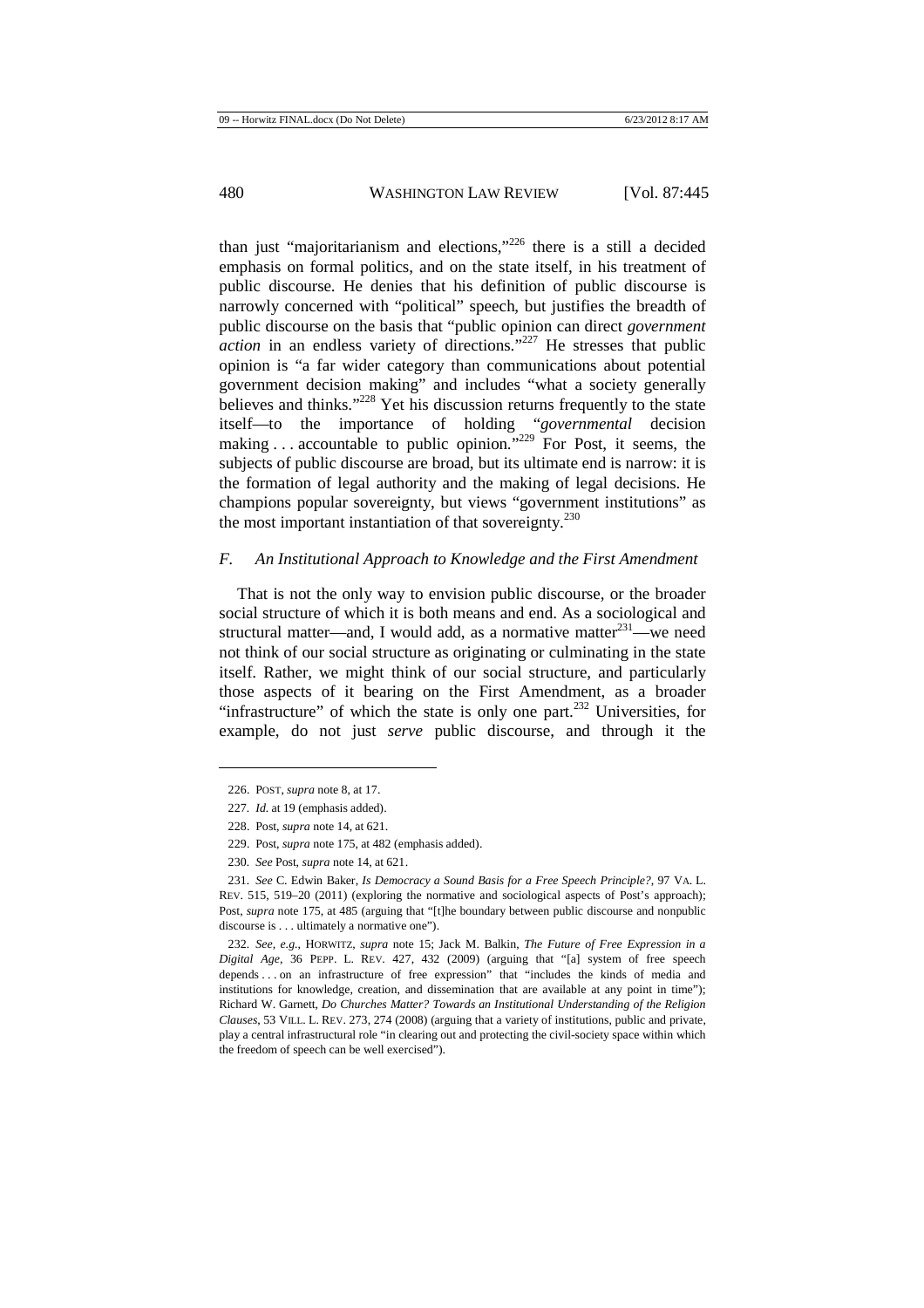than just "majoritarianism and elections,"[226] there is a still a decided emphasis on formal politics, and on the state itself, in his treatment of public discourse. He denies that his definition of public discourse is narrowly concerned with "political" speech, but justifies the breadth of public discourse on the basis that "public opinion can direct *government action* in an endless variety of directions."[227] He stresses that public opinion is "a far wider category than communications about potential government decision making" and includes "what a society generally believes and thinks."[228] Yet his discussion returns frequently to the state itself—to the importance of holding "*governmental* decision making . . . accountable to public opinion."[229] For Post, it seems, the subjects of public discourse are broad, but its ultimate end is narrow: it is the formation of legal authority and the making of legal decisions. He champions popular sovereignty, but views "government institutions" as the most important instantiation of that sovereignty.[230]

### *F. An Institutional Approach to Knowledge and the First Amendment*

That is not the only way to envision public discourse, or the broader social structure of which it is both means and end. As a sociological and structural matter—and, I would add, as a normative matter[231]—we need not think of our social structure as originating or culminating in the state itself. Rather, we might think of our social structure, and particularly those aspects of it bearing on the First Amendment, as a broader "infrastructure" of which the state is only one part.[232] Universities, for example, do not just *serve* public discourse, and through it the

---

226. POST, *supra* note 8, at 17.

227. *Id.* at 19 (emphasis added).

228. Post, *supra* note 14, at 621.

229. Post, *supra* note 175, at 482 (emphasis added).

230. *See* Post, *supra* note 14, at 621.

231. *See* C. Edwin Baker, *Is Democracy a Sound Basis for a Free Speech Principle?*, 97 VA. L. REV. 515, 519–20 (2011) (exploring the normative and sociological aspects of Post's approach); Post, *supra* note 175, at 485 (arguing that "[t]he boundary between public discourse and nonpublic discourse is . . . ultimately a normative one").

232. *See, e.g.*, HORWITZ, *supra* note 15; Jack M. Balkin, *The Future of Free Expression in a Digital Age*, 36 PEPP. L. REV. 427, 432 (2009) (arguing that "[a] system of free speech depends . . . on an infrastructure of free expression" that "includes the kinds of media and institutions for knowledge, creation, and dissemination that are available at any point in time"); Richard W. Garnett, *Do Churches Matter? Towards an Institutional Understanding of the Religion Clauses*, 53 VILL. L. REV. 273, 274 (2008) (arguing that a variety of institutions, public and private, play a central infrastructural role "in clearing out and protecting the civil-society space within which the freedom of speech can be well exercised").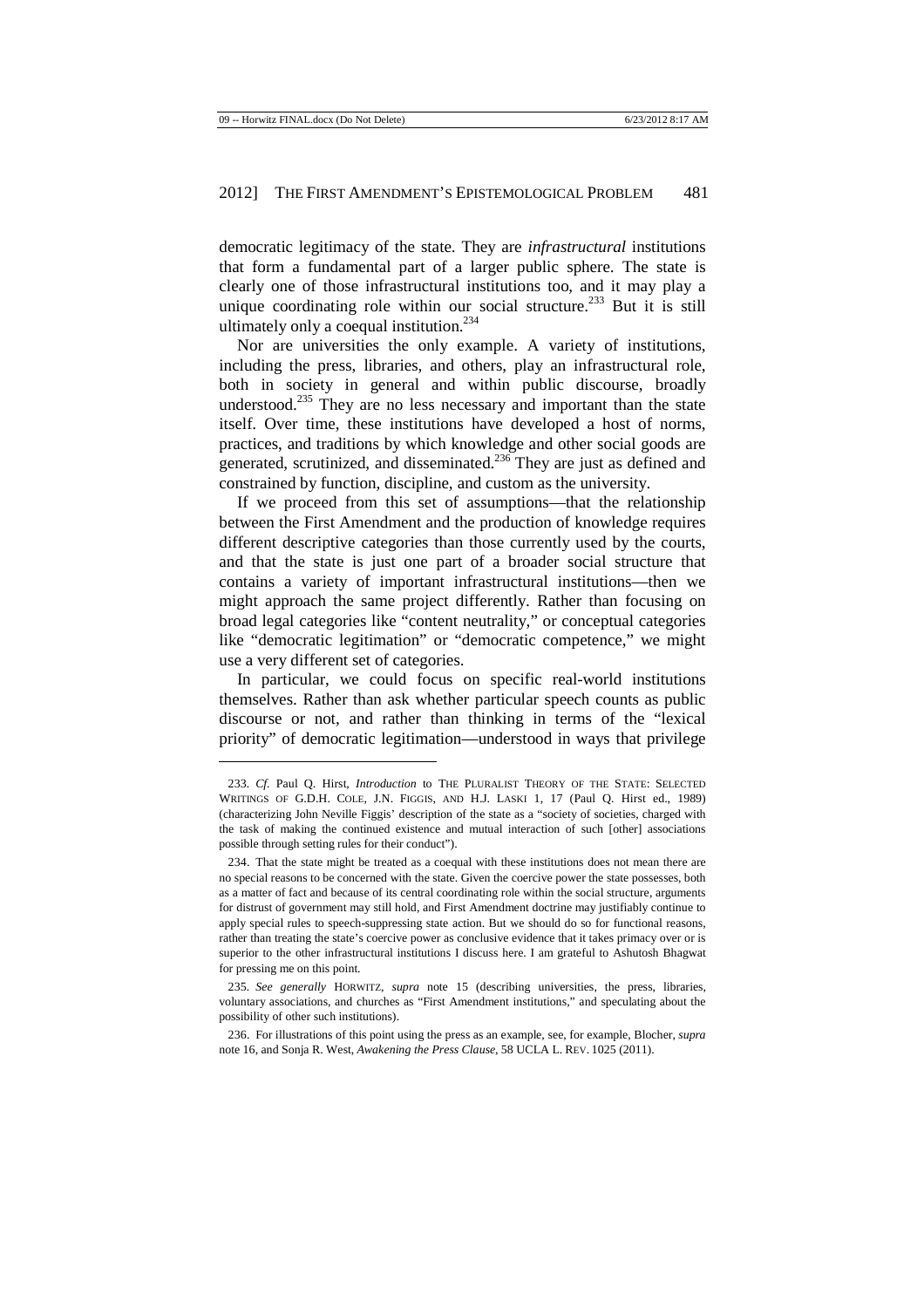democratic legitimacy of the state. They are *infrastructural* institutions that form a fundamental part of a larger public sphere. The state is clearly one of those infrastructural institutions too, and it may play a unique coordinating role within our social structure.[233] But it is still ultimately only a coequal institution.[234]

Nor are universities the only example. A variety of institutions, including the press, libraries, and others, play an infrastructural role, both in society in general and within public discourse, broadly understood.[235] They are no less necessary and important than the state itself. Over time, these institutions have developed a host of norms, practices, and traditions by which knowledge and other social goods are generated, scrutinized, and disseminated.[236] They are just as defined and constrained by function, discipline, and custom as the university.

If we proceed from this set of assumptions—that the relationship between the First Amendment and the production of knowledge requires different descriptive categories than those currently used by the courts, and that the state is just one part of a broader social structure that contains a variety of important infrastructural institutions—then we might approach the same project differently. Rather than focusing on broad legal categories like "content neutrality," or conceptual categories like "democratic legitimation" or "democratic competence," we might use a very different set of categories.

In particular, we could focus on specific real-world institutions themselves. Rather than ask whether particular speech counts as public discourse or not, and rather than thinking in terms of the "lexical priority" of democratic legitimation—understood in ways that privilege

---

233. *Cf.* Paul Q. Hirst, *Introduction* to THE PLURALIST THEORY OF THE STATE: SELECTED WRITINGS OF G.D.H. COLE, J.N. FIGGIS, AND H.J. LASKI 1, 17 (Paul Q. Hirst ed., 1989) (characterizing John Neville Figgis' description of the state as a "society of societies, charged with the task of making the continued existence and mutual interaction of such [other] associations possible through setting rules for their conduct").

234. That the state might be treated as a coequal with these institutions does not mean there are no special reasons to be concerned with the state. Given the coercive power the state possesses, both as a matter of fact and because of its central coordinating role within the social structure, arguments for distrust of government may still hold, and First Amendment doctrine may justifiably continue to apply special rules to speech-suppressing state action. But we should do so for functional reasons, rather than treating the state's coercive power as conclusive evidence that it takes primacy over or is superior to the other infrastructural institutions I discuss here. I am grateful to Ashutosh Bhagwat for pressing me on this point.

235. *See generally* HORWITZ, *supra* note 15 (describing universities, the press, libraries, voluntary associations, and churches as "First Amendment institutions," and speculating about the possibility of other such institutions).

236. For illustrations of this point using the press as an example, see, for example, Blocher, *supra* note 16, and Sonja R. West, *Awakening the Press Clause*, 58 UCLA L. REV. 1025 (2011).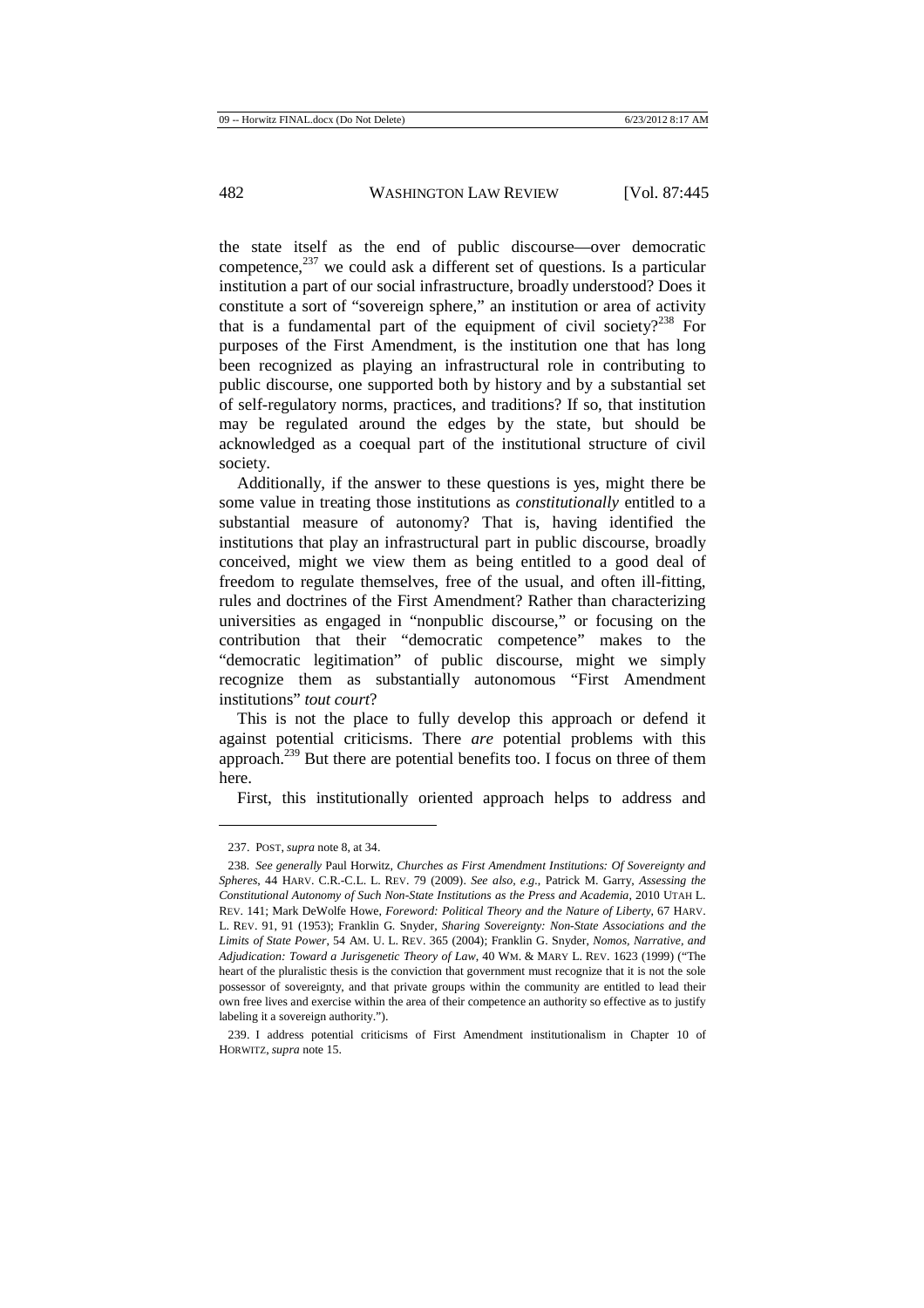the state itself as the end of public discourse—over democratic competence,[237] we could ask a different set of questions. Is a particular institution a part of our social infrastructure, broadly understood? Does it constitute a sort of "sovereign sphere," an institution or area of activity that is a fundamental part of the equipment of civil society?[238] For purposes of the First Amendment, is the institution one that has long been recognized as playing an infrastructural role in contributing to public discourse, one supported both by history and by a substantial set of self-regulatory norms, practices, and traditions? If so, that institution may be regulated around the edges by the state, but should be acknowledged as a coequal part of the institutional structure of civil society.

Additionally, if the answer to these questions is yes, might there be some value in treating those institutions as *constitutionally* entitled to a substantial measure of autonomy? That is, having identified the institutions that play an infrastructural part in public discourse, broadly conceived, might we view them as being entitled to a good deal of freedom to regulate themselves, free of the usual, and often ill-fitting, rules and doctrines of the First Amendment? Rather than characterizing universities as engaged in "nonpublic discourse," or focusing on the contribution that their "democratic competence" makes to the "democratic legitimation" of public discourse, might we simply recognize them as substantially autonomous "First Amendment institutions" *tout court*?

This is not the place to fully develop this approach or defend it against potential criticisms. There *are* potential problems with this approach.[239] But there are potential benefits too. I focus on three of them here.

First, this institutionally oriented approach helps to address and

---

237. POST, *supra* note 8, at 34.

238. *See generally* Paul Horwitz, *Churches as First Amendment Institutions: Of Sovereignty and Spheres*, 44 HARV. C.R.-C.L. L. REV. 79 (2009). *See also, e.g.*, Patrick M. Garry, *Assessing the Constitutional Autonomy of Such Non-State Institutions as the Press and Academia*, 2010 UTAH L. REV. 141; Mark DeWolfe Howe, *Foreword: Political Theory and the Nature of Liberty*, 67 HARV. L. REV. 91, 91 (1953); Franklin G. Snyder, *Sharing Sovereignty: Non-State Associations and the Limits of State Power*, 54 AM. U. L. REV. 365 (2004); Franklin G. Snyder, *Nomos, Narrative, and Adjudication: Toward a Jurisgenetic Theory of Law*, 40 WM. & MARY L. REV. 1623 (1999) ("The heart of the pluralistic thesis is the conviction that government must recognize that it is not the sole possessor of sovereignty, and that private groups within the community are entitled to lead their own free lives and exercise within the area of their competence an authority so effective as to justify labeling it a sovereign authority.").

239. I address potential criticisms of First Amendment institutionalism in Chapter 10 of HORWITZ, *supra* note 15.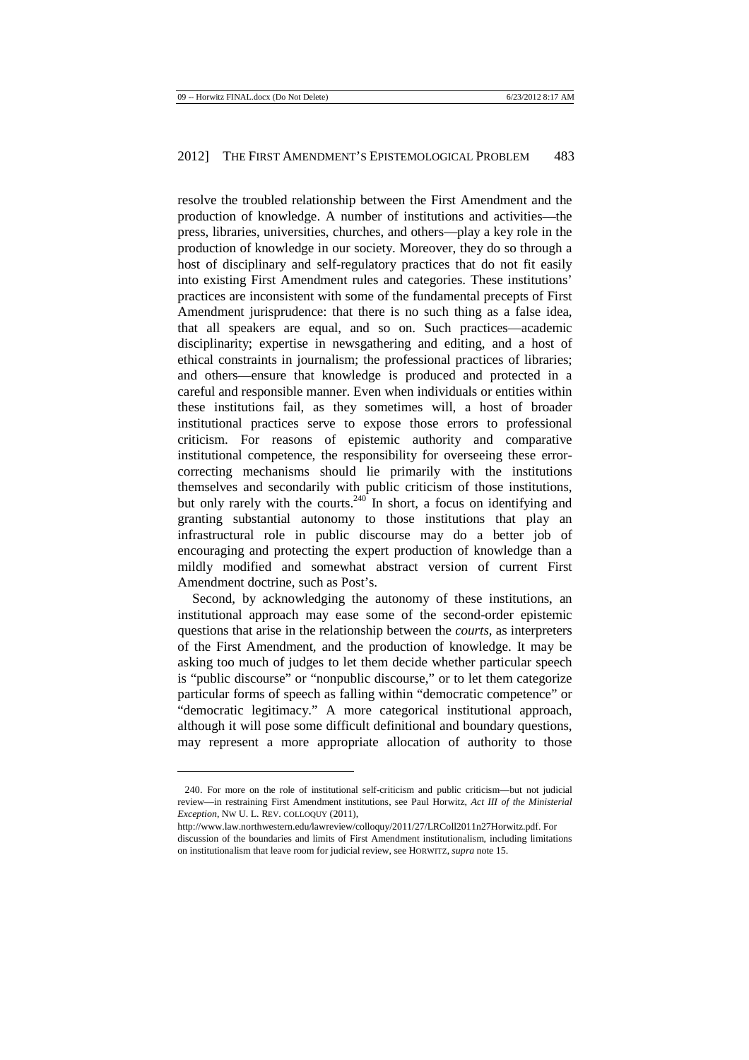resolve the troubled relationship between the First Amendment and the production of knowledge. A number of institutions and activities—the press, libraries, universities, churches, and others—play a key role in the production of knowledge in our society. Moreover, they do so through a host of disciplinary and self-regulatory practices that do not fit easily into existing First Amendment rules and categories. These institutions' practices are inconsistent with some of the fundamental precepts of First Amendment jurisprudence: that there is no such thing as a false idea, that all speakers are equal, and so on. Such practices—academic disciplinarity; expertise in newsgathering and editing, and a host of ethical constraints in journalism; the professional practices of libraries; and others—ensure that knowledge is produced and protected in a careful and responsible manner. Even when individuals or entities within these institutions fail, as they sometimes will, a host of broader institutional practices serve to expose those errors to professional criticism. For reasons of epistemic authority and comparative institutional competence, the responsibility for overseeing these error-correcting mechanisms should lie primarily with the institutions themselves and secondarily with public criticism of those institutions, but only rarely with the courts.[240] In short, a focus on identifying and granting substantial autonomy to those institutions that play an infrastructural role in public discourse may do a better job of encouraging and protecting the expert production of knowledge than a mildly modified and somewhat abstract version of current First Amendment doctrine, such as Post's.

Second, by acknowledging the autonomy of these institutions, an institutional approach may ease some of the second-order epistemic questions that arise in the relationship between the *courts*, as interpreters of the First Amendment, and the production of knowledge. It may be asking too much of judges to let them decide whether particular speech is "public discourse" or "nonpublic discourse," or to let them categorize particular forms of speech as falling within "democratic competence" or "democratic legitimacy." A more categorical institutional approach, although it will pose some difficult definitional and boundary questions, may represent a more appropriate allocation of authority to those

---

240. For more on the role of institutional self-criticism and public criticism—but not judicial review—in restraining First Amendment institutions, see Paul Horwitz, *Act III of the Ministerial Exception*, NW U. L. REV. COLLOQUY (2011), http://www.law.northwestern.edu/lawreview/colloquy/2011/27/LRColl2011n27Horwitz.pdf. For discussion of the boundaries and limits of First Amendment institutionalism, including limitations on institutionalism that leave room for judicial review, see HORWITZ, *supra* note 15.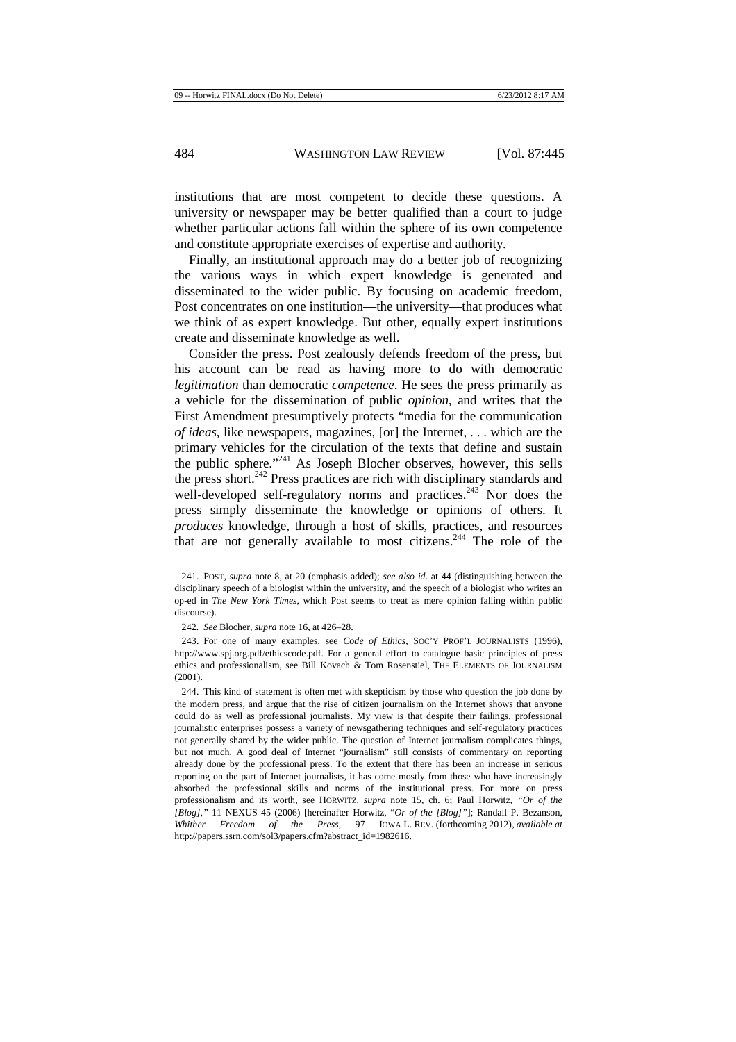institutions that are most competent to decide these questions. A university or newspaper may be better qualified than a court to judge whether particular actions fall within the sphere of its own competence and constitute appropriate exercises of expertise and authority.

Finally, an institutional approach may do a better job of recognizing the various ways in which expert knowledge is generated and disseminated to the wider public. By focusing on academic freedom, Post concentrates on one institution—the university—that produces what we think of as expert knowledge. But other, equally expert institutions create and disseminate knowledge as well.

Consider the press. Post zealously defends freedom of the press, but his account can be read as having more to do with democratic *legitimation* than democratic *competence*. He sees the press primarily as a vehicle for the dissemination of public *opinion*, and writes that the First Amendment presumptively protects "media for the communication *of ideas*, like newspapers, magazines, [or] the Internet, . . . which are the primary vehicles for the circulation of the texts that define and sustain the public sphere."[241] As Joseph Blocher observes, however, this sells the press short.[242] Press practices are rich with disciplinary standards and well-developed self-regulatory norms and practices.[243] Nor does the press simply disseminate the knowledge or opinions of others. It *produces* knowledge, through a host of skills, practices, and resources that are not generally available to most citizens.[244] The role of the

---

241. POST, *supra* note 8, at 20 (emphasis added); *see also id.* at 44 (distinguishing between the disciplinary speech of a biologist within the university, and the speech of a biologist who writes an op-ed in *The New York Times*, which Post seems to treat as mere opinion falling within public discourse).

242. *See* Blocher, *supra* note 16, at 426–28.

243. For one of many examples, see *Code of Ethics*, SOC'Y PROF'L JOURNALISTS (1996), http://www.spj.org.pdf/ethicscode.pdf. For a general effort to catalogue basic principles of press ethics and professionalism, see Bill Kovach & Tom Rosenstiel, THE ELEMENTS OF JOURNALISM (2001).

244. This kind of statement is often met with skepticism by those who question the job done by the modern press, and argue that the rise of citizen journalism on the Internet shows that anyone could do as well as professional journalists. My view is that despite their failings, professional journalistic enterprises possess a variety of newsgathering techniques and self-regulatory practices not generally shared by the wider public. The question of Internet journalism complicates things, but not much. A good deal of Internet "journalism" still consists of commentary on reporting already done by the professional press. To the extent that there has been an increase in serious reporting on the part of Internet journalists, it has come mostly from those who have increasingly absorbed the professional skills and norms of the institutional press. For more on press professionalism and its worth, see HORWITZ, *supra* note 15, ch. 6; Paul Horwitz, *"Or of the [Blog],"* 11 NEXUS 45 (2006) [hereinafter Horwitz, "*Or of the [Blog]*"]; Randall P. Bezanson, *Whither Freedom of the Press*, 97 IOWA L. REV. (forthcoming 2012), *available at* http://papers.ssrn.com/sol3/papers.cfm?abstract_id=1982616.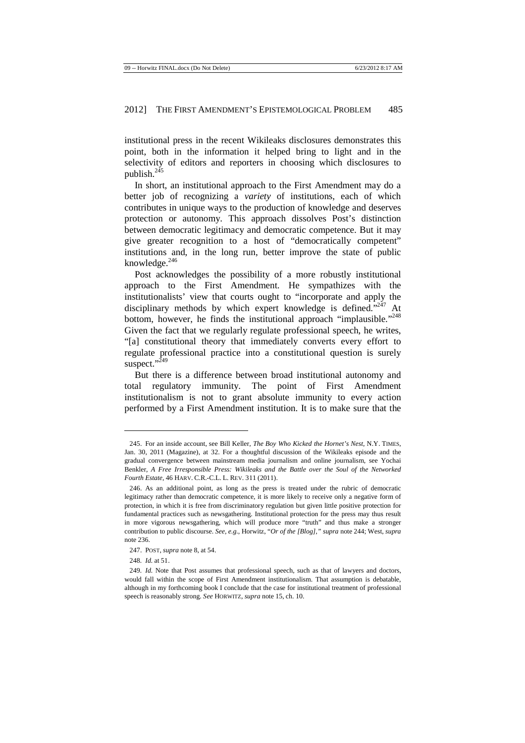institutional press in the recent Wikileaks disclosures demonstrates this point, both in the information it helped bring to light and in the selectivity of editors and reporters in choosing which disclosures to publish.[245]

In short, an institutional approach to the First Amendment may do a better job of recognizing a *variety* of institutions, each of which contributes in unique ways to the production of knowledge and deserves protection or autonomy. This approach dissolves Post's distinction between democratic legitimacy and democratic competence. But it may give greater recognition to a host of "democratically competent" institutions and, in the long run, better improve the state of public knowledge.[246]

Post acknowledges the possibility of a more robustly institutional approach to the First Amendment. He sympathizes with the institutionalists' view that courts ought to "incorporate and apply the disciplinary methods by which expert knowledge is defined."[247] At bottom, however, he finds the institutional approach "implausible."[248] Given the fact that we regularly regulate professional speech, he writes, "[a] constitutional theory that immediately converts every effort to regulate professional practice into a constitutional question is surely suspect."[249]

But there is a difference between broad institutional autonomy and total regulatory immunity. The point of First Amendment institutionalism is not to grant absolute immunity to every action performed by a First Amendment institution. It is to make sure that the

---

245. For an inside account, see Bill Keller, *The Boy Who Kicked the Hornet's Nest*, N.Y. TIMES, Jan. 30, 2011 (Magazine), at 32. For a thoughtful discussion of the Wikileaks episode and the gradual convergence between mainstream media journalism and online journalism, see Yochai Benkler, *A Free Irresponsible Press: Wikileaks and the Battle over the Soul of the Networked Fourth Estate*, 46 HARV. C.R.-C.L. L. REV. 311 (2011).

246. As an additional point, as long as the press is treated under the rubric of democratic legitimacy rather than democratic competence, it is more likely to receive only a negative form of protection, in which it is free from discriminatory regulation but given little positive protection for fundamental practices such as newsgathering. Institutional protection for the press may thus result in more vigorous newsgathering, which will produce more "truth" and thus make a stronger contribution to public discourse. *See, e.g.*, Horwitz, "*Or of the [Blog]*," *supra* note 244; West, *supra* note 236.

247. POST, *supra* note 8, at 54.

248. *Id.* at 51.

249. *Id.* Note that Post assumes that professional speech, such as that of lawyers and doctors, would fall within the scope of First Amendment institutionalism. That assumption is debatable, although in my forthcoming book I conclude that the case for institutional treatment of professional speech is reasonably strong. *See* HORWITZ, *supra* note 15, ch. 10.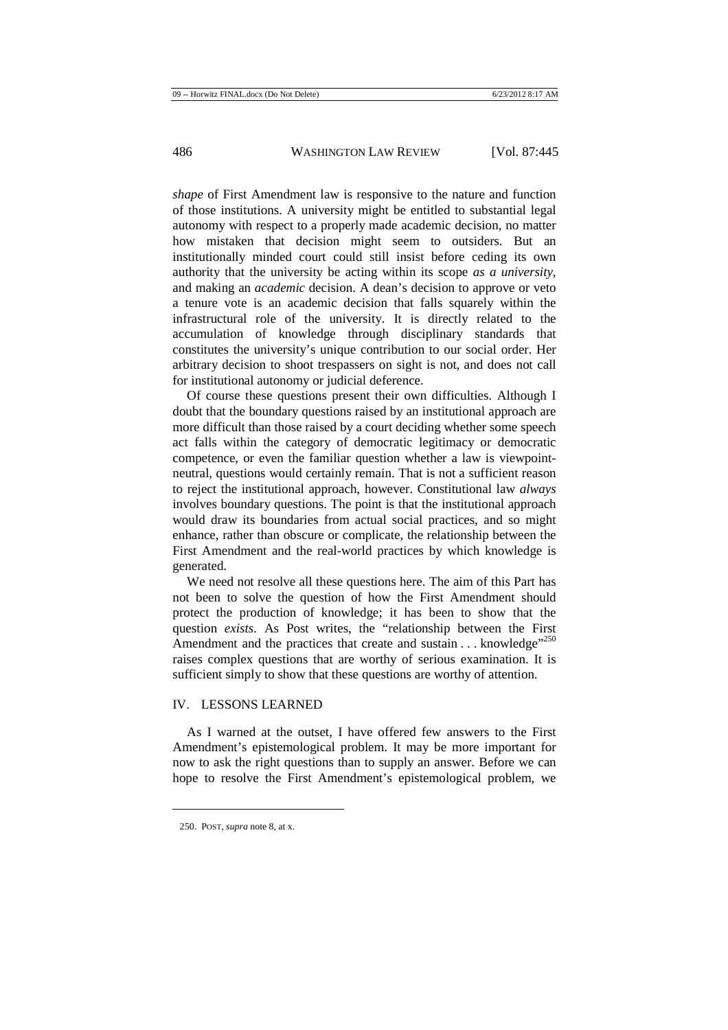*shape* of First Amendment law is responsive to the nature and function of those institutions. A university might be entitled to substantial legal autonomy with respect to a properly made academic decision, no matter how mistaken that decision might seem to outsiders. But an institutionally minded court could still insist before ceding its own authority that the university be acting within its scope *as a university*, and making an *academic* decision. A dean's decision to approve or veto a tenure vote is an academic decision that falls squarely within the infrastructural role of the university. It is directly related to the accumulation of knowledge through disciplinary standards that constitutes the university's unique contribution to our social order. Her arbitrary decision to shoot trespassers on sight is not, and does not call for institutional autonomy or judicial deference.

Of course these questions present their own difficulties. Although I doubt that the boundary questions raised by an institutional approach are more difficult than those raised by a court deciding whether some speech act falls within the category of democratic legitimacy or democratic competence, or even the familiar question whether a law is viewpoint-neutral, questions would certainly remain. That is not a sufficient reason to reject the institutional approach, however. Constitutional law *always* involves boundary questions. The point is that the institutional approach would draw its boundaries from actual social practices, and so might enhance, rather than obscure or complicate, the relationship between the First Amendment and the real-world practices by which knowledge is generated.

We need not resolve all these questions here. The aim of this Part has not been to solve the question of how the First Amendment should protect the production of knowledge; it has been to show that the question *exists*. As Post writes, the "relationship between the First Amendment and the practices that create and sustain . . . knowledge"[250] raises complex questions that are worthy of serious examination. It is sufficient simply to show that these questions are worthy of attention.

## IV. LESSONS LEARNED

As I warned at the outset, I have offered few answers to the First Amendment's epistemological problem. It may be more important for now to ask the right questions than to supply an answer. Before we can hope to resolve the First Amendment's epistemological problem, we

---

250. POST, *supra* note 8, at x.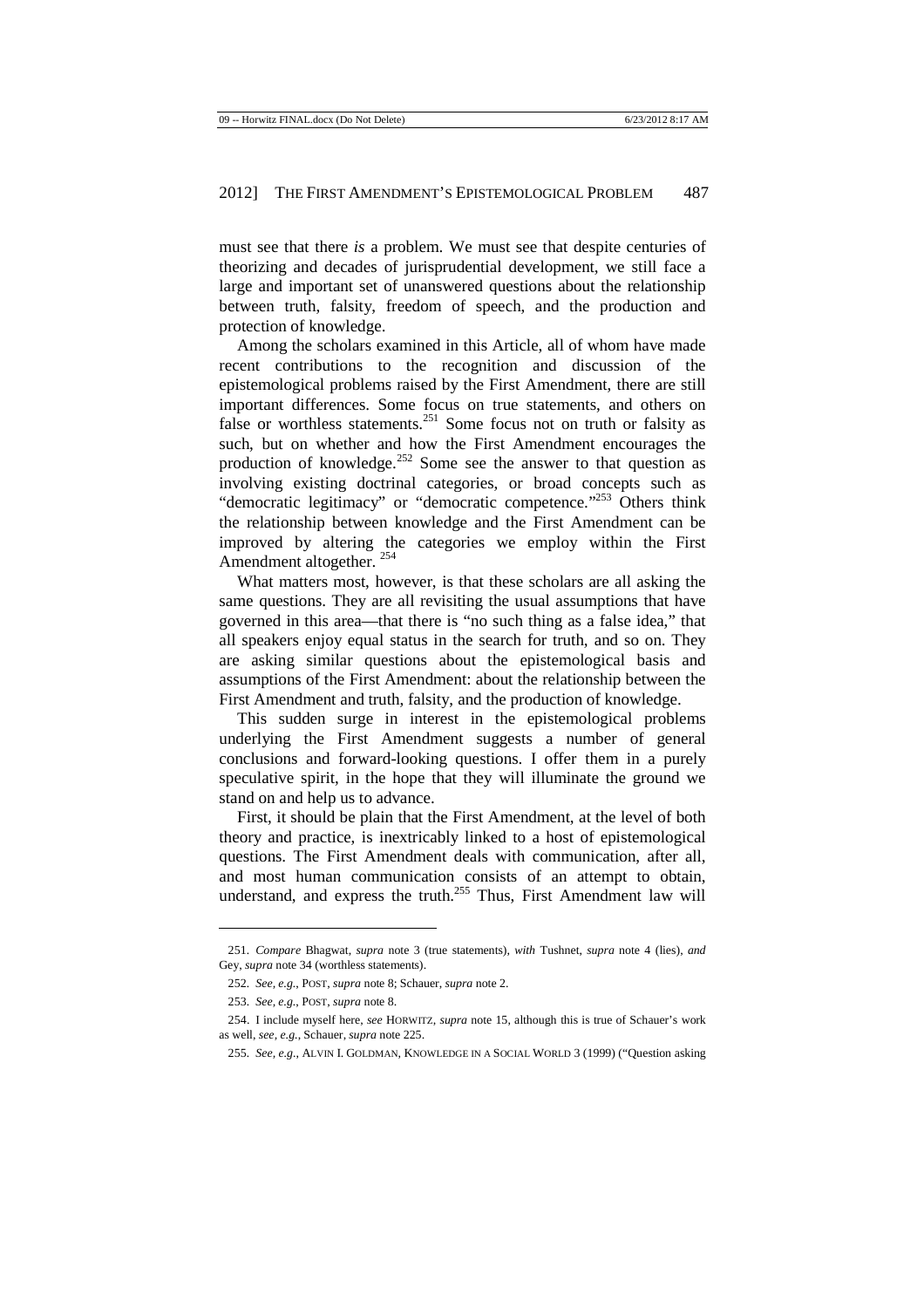must see that there *is* a problem. We must see that despite centuries of theorizing and decades of jurisprudential development, we still face a large and important set of unanswered questions about the relationship between truth, falsity, freedom of speech, and the production and protection of knowledge.

Among the scholars examined in this Article, all of whom have made recent contributions to the recognition and discussion of the epistemological problems raised by the First Amendment, there are still important differences. Some focus on true statements, and others on false or worthless statements.[251] Some focus not on truth or falsity as such, but on whether and how the First Amendment encourages the production of knowledge.[252] Some see the answer to that question as involving existing doctrinal categories, or broad concepts such as "democratic legitimacy" or "democratic competence."[253] Others think the relationship between knowledge and the First Amendment can be improved by altering the categories we employ within the First Amendment altogether.[254]

What matters most, however, is that these scholars are all asking the same questions. They are all revisiting the usual assumptions that have governed in this area—that there is "no such thing as a false idea," that all speakers enjoy equal status in the search for truth, and so on. They are asking similar questions about the epistemological basis and assumptions of the First Amendment: about the relationship between the First Amendment and truth, falsity, and the production of knowledge.

This sudden surge in interest in the epistemological problems underlying the First Amendment suggests a number of general conclusions and forward-looking questions. I offer them in a purely speculative spirit, in the hope that they will illuminate the ground we stand on and help us to advance.

First, it should be plain that the First Amendment, at the level of both theory and practice, is inextricably linked to a host of epistemological questions. The First Amendment deals with communication, after all, and most human communication consists of an attempt to obtain, understand, and express the truth.[255] Thus, First Amendment law will

---

251. *Compare* Bhagwat, *supra* note 3 (true statements), *with* Tushnet, *supra* note 4 (lies), *and* Gey, *supra* note 34 (worthless statements).

252. *See, e.g.*, POST, *supra* note 8; Schauer, *supra* note 2.

253. *See, e.g.*, POST, *supra* note 8.

254. I include myself here, *see* HORWITZ, *supra* note 15, although this is true of Schauer's work as well, *see, e.g.*, Schauer, *supra* note 225.

255. *See, e.g.*, ALVIN I. GOLDMAN, KNOWLEDGE IN A SOCIAL WORLD 3 (1999) ("Question asking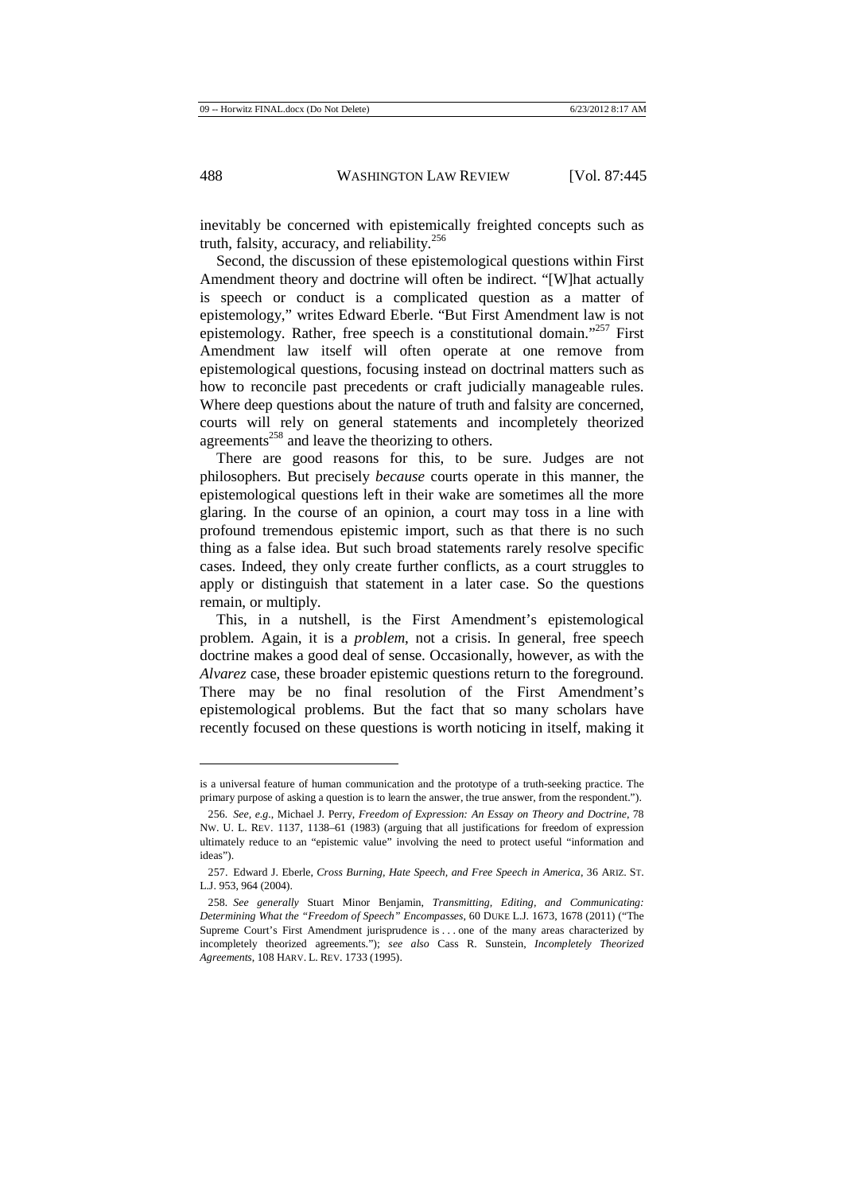inevitably be concerned with epistemically freighted concepts such as truth, falsity, accuracy, and reliability.[256]

Second, the discussion of these epistemological questions within First Amendment theory and doctrine will often be indirect. "[W]hat actually is speech or conduct is a complicated question as a matter of epistemology," writes Edward Eberle. "But First Amendment law is not epistemology. Rather, free speech is a constitutional domain."[257] First Amendment law itself will often operate at one remove from epistemological questions, focusing instead on doctrinal matters such as how to reconcile past precedents or craft judicially manageable rules. Where deep questions about the nature of truth and falsity are concerned, courts will rely on general statements and incompletely theorized agreements[258] and leave the theorizing to others.

There are good reasons for this, to be sure. Judges are not philosophers. But precisely *because* courts operate in this manner, the epistemological questions left in their wake are sometimes all the more glaring. In the course of an opinion, a court may toss in a line with profound tremendous epistemic import, such as that there is no such thing as a false idea. But such broad statements rarely resolve specific cases. Indeed, they only create further conflicts, as a court struggles to apply or distinguish that statement in a later case. So the questions remain, or multiply.

This, in a nutshell, is the First Amendment's epistemological problem. Again, it is a *problem*, not a crisis. In general, free speech doctrine makes a good deal of sense. Occasionally, however, as with the *Alvarez* case, these broader epistemic questions return to the foreground. There may be no final resolution of the First Amendment's epistemological problems. But the fact that so many scholars have recently focused on these questions is worth noticing in itself, making it

---

is a universal feature of human communication and the prototype of a truth-seeking practice. The primary purpose of asking a question is to learn the answer, the true answer, from the respondent.").

256. *See, e.g.*, Michael J. Perry, *Freedom of Expression: An Essay on Theory and Doctrine*, 78 NW. U. L. REV. 1137, 1138–61 (1983) (arguing that all justifications for freedom of expression ultimately reduce to an "epistemic value" involving the need to protect useful "information and ideas").

257. Edward J. Eberle, *Cross Burning, Hate Speech, and Free Speech in America*, 36 ARIZ. ST. L.J. 953, 964 (2004).

258. *See generally* Stuart Minor Benjamin, *Transmitting, Editing, and Communicating: Determining What the "Freedom of Speech" Encompasses*, 60 DUKE L.J. 1673, 1678 (2011) ("The Supreme Court's First Amendment jurisprudence is . . . one of the many areas characterized by incompletely theorized agreements."); *see also* Cass R. Sunstein, *Incompletely Theorized Agreements*, 108 HARV. L. REV. 1733 (1995).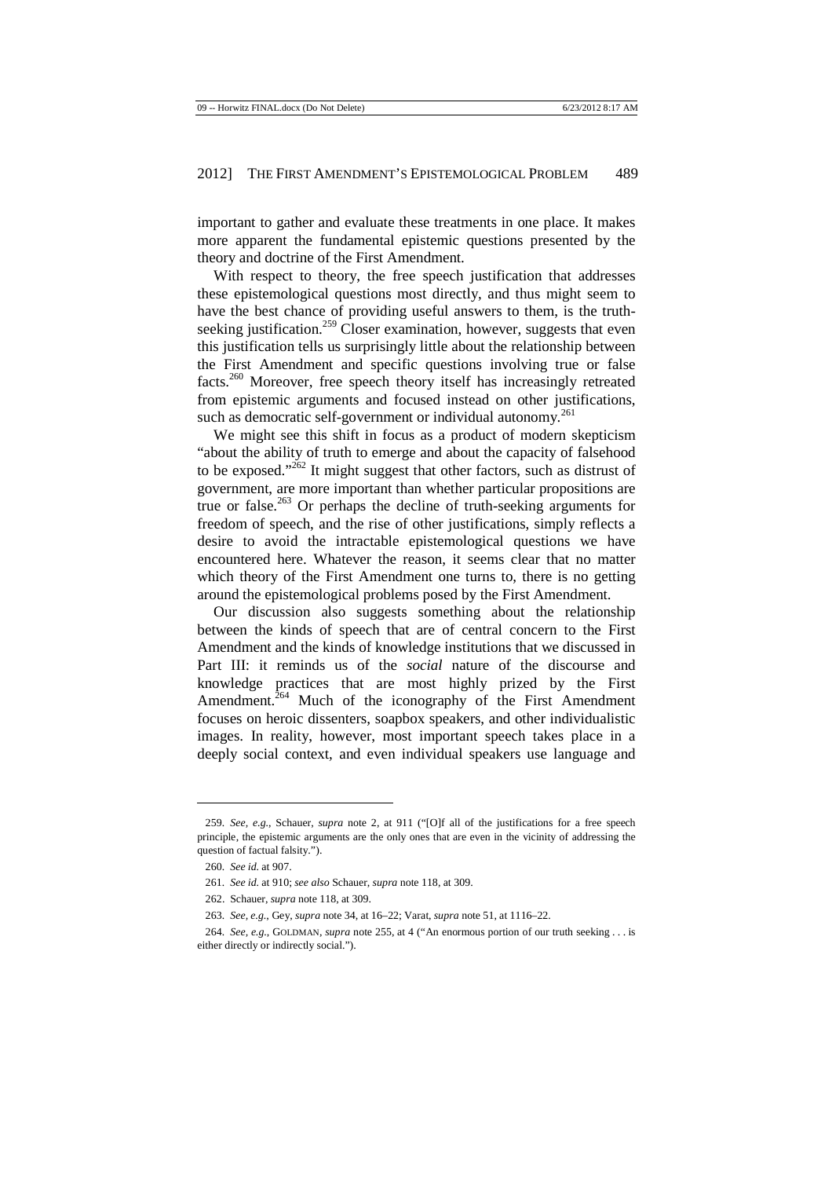important to gather and evaluate these treatments in one place. It makes more apparent the fundamental epistemic questions presented by the theory and doctrine of the First Amendment.

With respect to theory, the free speech justification that addresses these epistemological questions most directly, and thus might seem to have the best chance of providing useful answers to them, is the truth-seeking justification.[259] Closer examination, however, suggests that even this justification tells us surprisingly little about the relationship between the First Amendment and specific questions involving true or false facts.[260] Moreover, free speech theory itself has increasingly retreated from epistemic arguments and focused instead on other justifications, such as democratic self-government or individual autonomy.[261]

We might see this shift in focus as a product of modern skepticism "about the ability of truth to emerge and about the capacity of falsehood to be exposed."[262] It might suggest that other factors, such as distrust of government, are more important than whether particular propositions are true or false.[263] Or perhaps the decline of truth-seeking arguments for freedom of speech, and the rise of other justifications, simply reflects a desire to avoid the intractable epistemological questions we have encountered here. Whatever the reason, it seems clear that no matter which theory of the First Amendment one turns to, there is no getting around the epistemological problems posed by the First Amendment.

Our discussion also suggests something about the relationship between the kinds of speech that are of central concern to the First Amendment and the kinds of knowledge institutions that we discussed in Part III: it reminds us of the *social* nature of the discourse and knowledge practices that are most highly prized by the First Amendment.[264] Much of the iconography of the First Amendment focuses on heroic dissenters, soapbox speakers, and other individualistic images. In reality, however, most important speech takes place in a deeply social context, and even individual speakers use language and

---

259. *See, e.g.*, Schauer, *supra* note 2, at 911 ("[O]f all of the justifications for a free speech principle, the epistemic arguments are the only ones that are even in the vicinity of addressing the question of factual falsity.").

260. *See id.* at 907.

261. *See id.* at 910; *see also* Schauer, *supra* note 118, at 309.

262. Schauer, *supra* note 118, at 309.

263. *See, e.g.*, Gey, *supra* note 34, at 16–22; Varat, *supra* note 51, at 1116–22.

264. *See, e.g.*, GOLDMAN, *supra* note 255, at 4 ("An enormous portion of our truth seeking . . . is either directly or indirectly social.").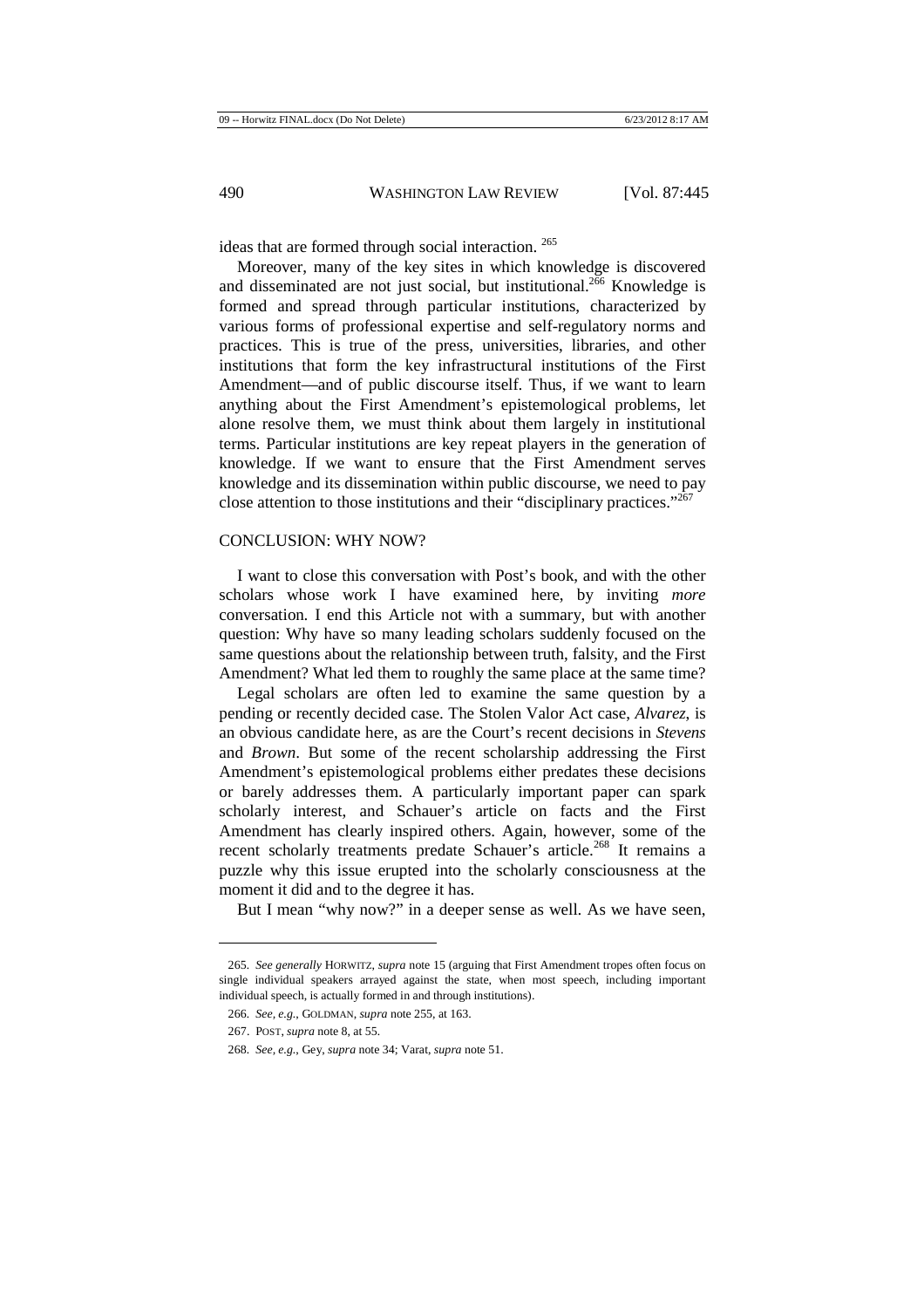ideas that are formed through social interaction. [265]

Moreover, many of the key sites in which knowledge is discovered and disseminated are not just social, but institutional.[266] Knowledge is formed and spread through particular institutions, characterized by various forms of professional expertise and self-regulatory norms and practices. This is true of the press, universities, libraries, and other institutions that form the key infrastructural institutions of the First Amendment—and of public discourse itself. Thus, if we want to learn anything about the First Amendment's epistemological problems, let alone resolve them, we must think about them largely in institutional terms. Particular institutions are key repeat players in the generation of knowledge. If we want to ensure that the First Amendment serves knowledge and its dissemination within public discourse, we need to pay close attention to those institutions and their "disciplinary practices."[267]

## CONCLUSION: WHY NOW?

I want to close this conversation with Post's book, and with the other scholars whose work I have examined here, by inviting *more* conversation. I end this Article not with a summary, but with another question: Why have so many leading scholars suddenly focused on the same questions about the relationship between truth, falsity, and the First Amendment? What led them to roughly the same place at the same time?

Legal scholars are often led to examine the same question by a pending or recently decided case. The Stolen Valor Act case, *Alvarez*, is an obvious candidate here, as are the Court's recent decisions in *Stevens* and *Brown*. But some of the recent scholarship addressing the First Amendment's epistemological problems either predates these decisions or barely addresses them. A particularly important paper can spark scholarly interest, and Schauer's article on facts and the First Amendment has clearly inspired others. Again, however, some of the recent scholarly treatments predate Schauer's article.[268] It remains a puzzle why this issue erupted into the scholarly consciousness at the moment it did and to the degree it has.

But I mean "why now?" in a deeper sense as well. As we have seen,

---

265. *See generally* HORWITZ, *supra* note 15 (arguing that First Amendment tropes often focus on single individual speakers arrayed against the state, when most speech, including important individual speech, is actually formed in and through institutions).

266. *See, e.g.*, GOLDMAN, *supra* note 255, at 163.

267. POST, *supra* note 8, at 55.

268. *See, e.g.*, Gey, *supra* note 34; Varat, *supra* note 51.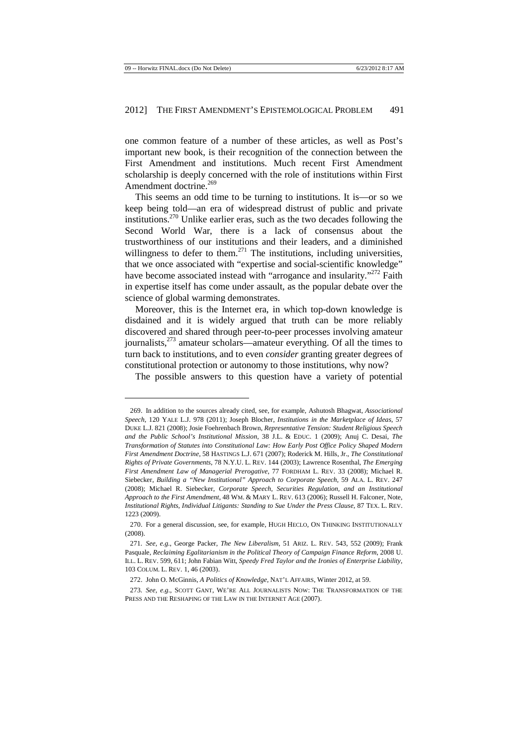one common feature of a number of these articles, as well as Post's important new book, is their recognition of the connection between the First Amendment and institutions. Much recent First Amendment scholarship is deeply concerned with the role of institutions within First Amendment doctrine.[269]

This seems an odd time to be turning to institutions. It is—or so we keep being told—an era of widespread distrust of public and private institutions.[270] Unlike earlier eras, such as the two decades following the Second World War, there is a lack of consensus about the trustworthiness of our institutions and their leaders, and a diminished willingness to defer to them.[271] The institutions, including universities, that we once associated with "expertise and social-scientific knowledge" have become associated instead with "arrogance and insularity."[272] Faith in expertise itself has come under assault, as the popular debate over the science of global warming demonstrates.

Moreover, this is the Internet era, in which top-down knowledge is disdained and it is widely argued that truth can be more reliably discovered and shared through peer-to-peer processes involving amateur journalists,[273] amateur scholars—amateur everything. Of all the times to turn back to institutions, and to even *consider* granting greater degrees of constitutional protection or autonomy to those institutions, why now?

The possible answers to this question have a variety of potential

---

269. In addition to the sources already cited, see, for example, Ashutosh Bhagwat, *Associational Speech*, 120 YALE L.J. 978 (2011); Joseph Blocher, *Institutions in the Marketplace of Ideas*, 57 DUKE L.J. 821 (2008); Josie Foehrenbach Brown, *Representative Tension: Student Religious Speech and the Public School's Institutional Mission*, 38 J.L. & EDUC. 1 (2009); Anuj C. Desai, *The Transformation of Statutes into Constitutional Law: How Early Post Office Policy Shaped Modern First Amendment Doctrine*, 58 HASTINGS L.J. 671 (2007); Roderick M. Hills, Jr., *The Constitutional Rights of Private Governments*, 78 N.Y.U. L. REV. 144 (2003); Lawrence Rosenthal, *The Emerging First Amendment Law of Managerial Prerogative*, 77 FORDHAM L. REV. 33 (2008); Michael R. Siebecker, *Building a "New Institutional" Approach to Corporate Speech*, 59 ALA. L. REV. 247 (2008); Michael R. Siebecker, *Corporate Speech, Securities Regulation, and an Institutional Approach to the First Amendment*, 48 WM. & MARY L. REV. 613 (2006); Russell H. Falconer, Note, *Institutional Rights, Individual Litigants: Standing to Sue Under the Press Clause*, 87 TEX. L. REV. 1223 (2009).

270. For a general discussion, see, for example, HUGH HECLO, ON THINKING INSTITUTIONALLY (2008).

271. *See, e.g.*, George Packer, *The New Liberalism*, 51 ARIZ. L. REV. 543, 552 (2009); Frank Pasquale, *Reclaiming Egalitarianism in the Political Theory of Campaign Finance Reform*, 2008 U. ILL. L. REV. 599, 611; John Fabian Witt, *Speedy Fred Taylor and the Ironies of Enterprise Liability*, 103 COLUM. L. REV. 1, 46 (2003).

272. John O. McGinnis, *A Politics of Knowledge*, NAT'L AFFAIRS, Winter 2012, at 59.

273. *See, e.g.*, SCOTT GANT, WE'RE ALL JOURNALISTS NOW: THE TRANSFORMATION OF THE PRESS AND THE RESHAPING OF THE LAW IN THE INTERNET AGE (2007).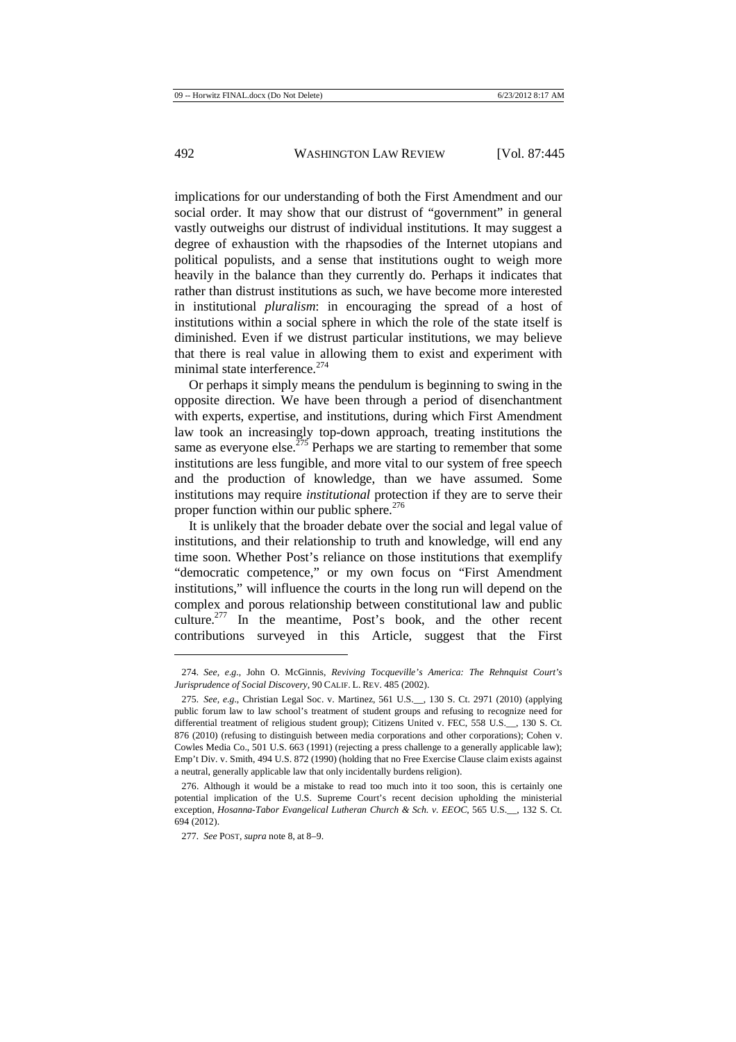implications for our understanding of both the First Amendment and our social order. It may show that our distrust of "government" in general vastly outweighs our distrust of individual institutions. It may suggest a degree of exhaustion with the rhapsodies of the Internet utopians and political populists, and a sense that institutions ought to weigh more heavily in the balance than they currently do. Perhaps it indicates that rather than distrust institutions as such, we have become more interested in institutional *pluralism*: in encouraging the spread of a host of institutions within a social sphere in which the role of the state itself is diminished. Even if we distrust particular institutions, we may believe that there is real value in allowing them to exist and experiment with minimal state interference.[274]

Or perhaps it simply means the pendulum is beginning to swing in the opposite direction. We have been through a period of disenchantment with experts, expertise, and institutions, during which First Amendment law took an increasingly top-down approach, treating institutions the same as everyone else.[275] Perhaps we are starting to remember that some institutions are less fungible, and more vital to our system of free speech and the production of knowledge, than we have assumed. Some institutions may require *institutional* protection if they are to serve their proper function within our public sphere.[276]

It is unlikely that the broader debate over the social and legal value of institutions, and their relationship to truth and knowledge, will end any time soon. Whether Post's reliance on those institutions that exemplify "democratic competence," or my own focus on "First Amendment institutions," will influence the courts in the long run will depend on the complex and porous relationship between constitutional law and public culture.[277] In the meantime, Post's book, and the other recent contributions surveyed in this Article, suggest that the First

---

274. *See, e.g.*, John O. McGinnis, *Reviving Tocqueville's America: The Rehnquist Court's Jurisprudence of Social Discovery*, 90 CALIF. L. REV. 485 (2002).

275. *See, e.g.*, Christian Legal Soc. v. Martinez, 561 U.S.__, 130 S. Ct. 2971 (2010) (applying public forum law to law school's treatment of student groups and refusing to recognize need for differential treatment of religious student group); Citizens United v. FEC, 558 U.S.__, 130 S. Ct. 876 (2010) (refusing to distinguish between media corporations and other corporations); Cohen v. Cowles Media Co., 501 U.S. 663 (1991) (rejecting a press challenge to a generally applicable law); Emp't Div. v. Smith, 494 U.S. 872 (1990) (holding that no Free Exercise Clause claim exists against a neutral, generally applicable law that only incidentally burdens religion).

276. Although it would be a mistake to read too much into it too soon, this is certainly one potential implication of the U.S. Supreme Court's recent decision upholding the ministerial exception, *Hosanna-Tabor Evangelical Lutheran Church & Sch. v. EEOC*, 565 U.S.__, 132 S. Ct. 694 (2012).

277. *See* POST, *supra* note 8, at 8–9.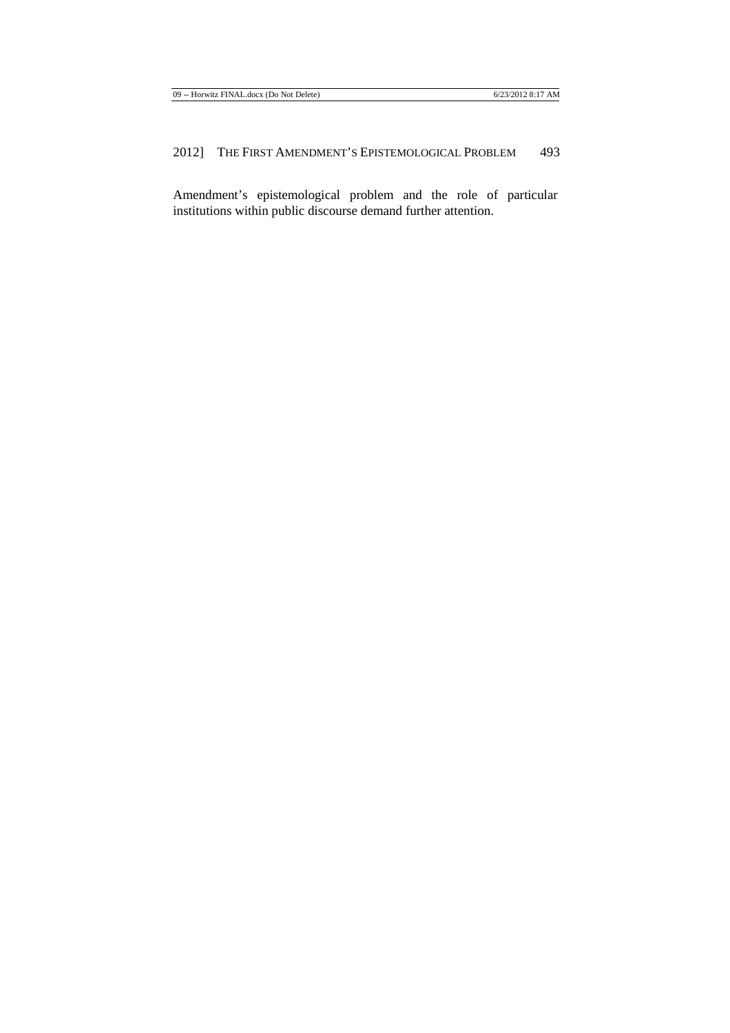Amendment's epistemological problem and the role of particular institutions within public discourse demand further attention.